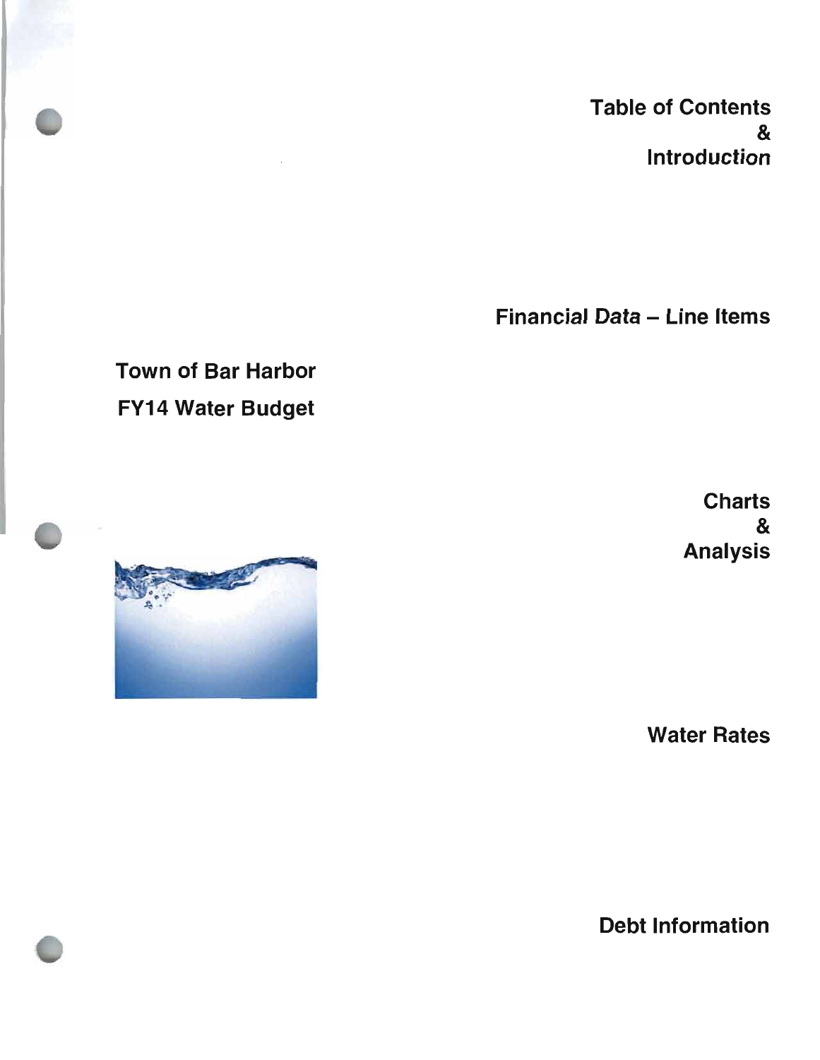# Town of Bar Harbor

# FY14 Water Budget

Table of Contents & Introduction

Financial Data – Line Items

Charts & Analysis

Water Rates

Debt Information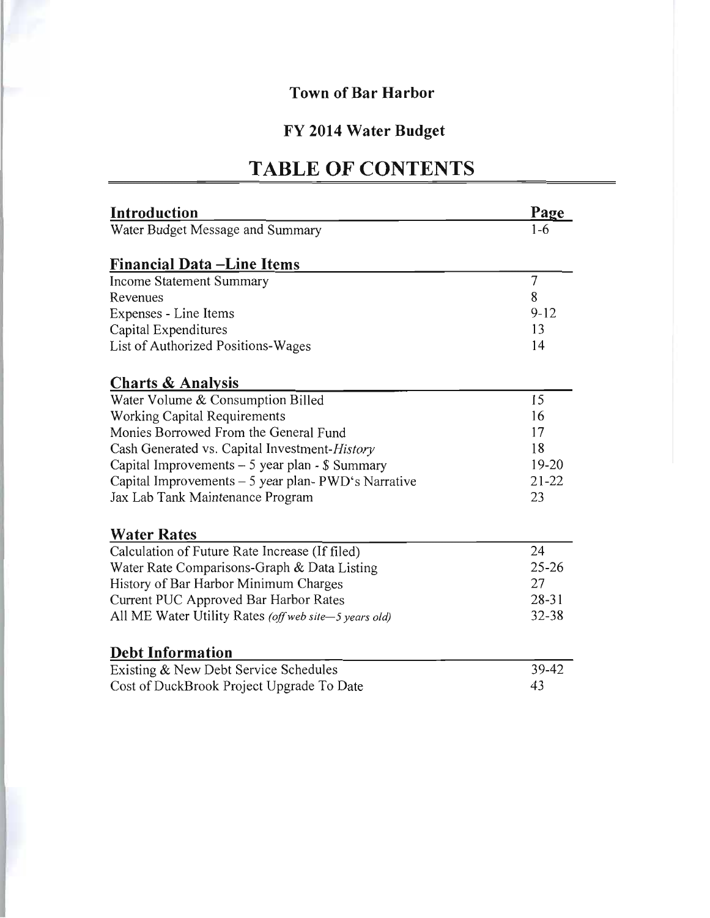**Town of Bar Harbor**

**FY 2014 Water Budget**

# TABLE OF CONTENTS

| **Introduction** | **Page** |
| --- | --- |
| Water Budget Message and Summary | 1-6 |
| **Financial Data –Line Items** | |
| Income Statement Summary | 7 |
| Revenues | 8 |
| Expenses - Line Items | 9-12 |
| Capital Expenditures | 13 |
| List of Authorized Positions-Wages | 14 |
| **Charts & Analysis** | |
| Water Volume & Consumption Billed | 15 |
| Working Capital Requirements | 16 |
| Monies Borrowed From the General Fund | 17 |
| Cash Generated vs. Capital Investment-*History* | 18 |
| Capital Improvements – 5 year plan - $ Summary | 19-20 |
| Capital Improvements – 5 year plan- PWD's Narrative | 21-22 |
| Jax Lab Tank Maintenance Program | 23 |
| **Water Rates** | |
| Calculation of Future Rate Increase (If filed) | 24 |
| Water Rate Comparisons-Graph & Data Listing | 25-26 |
| History of Bar Harbor Minimum Charges | 27 |
| Current PUC Approved Bar Harbor Rates | 28-31 |
| All ME Water Utility Rates *(off web site—5 years old)* | 32-38 |
| **Debt Information** | |
| Existing & New Debt Service Schedules | 39-42 |
| Cost of DuckBrook Project Upgrade To Date | 43 |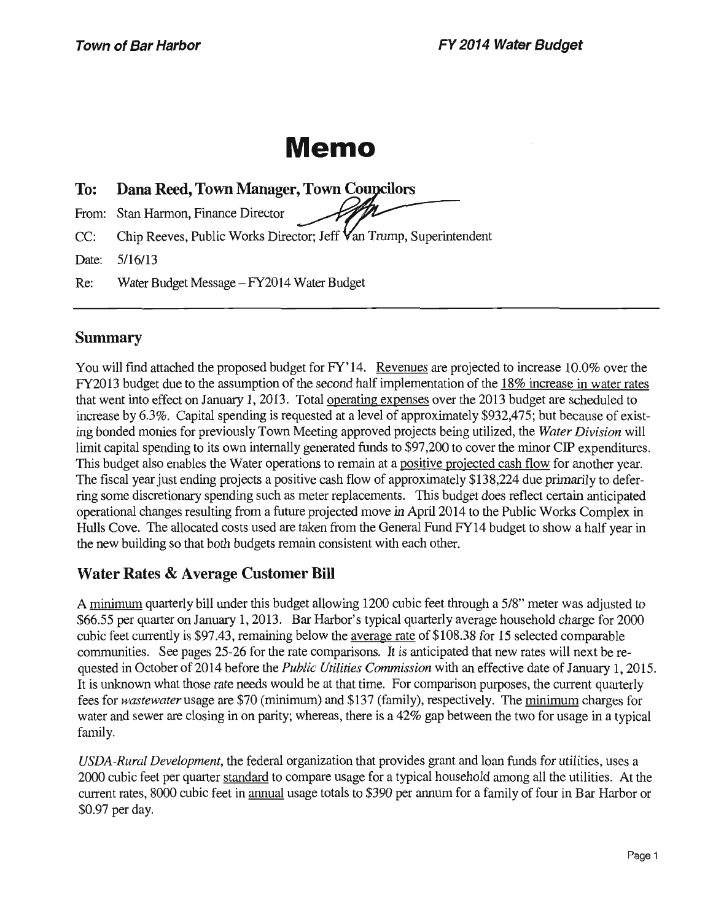# Memo

**To: Dana Reed, Town Manager, Town Councilors**

From: Stan Harmon, Finance Director

CC: Chip Reeves, Public Works Director; Jeff Van Trump, Superintendent

Date: 5/16/13

Re: Water Budget Message – FY2014 Water Budget

## Summary

You will find attached the proposed budget for FY'14. Revenues are projected to increase 10.0% over the FY2013 budget due to the assumption of the second half implementation of the 18% increase in water rates that went into effect on January 1, 2013. Total operating expenses over the 2013 budget are scheduled to increase by 6.3%. Capital spending is requested at a level of approximately $932,475; but because of existing bonded monies for previously Town Meeting approved projects being utilized, the *Water Division* will limit capital spending to its own internally generated funds to $97,200 to cover the minor CIP expenditures. This budget also enables the Water operations to remain at a positive projected cash flow for another year. The fiscal year just ending projects a positive cash flow of approximately $138,224 due primarily to deferring some discretionary spending such as meter replacements. This budget does reflect certain anticipated operational changes resulting from a future projected move in April 2014 to the Public Works Complex in Hulls Cove. The allocated costs used are taken from the General Fund FY14 budget to show a half year in the new building so that both budgets remain consistent with each other.

## Water Rates & Average Customer Bill

A minimum quarterly bill under this budget allowing 1200 cubic feet through a 5/8" meter was adjusted to $66.55 per quarter on January 1, 2013. Bar Harbor's typical quarterly average household charge for 2000 cubic feet currently is $97.43, remaining below the average rate of $108.38 for 15 selected comparable communities. See pages 25-26 for the rate comparisons. It is anticipated that new rates will next be requested in October of 2014 before the *Public Utilities Commission* with an effective date of January 1, 2015. It is unknown what those rate needs would be at that time. For comparison purposes, the current quarterly fees for *wastewater* usage are $70 (minimum) and $137 (family), respectively. The minimum charges for water and sewer are closing in on parity; whereas, there is a 42% gap between the two for usage in a typical family.

*USDA-Rural Development*, the federal organization that provides grant and loan funds for utilities, uses a 2000 cubic feet per quarter standard to compare usage for a typical household among all the utilities. At the current rates, 8000 cubic feet in annual usage totals to $390 per annum for a family of four in Bar Harbor or $0.97 per day.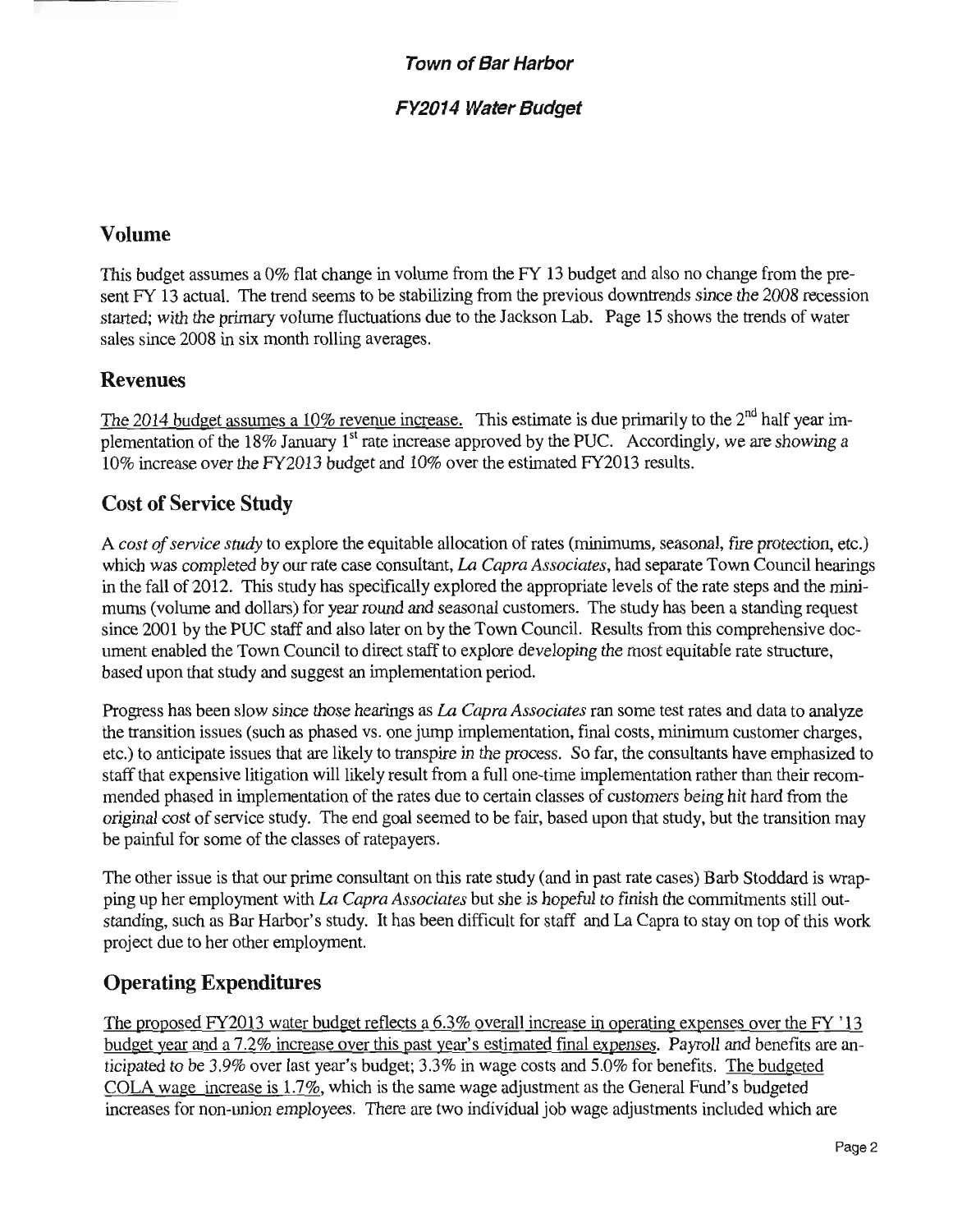**_Town of Bar Harbor_**

**_FY2014 Water Budget_**

## Volume

This budget assumes a 0% flat change in volume from the FY 13 budget and also no change from the present FY 13 actual. The trend seems to be stabilizing from the previous downtrends since the 2008 recession started; with the primary volume fluctuations due to the Jackson Lab. Page 15 shows the trends of water sales since 2008 in six month rolling averages.

## Revenues

The 2014 budget assumes a 10% revenue increase. This estimate is due primarily to the 2nd half year implementation of the 18% January 1st rate increase approved by the PUC. Accordingly, we are showing a 10% increase over the FY2013 budget and 10% over the estimated FY2013 results.

## Cost of Service Study

A *cost of service study* to explore the equitable allocation of rates (minimums, seasonal, fire protection, etc.) which was completed by our rate case consultant, *La Capra Associates*, had separate Town Council hearings in the fall of 2012. This study has specifically explored the appropriate levels of the rate steps and the minimums (volume and dollars) for year round and seasonal customers. The study has been a standing request since 2001 by the PUC staff and also later on by the Town Council. Results from this comprehensive document enabled the Town Council to direct staff to explore developing the most equitable rate structure, based upon that study and suggest an implementation period.

Progress has been slow since those hearings as *La Capra Associates* ran some test rates and data to analyze the transition issues (such as phased vs. one jump implementation, final costs, minimum customer charges, etc.) to anticipate issues that are likely to transpire in the process. So far, the consultants have emphasized to staff that expensive litigation will likely result from a full one-time implementation rather than their recommended phased in implementation of the rates due to certain classes of customers being hit hard from the original cost of service study. The end goal seemed to be fair, based upon that study, but the transition may be painful for some of the classes of ratepayers.

The other issue is that our prime consultant on this rate study (and in past rate cases) Barb Stoddard is wrapping up her employment with *La Capra Associates* but she is hopeful to finish the commitments still outstanding, such as Bar Harbor's study. It has been difficult for staff and La Capra to stay on top of this work project due to her other employment.

## Operating Expenditures

The proposed FY2013 water budget reflects a 6.3% overall increase in operating expenses over the FY '13 budget year and a 7.2% increase over this past year's estimated final expenses. Payroll and benefits are anticipated to be 3.9% over last year's budget; 3.3% in wage costs and 5.0% for benefits. The budgeted COLA wage increase is 1.7%, which is the same wage adjustment as the General Fund's budgeted increases for non-union employees. There are two individual job wage adjustments included which are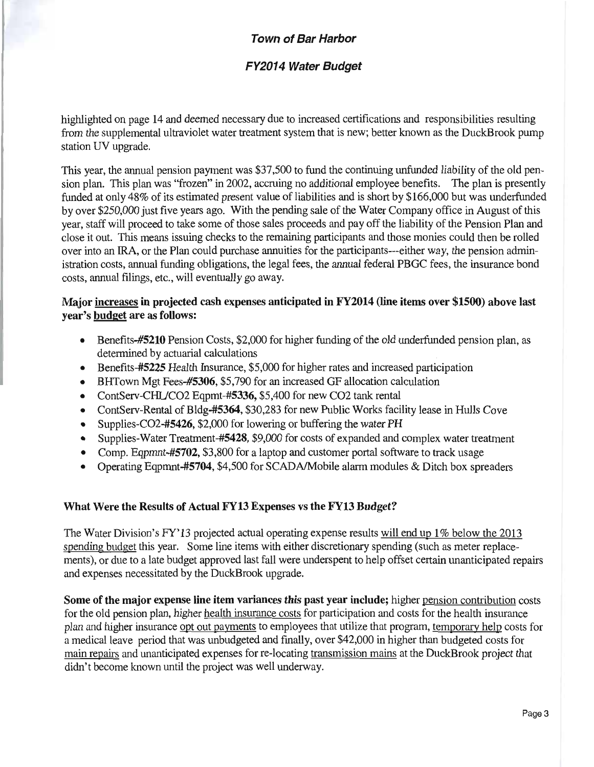highlighted on page 14 and deemed necessary due to increased certifications and responsibilities resulting from the supplemental ultraviolet water treatment system that is new; better known as the DuckBrook pump station UV upgrade.

This year, the annual pension payment was $37,500 to fund the continuing unfunded liability of the old pension plan. This plan was "frozen" in 2002, accruing no additional employee benefits. The plan is presently funded at only 48% of its estimated present value of liabilities and is short by $166,000 but was underfunded by over $250,000 just five years ago. With the pending sale of the Water Company office in August of this year, staff will proceed to take some of those sales proceeds and pay off the liability of the Pension Plan and close it out. This means issuing checks to the remaining participants and those monies could then be rolled over into an IRA, or the Plan could purchase annuities for the participants---either way, the pension administration costs, annual funding obligations, the legal fees, the annual federal PBGC fees, the insurance bond costs, annual filings, etc., will eventually go away.

**Major increases in projected cash expenses anticipated in FY2014 (line items over $1500) above last year's budget are as follows:**

- Benefits-**#5210** Pension Costs, $2,000 for higher funding of the old underfunded pension plan, as determined by actuarial calculations
- Benefits-**#5225** Health Insurance, $5,000 for higher rates and increased participation
- BHTown Mgt Fees-**#5306**, $5,790 for an increased GF allocation calculation
- ContServ-CHL/CO2 Eqpmt-**#5336**, $5,400 for new CO2 tank rental
- ContServ-Rental of Bldg-**#5364**, $30,283 for new Public Works facility lease in Hulls Cove
- Supplies-CO2-**#5426**, $2,000 for lowering or buffering the water PH
- Supplies-Water Treatment-**#5428**, $9,000 for costs of expanded and complex water treatment
- Comp. Eqpmnt-**#5702**, $3,800 for a laptop and customer portal software to track usage
- Operating Eqpmnt-**#5704**, $4,500 for SCADA/Mobile alarm modules & Ditch box spreaders

**What Were the Results of Actual FY13 Expenses vs the FY13 Budget?**

The Water Division's FY'13 projected actual operating expense results will end up 1% below the 2013 spending budget this year. Some line items with either discretionary spending (such as meter replacements), or due to a late budget approved last fall were underspent to help offset certain unanticipated repairs and expenses necessitated by the DuckBrook upgrade.

**Some of the major expense line item variances this past year include;** higher pension contribution costs for the old pension plan, higher health insurance costs for participation and costs for the health insurance plan and higher insurance opt out payments to employees that utilize that program, temporary help costs for a medical leave period that was unbudgeted and finally, over $42,000 in higher than budgeted costs for main repairs and unanticipated expenses for re-locating transmission mains at the DuckBrook project that didn't become known until the project was well underway.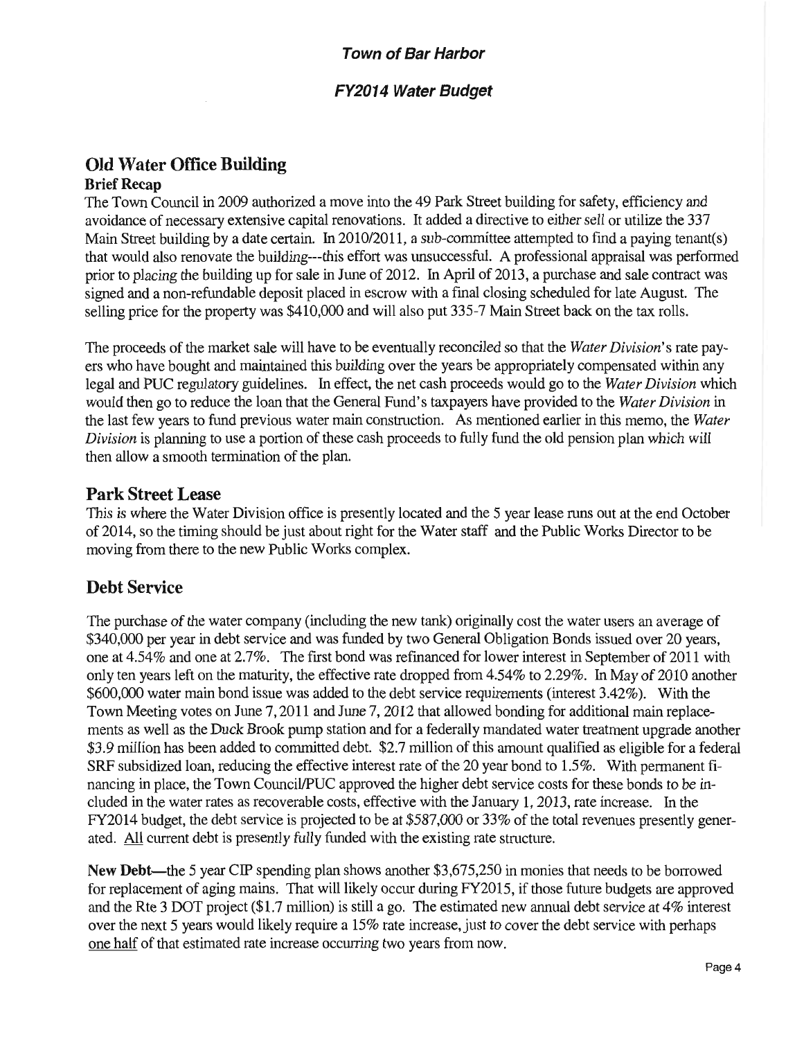**Town of Bar Harbor**

**FY2014 Water Budget**

## Old Water Office Building

### Brief Recap

The Town Council in 2009 authorized a move into the 49 Park Street building for safety, efficiency and avoidance of necessary extensive capital renovations. It added a directive to either sell or utilize the 337 Main Street building by a date certain. In 2010/2011, a sub-committee attempted to find a paying tenant(s) that would also renovate the building---this effort was unsuccessful. A professional appraisal was performed prior to placing the building up for sale in June of 2012. In April of 2013, a purchase and sale contract was signed and a non-refundable deposit placed in escrow with a final closing scheduled for late August. The selling price for the property was $410,000 and will also put 335-7 Main Street back on the tax rolls.

The proceeds of the market sale will have to be eventually reconciled so that the *Water Division*'s rate payers who have bought and maintained this building over the years be appropriately compensated within any legal and PUC regulatory guidelines. In effect, the net cash proceeds would go to the *Water Division* which would then go to reduce the loan that the General Fund's taxpayers have provided to the *Water Division* in the last few years to fund previous water main construction. As mentioned earlier in this memo, the *Water Division* is planning to use a portion of these cash proceeds to fully fund the old pension plan which will then allow a smooth termination of the plan.

## Park Street Lease

This is where the Water Division office is presently located and the 5 year lease runs out at the end October of 2014, so the timing should be just about right for the Water staff and the Public Works Director to be moving from there to the new Public Works complex.

## Debt Service

The purchase of the water company (including the new tank) originally cost the water users an average of $340,000 per year in debt service and was funded by two General Obligation Bonds issued over 20 years, one at 4.54% and one at 2.7%. The first bond was refinanced for lower interest in September of 2011 with only ten years left on the maturity, the effective rate dropped from 4.54% to 2.29%. In May of 2010 another $600,000 water main bond issue was added to the debt service requirements (interest 3.42%). With the Town Meeting votes on June 7, 2011 and June 7, 2012 that allowed bonding for additional main replacements as well as the Duck Brook pump station and for a federally mandated water treatment upgrade another $3.9 million has been added to committed debt. $2.7 million of this amount qualified as eligible for a federal SRF subsidized loan, reducing the effective interest rate of the 20 year bond to 1.5%. With permanent financing in place, the Town Council/PUC approved the higher debt service costs for these bonds to be included in the water rates as recoverable costs, effective with the January 1, 2013, rate increase. In the FY2014 budget, the debt service is projected to be at $587,000 or 33% of the total revenues presently generated. <u>All</u> current debt is presently fully funded with the existing rate structure.

**New Debt**—the 5 year CIP spending plan shows another $3,675,250 in monies that needs to be borrowed for replacement of aging mains. That will likely occur during FY2015, if those future budgets are approved and the Rte 3 DOT project ($1.7 million) is still a go. The estimated new annual debt service at 4% interest over the next 5 years would likely require a 15% rate increase, just to cover the debt service with perhaps <u>one half</u> of that estimated rate increase occurring two years from now.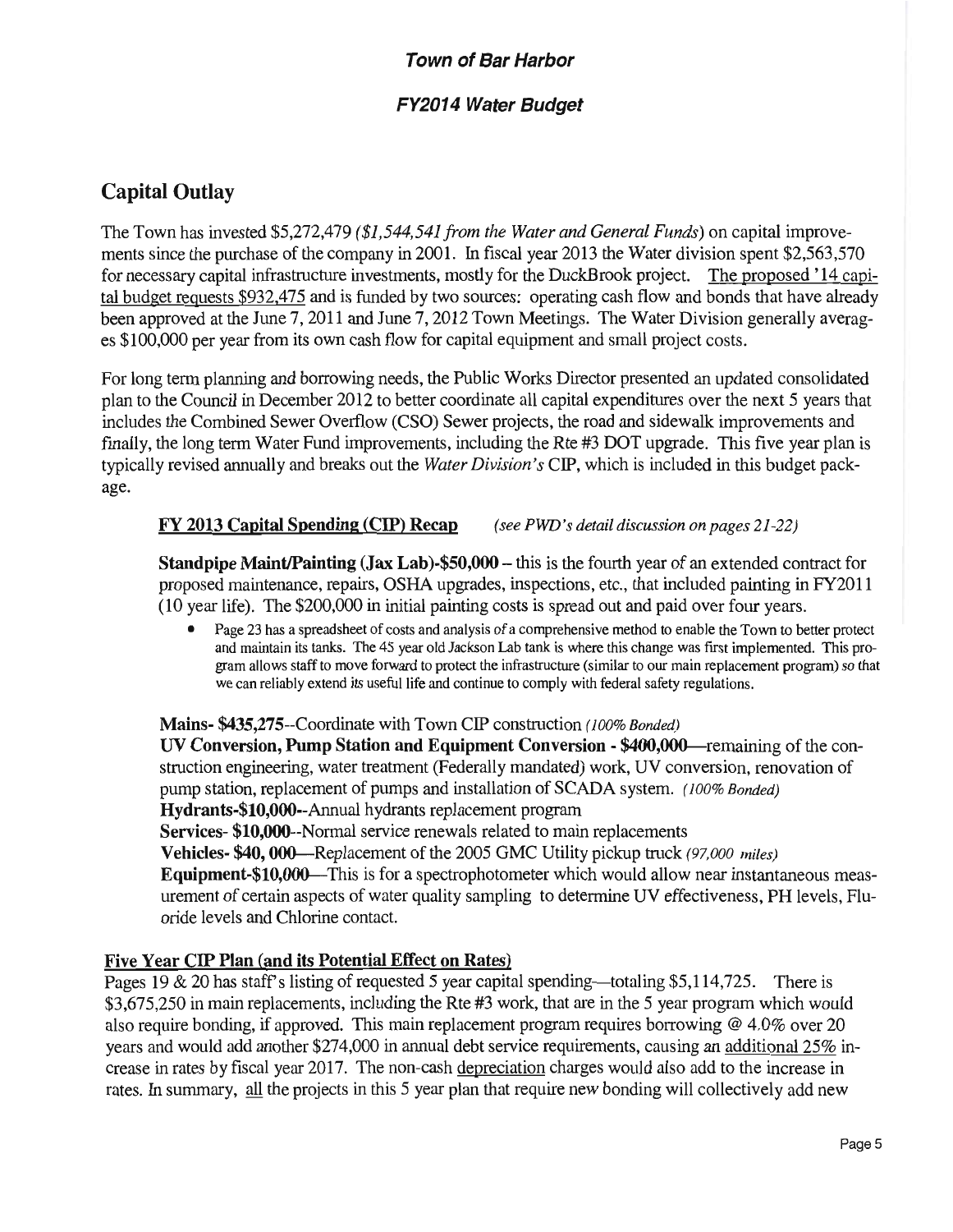## Town of Bar Harbor

### FY2014 Water Budget

# Capital Outlay

The Town has invested $5,272,479 *($1,544,541 from the Water and General Funds)* on capital improvements since the purchase of the company in 2001. In fiscal year 2013 the Water division spent $2,563,570 for necessary capital infrastructure investments, mostly for the DuckBrook project. The proposed '14 capital budget requests $932,475 and is funded by two sources: operating cash flow and bonds that have already been approved at the June 7, 2011 and June 7, 2012 Town Meetings. The Water Division generally averages $100,000 per year from its own cash flow for capital equipment and small project costs.

For long term planning and borrowing needs, the Public Works Director presented an updated consolidated plan to the Council in December 2012 to better coordinate all capital expenditures over the next 5 years that includes the Combined Sewer Overflow (CSO) Sewer projects, the road and sidewalk improvements and finally, the long term Water Fund improvements, including the Rte #3 DOT upgrade. This five year plan is typically revised annually and breaks out the *Water Division's* CIP, which is included in this budget package.

**FY 2013 Capital Spending (CIP) Recap** *(see PWD's detail discussion on pages 21-22)*

**Standpipe Maint/Painting (Jax Lab)-$50,000** – this is the fourth year of an extended contract for proposed maintenance, repairs, OSHA upgrades, inspections, etc., that included painting in FY2011 (10 year life). The $200,000 in initial painting costs is spread out and paid over four years.

- Page 23 has a spreadsheet of costs and analysis of a comprehensive method to enable the Town to better protect and maintain its tanks. The 45 year old Jackson Lab tank is where this change was first implemented. This program allows staff to move forward to protect the infrastructure (similar to our main replacement program) so that we can reliably extend its useful life and continue to comply with federal safety regulations.

**Mains- $435,275**--Coordinate with Town CIP construction *(100% Bonded)*
**UV Conversion, Pump Station and Equipment Conversion - $400,000**—remaining of the construction engineering, water treatment (Federally mandated) work, UV conversion, renovation of pump station, replacement of pumps and installation of SCADA system. *(100% Bonded)*
**Hydrants-$10,000**--Annual hydrants replacement program
**Services- $10,000**--Normal service renewals related to main replacements
**Vehicles- $40, 000**—Replacement of the 2005 GMC Utility pickup truck *(97,000 miles)*
**Equipment-$10,000**—This is for a spectrophotometer which would allow near instantaneous measurement of certain aspects of water quality sampling to determine UV effectiveness, PH levels, Fluoride levels and Chlorine contact.

**Five Year CIP Plan (and its Potential Effect on Rates)**

Pages 19 & 20 has staff's listing of requested 5 year capital spending—totaling $5,114,725. There is $3,675,250 in main replacements, including the Rte #3 work, that are in the 5 year program which would also require bonding, if approved. This main replacement program requires borrowing @ 4.0% over 20 years and would add another $274,000 in annual debt service requirements, causing an additional 25% increase in rates by fiscal year 2017. The non-cash depreciation charges would also add to the increase in rates. In summary, all the projects in this 5 year plan that require new bonding will collectively add new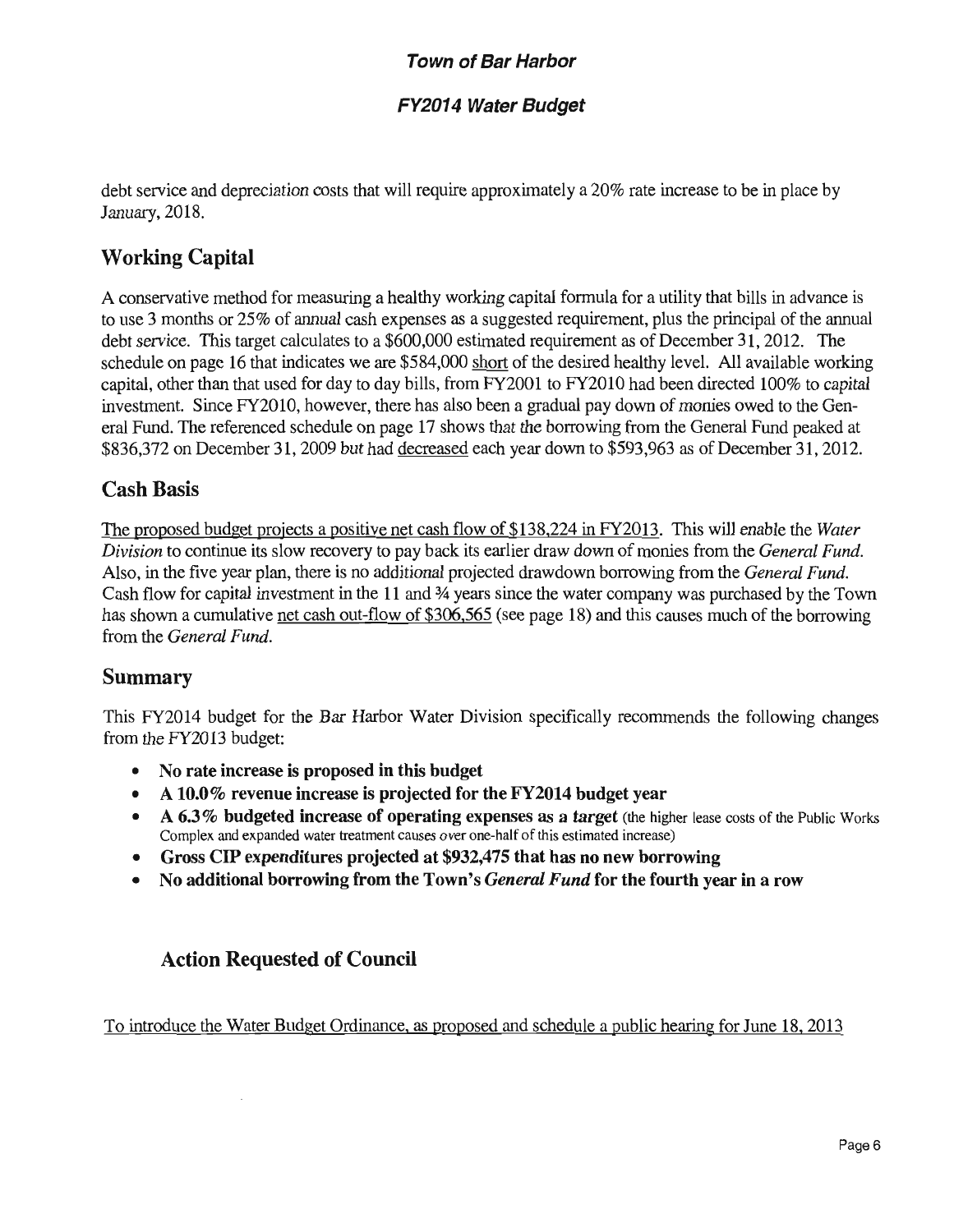debt service and depreciation costs that will require approximately a 20% rate increase to be in place by January, 2018.

## Working Capital

A conservative method for measuring a healthy working capital formula for a utility that bills in advance is to use 3 months or 25% of annual cash expenses as a suggested requirement, plus the principal of the annual debt service. This target calculates to a $600,000 estimated requirement as of December 31, 2012. The schedule on page 16 that indicates we are $584,000 short of the desired healthy level. All available working capital, other than that used for day to day bills, from FY2001 to FY2010 had been directed 100% to capital investment. Since FY2010, however, there has also been a gradual pay down of monies owed to the General Fund. The referenced schedule on page 17 shows that the borrowing from the General Fund peaked at $836,372 on December 31, 2009 but had decreased each year down to $593,963 as of December 31, 2012.

## Cash Basis

The proposed budget projects a positive net cash flow of $138,224 in FY2013. This will enable the *Water Division* to continue its slow recovery to pay back its earlier draw down of monies from the *General Fund*. Also, in the five year plan, there is no additional projected drawdown borrowing from the *General Fund*. Cash flow for capital investment in the 11 and ¾ years since the water company was purchased by the Town has shown a cumulative net cash out-flow of $306,565 (see page 18) and this causes much of the borrowing from the *General Fund*.

## Summary

This FY2014 budget for the Bar Harbor Water Division specifically recommends the following changes from the FY2013 budget:

- **No rate increase is proposed in this budget**
- **A 10.0% revenue increase is projected for the FY2014 budget year**
- **A 6.3% budgeted increase of operating expenses as a *target*** (the higher lease costs of the Public Works Complex and expanded water treatment causes over one-half of this estimated increase)
- **Gross CIP expenditures projected at $932,475 that has no new borrowing**
- **No additional borrowing from the Town's *General Fund* for the fourth year in a row**

## Action Requested of Council

To introduce the Water Budget Ordinance, as proposed and schedule a public hearing for June 18, 2013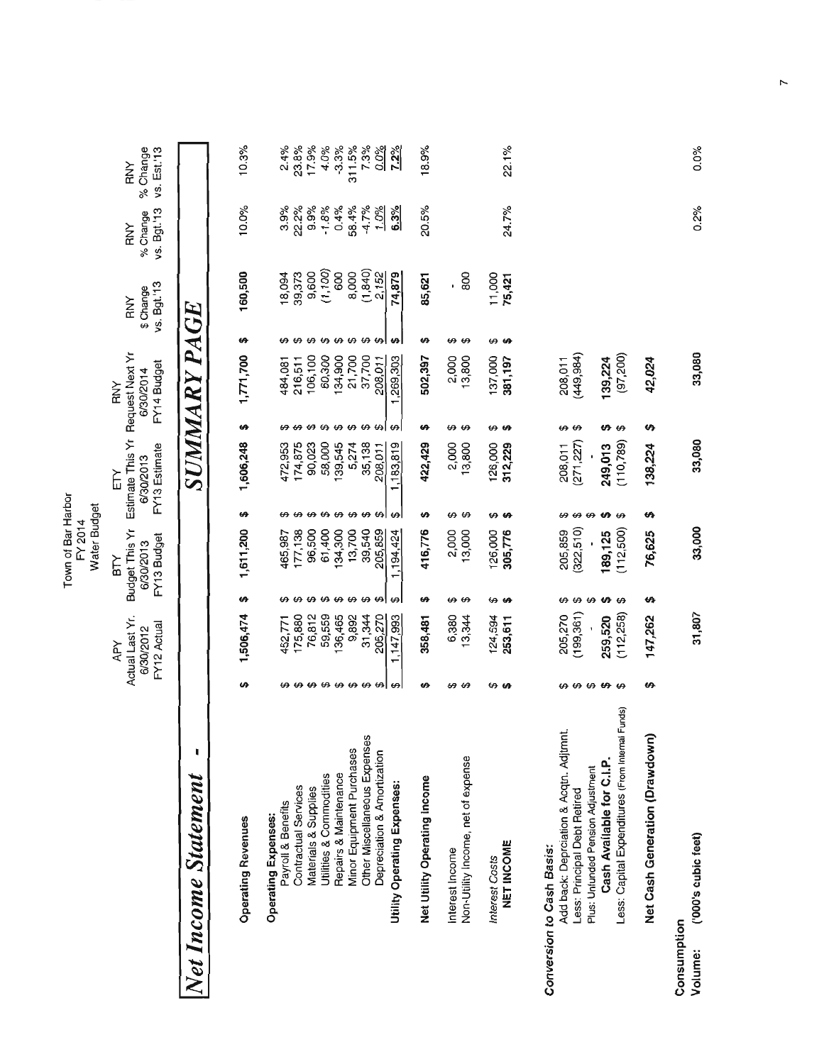Town of Bar Harbor
FY 2014
Water Budget

# Net Income Statement - SUMMARY PAGE

| | APY Actual Last Yr. 6/30/2012 FY12 Actual | BTY Budget This Yr 6/30/2013 FY13 Budget | ETY Estimate This Yr 6/30/2013 FY13 Estimate | RNY Request Next Yr 6/30/2014 FY14 Budget | RNY $ Change vs. Bgt.'13 | RNY % Change vs. Bgt.'13 | RNY % Change vs. Est.'13 |
|---|---|---|---|---|---|---|---|
| **Operating Revenues** | $ 1,506,474 | $ 1,611,200 | $ 1,606,248 | $ 1,771,700 | $ 160,500 | 10.0% | 10.3% |
| **Operating Expenses:** | | | | | | | |
| Payroll & Benefits | $ 452,771 | $ 465,987 | $ 472,953 | $ 484,081 | $ 18,094 | 3.9% | 2.4% |
| Contractual Services | $ 175,880 | $ 177,138 | $ 174,875 | $ 216,511 | $ 39,373 | 22.2% | 23.8% |
| Materials & Supplies | $ 76,812 | $ 96,500 | $ 90,023 | $ 106,100 | $ 9,600 | 9.9% | 17.9% |
| Utilities & Commodities | $ 59,559 | $ 61,400 | $ 58,000 | $ 60,300 | $ (1,100) | -1.8% | 4.0% |
| Repairs & Maintenance | $ 136,465 | $ 134,300 | $ 139,545 | $ 134,900 | $ 600 | 0.4% | -3.3% |
| Minor Equipment Purchases | $ 9,892 | $ 13,700 | $ 5,274 | $ 21,700 | $ 8,000 | 58.4% | 311.5% |
| Other Miscellaneous Expenses | $ 31,344 | $ 39,540 | $ 35,138 | $ 37,700 | $ (1,840) | -4.7% | 7.3% |
| Depreciation & Amortization | $ 205,270 | $ 205,859 | $ 208,011 | $ 208,011 | $ 2,152 | 1.0% | 0.0% |
| **Utility Operating Expenses:** | $ 1,147,993 | $ 1,194,424 | $ 1,183,819 | $ 1,269,303 | $ 74,879 | 6.3% | 7.2% |
| **Net Utility Operating Income** | $ 358,481 | $ 416,776 | $ 422,429 | $ 502,397 | $ 85,621 | 20.5% | 18.9% |
| Interest Income | $ 6,380 | $ 2,000 | $ 2,000 | $ 2,000 | $ - | | |
| Non-Utility Income, net of expense | $ 13,344 | $ 13,000 | $ 13,800 | $ 13,800 | $ 800 | | |
| *Interest Costs* | $ 124,594 | $ 126,000 | $ 126,000 | $ 137,000 | $ 11,000 | | |
| **NET INCOME** | $ 253,611 | $ 305,776 | $ 312,229 | $ 381,197 | $ 75,421 | 24.7% | 22.1% |
| **Conversion to Cash Basis:** | | | | | | | |
| Add back: Deprciation & Acqtn. Adjtmnt. | $ 205,270 | $ 205,859 | $ 208,011 | $ 208,011 | | | |
| Less: Principal Debt Retired | $ (199,361) | $ (322,510) | $ (271,227) | $ (449,984) | | | |
| Plus: Unfunded Pension Adjustment | $ - | $ - | - | | | | |
| **Cash Available for C.I.P.** | $ 259,520 | $ 189,125 | $ 249,013 | $ 139,224 | | | |
| Less: Capital Expenditures (From Internal Funds) | $ (112,258) | $ (112,500) | $ (110,789) | $ (97,200) | | | |
| **Net Cash Generation (Drawdown)** | $ 147,262 | $ 76,625 | $ 138,224 | $ 42,024 | | | |
| **Consumption** | | | | | | | |
| **Volume: ('000's cubic feet)** | 31,807 | 33,000 | 33,080 | 33,080 | | 0.2% | 0.0% |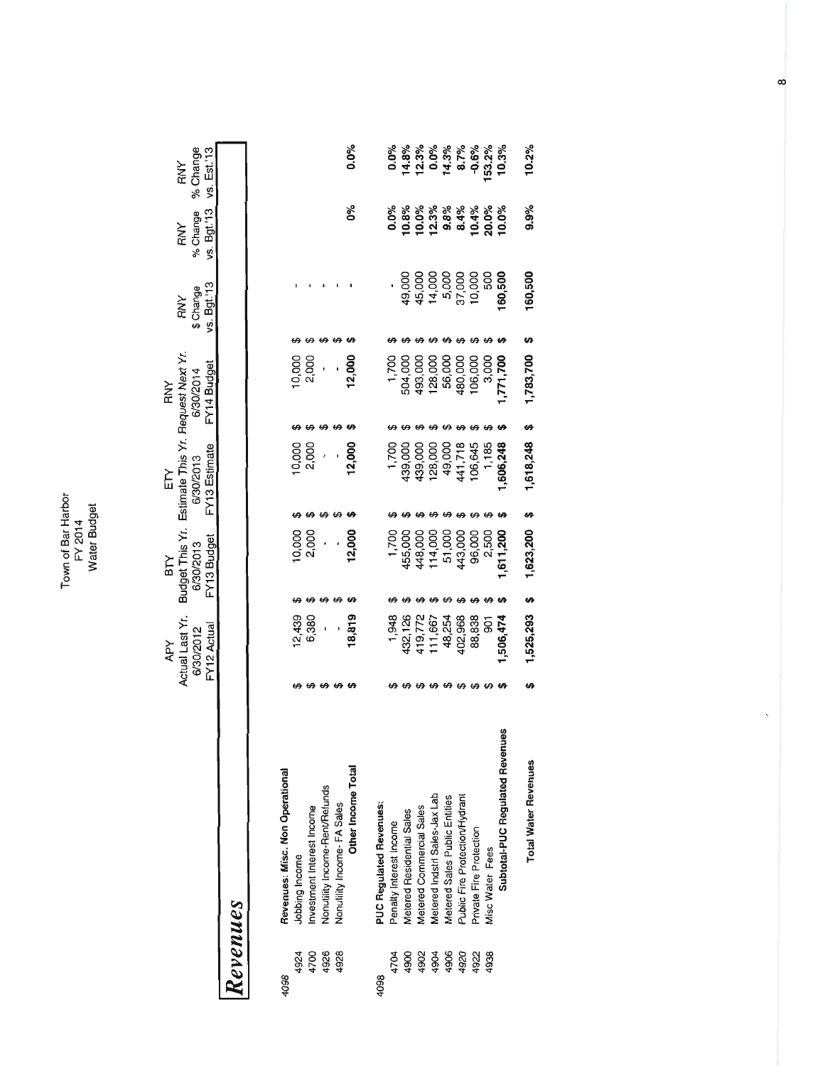# Town of Bar Harbor
## FY 2014
## Water Budget

## *Revenues*

| | | APY Actual Last Yr. 6/30/2012 FY12 Actual | BTY Budget This Yr. 6/30/2013 FY13 Budget | ETY Estimate This Yr. 6/30/2013 FY13 Estimate | RNY Request Next Yr. 6/30/2014 FY14 Budget | RNY $ Change vs. Bgt.'13 | RNY % Change vs. Bgt.'13 | RNY % Change vs. Est.'13 |
|---|---|---|---|---|---|---|---|---|
| 4098 | **Revenues: Misc. Non Operational** | | | | | | | |
| 4924 | Jobbing Income | $ 12,439 | $ 10,000 | $ 10,000 | $ 10,000 | $ - | | |
| 4700 | Investment Interest Income | $ 6,380 | $ 2,000 | $ 2,000 | $ 2,000 | $ - | | |
| 4926 | Nonutility Income-Rent/Refunds | $ - | $ - | $ - | $ - | $ - | | |
| 4928 | Nonutility Income- FA Sales | $ - | $ - | $ - | $ - | $ - | | |
| | **Other Income Total** | **$ 18,819** | **$ 12,000** | **$ 12,000** | **$ 12,000** | **$ -** | **0%** | **0.0%** |
| 4098 | **PUC Regulated Revenues:** | | | | | | | |
| 4704 | Penalty Interest Income | $ 1,948 | $ 1,700 | $ 1,700 | $ 1,700 | $ - | **0.0%** | **0.0%** |
| 4900 | Metered Residential Sales | $ 432,126 | $ 455,000 | $ 439,000 | $ 504,000 | $ 49,000 | **10.8%** | **14.8%** |
| 4902 | Metered Commercial Sales | $ 419,772 | $ 448,000 | $ 439,000 | $ 493,000 | $ 45,000 | **10.0%** | **12.3%** |
| 4904 | Metered Indstrl Sales-Jax Lab | $ 111,667 | $ 114,000 | $ 128,000 | $ 128,000 | $ 14,000 | **12.3%** | **0.0%** |
| 4906 | Metered Sales Public Entities | $ 48,254 | $ 51,000 | $ 49,000 | $ 56,000 | $ 5,000 | **9.8%** | **14.3%** |
| 4920 | Public Fire Protection/Hydrant | $ 402,968 | $ 443,000 | $ 441,718 | $ 480,000 | $ 37,000 | **8.4%** | **8.7%** |
| 4922 | Private Fire Protection | $ 88,838 | $ 96,000 | $ 106,645 | $ 106,000 | $ 10,000 | **10.4%** | **-0.6%** |
| 4938 | Misc Water Fees | $ 901 | $ 2,500 | $ 1,185 | $ 3,000 | $ 500 | **20.0%** | **153.2%** |
| | **Subtotal-PUC Regulated Revenues** | **$ 1,506,474** | **$ 1,611,200** | **$ 1,606,248** | **$ 1,771,700** | **$ 160,500** | **10.0%** | **10.3%** |
| | **Total Water Revenues** | **$ 1,525,293** | **$ 1,623,200** | **$ 1,618,248** | **$ 1,783,700** | **$ 160,500** | **9.9%** | **10.2%** |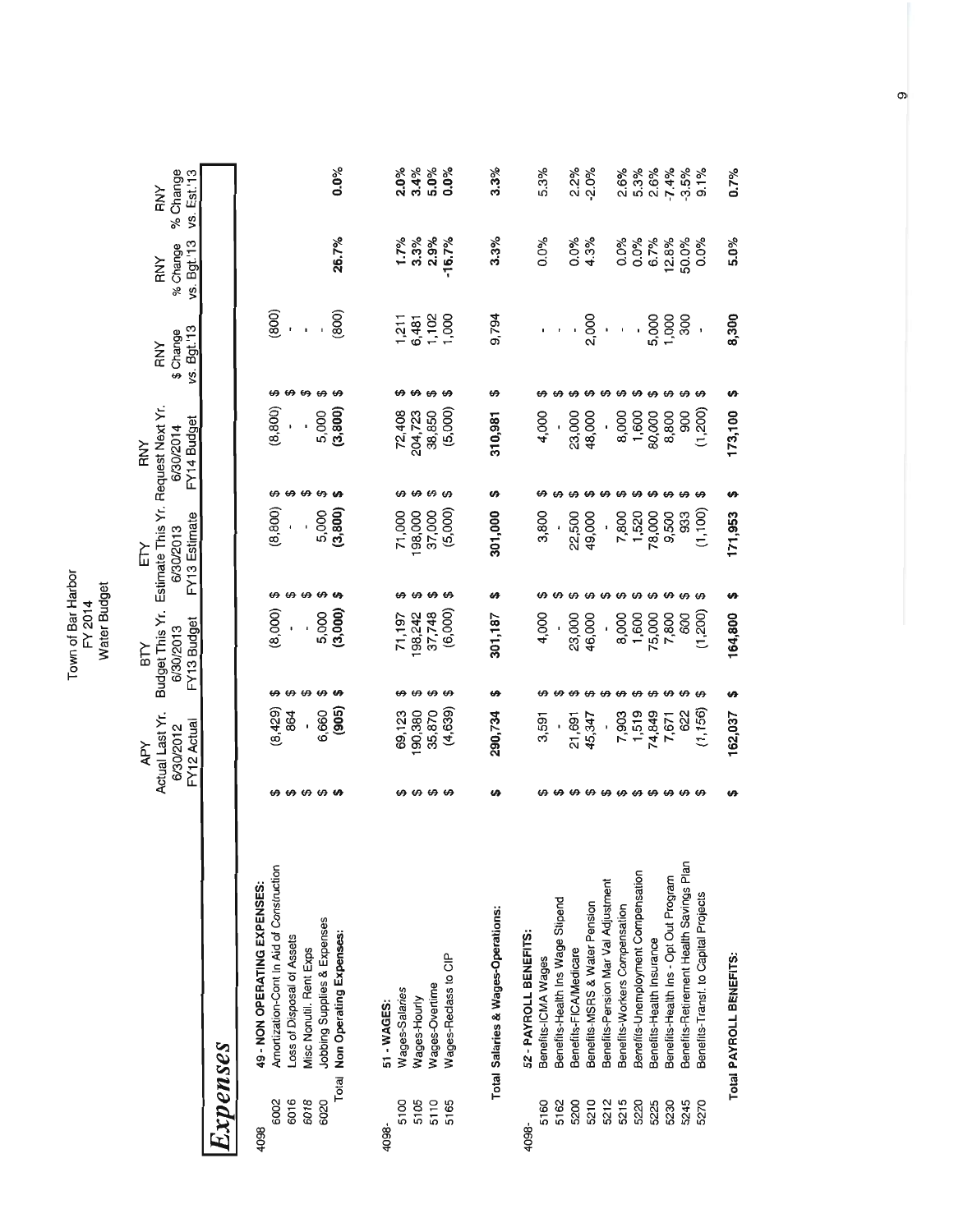Town of Bar Harbor
FY 2014
Water Budget

# Expenses

| | | APY Actual Last Yr. 6/30/2012 FY12 Actual | BTY Budget This Yr. 6/30/2013 FY13 Budget | ETY Estimate This Yr. 6/30/2013 FY13 Estimate | RNY Request Next Yr. 6/30/2014 FY14 Budget | RNY $ Change vs. Bgt.'13 | RNY % Change vs. Bgt.'13 | RNY % Change vs. Est.'13 |
|---|---|---|---|---|---|---|---|---|
| 4098 | **49 - NON OPERATING EXPENSES:** | | | | | | | |
| 6002 | Amortization-Cont In Aid of Construction | $ (8,429) | $ (8,000) | $ (8,800) | $ (8,800) | $ (800) | | |
| 6016 | Loss of Disposal of Assets | $ 864 | $ - | $ - | $ - | $ - | | |
| 6018 | Misc Nonutil. Rent Exps | $ - | $ - | $ - | $ - | $ - | | |
| 6020 | Jobbing Supplies & Expenses | $ 6,660 | $ 5,000 | $ 5,000 | $ 5,000 | $ - | | |
| Total | **Non Operating Expenses:** | **$ (905)** | **$ (3,000)** | **$ (3,800)** | **$ (3,800)** | **$ (800)** | **26.7%** | **0.0%** |
| 4098- | **51 - WAGES:** | | | | | | | |
| 5100 | Wages-Salaries | $ 69,123 | $ 71,197 | $ 71,000 | $ 72,408 | $ 1,211 | 1.7% | 2.0% |
| 5105 | Wages-Hourly | $ 190,380 | $ 198,242 | $ 198,000 | $ 204,723 | $ 6,481 | 3.3% | 3.4% |
| 5110 | Wages-Overtime | $ 35,870 | $ 37,748 | $ 37,000 | $ 38,850 | $ 1,102 | 2.9% | 5.0% |
| 5165 | Wages-Reclass to CIP | $ (4,639) | $ (6,000) | $ (5,000) | $ (5,000) | $ 1,000 | -16.7% | 0.0% |
| | **Total Salaries & Wages-Operations:** | **$ 290,734** | **$ 301,187** | **$ 301,000** | **$ 310,981** | **$ 9,794** | **3.3%** | **3.3%** |
| 4098- | **52 - PAYROLL BENEFITS:** | | | | | | | |
| 5160 | Benefits-ICMA Wages | $ 3,591 | $ 4,000 | $ 3,800 | $ 4,000 | $ - | 0.0% | 5.3% |
| 5162 | Benefits-Health Ins Wage Stipend | $ - | $ - | $ - | $ - | $ - | | |
| 5200 | Benefits-FICA/Medicare | $ 21,691 | $ 23,000 | $ 22,500 | $ 23,000 | $ - | 0.0% | 2.2% |
| 5210 | Benefits-MSRS & Water Pension | $ 45,347 | $ 46,000 | $ 49,000 | $ 48,000 | $ 2,000 | 4.3% | -2.0% |
| 5212 | Benefits-Pension Mar Val Adjustment | $ - | $ - | $ - | $ - | $ - | | |
| 5215 | Benefits-Workers Compensation | $ 7,903 | $ 8,000 | $ 7,800 | $ 8,000 | $ - | 0.0% | 2.6% |
| 5220 | Benefits-Unemployment Compensation | $ 1,519 | $ 1,600 | $ 1,520 | $ 1,600 | $ - | 0.0% | 5.3% |
| 5225 | Benefits-Health Insurance | $ 74,849 | $ 75,000 | $ 78,000 | $ 80,000 | $ 5,000 | 6.7% | 2.6% |
| 5230 | Benefits-Health Ins - Opt Out Program | $ 7,671 | $ 7,800 | $ 9,500 | $ 8,800 | $ 1,000 | 12.8% | -7.4% |
| 5245 | Benefits-Retirement Health Savings Plan | $ 622 | $ 600 | $ 933 | $ 900 | $ 300 | 50.0% | -3.5% |
| 5270 | Benefits-Transf. to Capital Projects | $ (1,156) | $ (1,200) | $ (1,100) | $ (1,200) | $ - | 0.0% | 9.1% |
| | **Total PAYROLL BENEFITS:** | **$ 162,037** | **$ 164,800** | **$ 171,953** | **$ 173,100** | **$ 8,300** | **5.0%** | **0.7%** |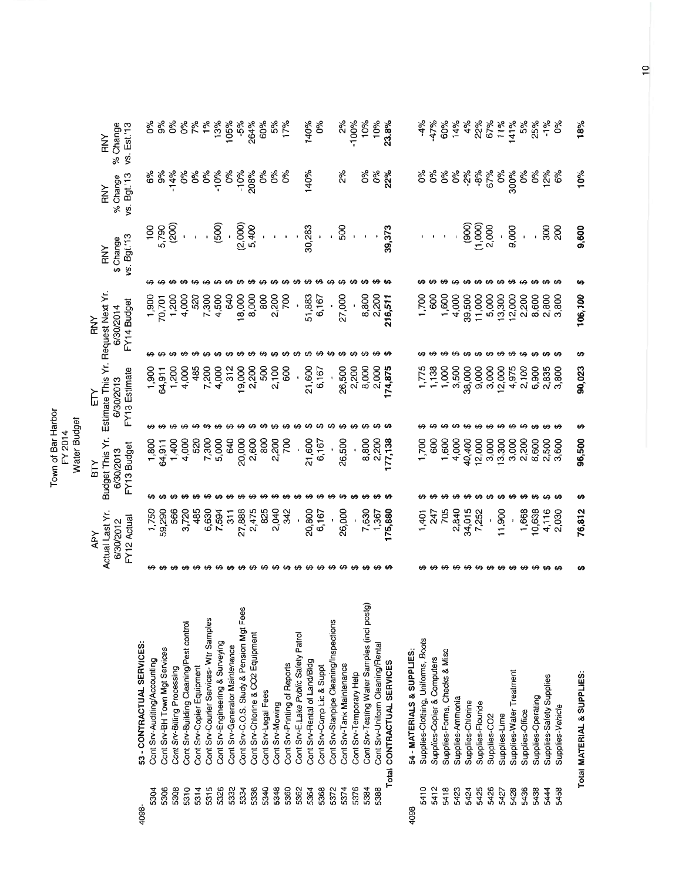# Town of Bar Harbor
## FY 2014
## Water Budget

| | | APY Actual Last Yr. 6/30/2012 FY12 Actual | BTY Budget This Yr. 6/30/2013 FY13 Budget | ETY Estimate This Yr. 6/30/2013 FY13 Estimate | RNY Request Next Yr. 6/30/2014 FY14 Budget | RNY $ Change vs. Bgt.'13 | RNY % Change vs. Bgt.'13 | RNY % Change vs. Est.'13 |
|---|---|---|---|---|---|---|---|---|
| 4098- | **53 - CONTRACTUAL SERVICES:** | | | | | | | |
| 5304 | Cont Srv-Auditing/Accounting | $ 1,750 | $ 1,800 | $ 1,900 | $ 1,900 | $ 100 | 6% | 0% |
| 5306 | Cont Srv-BH Town Mgt Services | $ 59,290 | $ 64,911 | $ 64,911 | $ 70,701 | $ 5,790 | 9% | 9% |
| 5308 | Cont Srv-Billing Processing | $ 566 | $ 1,400 | $ 1,200 | $ 1,200 | $ (200) | -14% | 0% |
| 5310 | Cont Srv-Building Cleaning/Pest control | $ 3,720 | $ 4,000 | $ 4,000 | $ 4,000 | $ - | 0% | 0% |
| 5314 | Cont Srv-Copier Equipment | $ 485 | $ 520 | $ 485 | $ 520 | $ - | 0% | 7% |
| 5315 | Cont Srv-Courier Services- Wtr Samples | $ 6,630 | $ 7,300 | $ 7,200 | $ 7,300 | $ - | 0% | 1% |
| 5326 | Cont Srv-Engineering & Surveying | $ 7,594 | $ 5,000 | $ 4,000 | $ 4,500 | $ (500) | -10% | 13% |
| 5332 | Cont Srv-Generator Maintenance | $ 311 | $ 640 | $ 312 | $ 640 | $ - | 0% | 105% |
| 5334 | Cont Srv-C.O.S. Study & Pension Mgt Fees | $ 27,888 | $ 20,000 | $ 19,000 | $ 18,000 | $ (2,000) | -10% | -5% |
| 5336 | Cont Srv-Chlorine & CO2 Equipment | $ 2,475 | $ 2,600 | $ 2,200 | $ 8,000 | $ 5,400 | 208% | 264% |
| 5340 | Cont Srv-Legal Fees | $ 825 | $ 800 | $ 500 | $ 800 | $ - | 0% | 60% |
| 5348 | Cont Srv-Mowing | $ 2,040 | $ 2,200 | $ 2,100 | $ 2,200 | $ - | 0% | 5% |
| 5360 | Cont Srv-Printing of Reports | $ 342 | $ 700 | $ 600 | $ 700 | $ - | 0% | 17% |
| 5362 | Cont Srv-E.Lake Public Safety Patrol | $ - | $ - | $ - | $ - | $ - | | |
| 5364 | Cont Srv-Rental of Land/Bldg | $ 20,800 | $ 21,600 | $ 21,600 | $ 51,883 | $ 30,283 | 140% | 140% |
| 5368 | Cont Srv-Comp Lic & Suppt | $ 6,167 | $ 6,167 | $ 6,167 | $ 6,167 | $ - | | 0% |
| 5372 | Cont Srv-Standpipe Cleaning/Inspections | $ - | $ - | $ - | $ - | $ - | | |
| 5374 | Cont Srv-Tank Maintenance | $ 26,000 | $ 26,500 | $ 26,500 | $ 27,000 | $ 500 | 2% | 2% |
| 5376 | Cont Srv-Temporary Help | $ - | $ - | $ 2,200 | $ - | $ - | | -100% |
| 5384 | Cont Srv-Testing Water Samples (incl postg) | $ 7,630 | $ 8,800 | $ 8,000 | $ 8,800 | $ - | 0% | 10% |
| 5388 | Cont Srv-Uniform Cleaning/Rental | $ 1,367 | $ 2,200 | $ 2,000 | $ 2,200 | $ - | 0% | 10% |
| | **Total CONTRACTUAL SERVICES** | $ 175,880 | $ 177,138 | $ 174,875 | $ 216,511 | $ 39,373 | 22% | 23.8% |
| 4098 | **54 - MATERIALS & SUPPLIES:** | | | | | | | |
| 5410 | Supplies-Clothing, Uniforms, Boots | $ 1,401 | $ 1,700 | $ 1,775 | $ 1,700 | $ - | 0% | -4% |
| 5412 | Supplies-Copier & Computers | $ 247 | $ 600 | $ 1,138 | $ 600 | $ - | 0% | -47% |
| 5418 | Supplies-Forms, Checks & Misc | $ 705 | $ 1,600 | $ 1,000 | $ 1,600 | $ - | 0% | 60% |
| 5423 | Supplies-Ammonia | $ 2,840 | $ 4,000 | $ 3,500 | $ 4,000 | $ - | 0% | 14% |
| 5424 | Supplies-Chlorine | $ 34,015 | $ 40,400 | $ 38,000 | $ 39,500 | $ (900) | -2% | 4% |
| 5425 | Supplies-Flouride | $ 7,252 | $ 12,000 | $ 9,000 | $ 11,000 | $ (1,000) | -8% | 22% |
| 5426 | Supplies-CO2 | $ - | $ 3,000 | $ 3,000 | $ 5,000 | $ 2,000 | 67% | 67% |
| 5427 | Supplies-Lime | $ 11,900 | $ 13,300 | $ 12,000 | $ 13,300 | $ - | 0% | 11% |
| 5428 | Supplies-Water Treatment | $ - | $ 3,000 | $ 4,975 | $ 12,000 | $ 9,000 | 300% | 141% |
| 5436 | Supplies-Office | $ 1,668 | $ 2,200 | $ 2,100 | $ 2,200 | $ - | 0% | 5% |
| 5438 | Supplies-Operating | $ 10,638 | $ 8,600 | $ 6,900 | $ 8,600 | $ - | 0% | 25% |
| 5444 | Supplies-Safety Supplies | $ 4,116 | $ 2,500 | $ 2,835 | $ 2,800 | $ 300 | 12% | -1% |
| 5458 | Supplies-Vehicle | $ 2,030 | $ 3,600 | $ 3,800 | $ 3,800 | $ 200 | 6% | 0% |
| | **Total MATERIAL & SUPPLIES:** | $ 76,812 | $ 96,500 | $ 90,023 | $ 106,100 | $ 9,600 | 10% | 18% |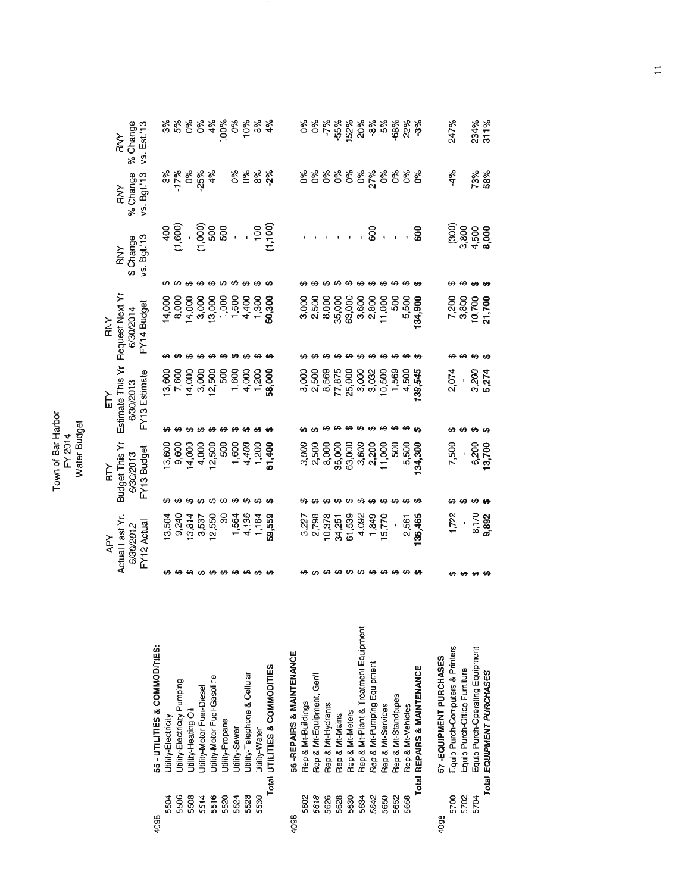# Town of Bar Harbor
## FY 2014
## Water Budget

| | | APY Actual Last Yr. 6/30/2012 FY12 Actual | BTY Budget This Yr 6/30/2013 FY13 Budget | ETY Estimate This Yr 6/30/2013 FY13 Estimate | RNY Request Next Yr 6/30/2014 FY14 Budget | RNY $ Change vs. Bgt.'13 | RNY % Change vs. Bgt.'13 | RNY % Change vs. Est.'13 |
|---|---|---|---|---|---|---|---|---|
| 4098 | **55 - UTILITIES & COMMODITIES:** | | | | | | | |
| 5504 | Utility-Electricity | $ 13,504 | $ 13,600 | $ 13,600 | $ 14,000 | $ 400 | 3% | 3% |
| 5506 | Utility-Electricity Pumping | $ 9,240 | $ 9,600 | $ 7,600 | $ 8,000 | $ (1,600) | -17% | 5% |
| 5508 | Utility-Heating Oil | $ 13,814 | $ 14,000 | $ 14,000 | $ 14,000 | $ - | 0% | 0% |
| 5514 | Utility-Motor Fuel-Diesel | $ 3,537 | $ 4,000 | $ 3,000 | $ 3,000 | $ (1,000) | -25% | 0% |
| 5516 | Utility-Motor Fuel-Gasoline | $ 12,550 | $ 12,500 | $ 12,500 | $ 13,000 | $ 500 | 4% | 4% |
| 5520 | Utility-Propane | $ 30 | $ 500 | $ 500 | $ 1,000 | $ 500 | | 100% |
| 5524 | Utility-Sewer | $ 1,564 | $ 1,600 | $ 1,600 | $ 1,600 | $ - | 0% | 0% |
| 5528 | Utility-Telephone & Cellular | $ 4,136 | $ 4,400 | $ 4,000 | $ 4,400 | $ - | 0% | 10% |
| 5530 | Utility-Water | $ 1,184 | $ 1,200 | $ 1,200 | $ 1,300 | $ 100 | 8% | 8% |
| | **Total UTILITIES & COMMODITIES** | **$ 59,559** | **$ 61,400** | **$ 58,000** | **$ 60,300** | **$ (1,100)** | **-2%** | **4%** |
| 4098 | **56 -REPAIRS & MAINTENANCE** | | | | | | | |
| 5602 | Rep & Mt-Buildings | $ 3,227 | $ 3,000 | $ 3,000 | $ 3,000 | $ - | 0% | 0% |
| 5618 | Rep & Mt-Equipment, Gen'l | $ 2,798 | $ 2,500 | $ 2,500 | $ 2,500 | $ - | 0% | 0% |
| 5626 | Rep & Mt-Hydrants | $ 10,378 | $ 8,000 | $ 8,569 | $ 8,000 | $ - | 0% | -7% |
| 5628 | Rep & Mt-Mains | $ 34,251 | $ 35,000 | $ 77,875 | $ 35,000 | $ - | 0% | -55% |
| 5630 | Rep & Mt-Meters | $ 61,539 | $ 63,000 | $ 25,000 | $ 63,000 | $ - | 0% | 152% |
| 5634 | Rep & Mt-Plant & Treatment Equipment | $ 4,092 | $ 3,600 | $ 3,000 | $ 3,600 | $ - | 0% | 20% |
| 5642 | Rep & Mt-Pumping Equipment | $ 1,849 | $ 2,200 | $ 3,032 | $ 2,800 | $ 600 | 27% | -8% |
| 5650 | Rep & Mt-Services | $ 15,770 | $ 11,000 | $ 10,500 | $ 11,000 | $ - | 0% | 5% |
| 5652 | Rep & Mt-Standpipes | $ - | $ 500 | $ 1,569 | $ 500 | $ - | 0% | -68% |
| 5658 | Rep & Mt-Vehicles | $ 2,561 | $ 5,500 | $ 4,500 | $ 5,500 | $ - | 0% | 22% |
| | **Total REPAIRS & MAINTENANCE** | **$ 136,465** | **$ 134,300** | **$ 139,545** | **$ 134,900** | **$ 600** | **0%** | **-3%** |
| 4098 | **57 -EQUIPMENT PURCHASES** | | | | | | | |
| 5700 | Equip Purch-Computers & Printers | $ 1,722 | $ 7,500 | $ 2,074 | $ 7,200 | $ (300) | -4% | 247% |
| 5702 | Equip Purch-Office Furniture | $ - | $ - | $ - | $ 3,800 | $ 3,800 | | |
| 5704 | Equip Purch-Operating Equipment | $ 8,170 | $ 6,200 | $ 3,200 | $ 10,700 | $ 4,500 | 73% | 234% |
| | **Total EQUIPMENT PURCHASES** | **$ 9,892** | **$ 13,700** | **$ 5,274** | **$ 21,700** | **$ 8,000** | **58%** | **311%** |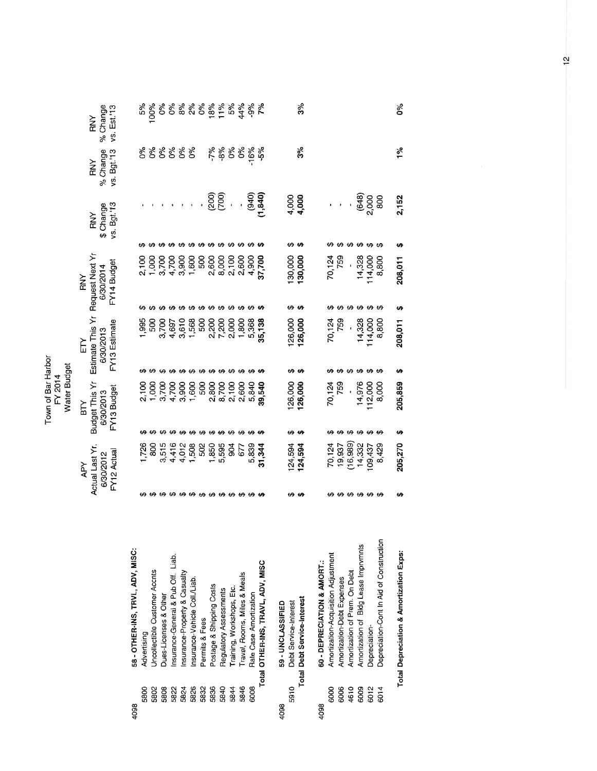# Town of Bar Harbor
## FY 2014
## Water Budget

| | | APY Actual Last Yr. 6/30/2012 FY12 Actual | BTY Budget This Yr 6/30/2013 FY13 Budget | ETY Estimate This Yr 6/30/2013 FY13 Estimate | RNY Request Next Yr 6/30/2014 FY14 Budget | RNY $ Change vs. Bgt.'13 | RNY % Change vs. Bgt.'13 | RNY % Change vs. Est.'13 |
|---|---|---|---|---|---|---|---|---|
| 4098 | **58 - OTHER-INS, TRVL, ADV, MISC:** | | | | | | | |
| 5800 | Advertising | $ 1,726 | $ 2,100 | $ 1,995 | $ 2,100 | $ - | 0% | 5% |
| 5802 | Uncollectible Customer Accnts | $ 800 | $ 1,000 | $ 500 | $ 1,000 | $ - | 0% | 100% |
| 5808 | Dues-Licenses & Other | $ 3,515 | $ 3,700 | $ 3,700 | $ 3,700 | $ - | 0% | 0% |
| 5822 | Insurance-General & Pub Off. Liab. | $ 4,416 | $ 4,700 | $ 4,697 | $ 4,700 | $ - | 0% | 0% |
| 5824 | Insurance-Property & Casualty | $ 4,012 | $ 3,900 | $ 3,610 | $ 3,900 | $ - | 0% | 8% |
| 5826 | Insurance-Vehicle Coll./Liab. | $ 1,508 | $ 1,600 | $ 1,568 | $ 1,600 | $ - | 0% | 2% |
| 5832 | Permits & Fees | $ 502 | $ 500 | $ 500 | $ 500 | $ - | | 0% |
| 5836 | Postage & Shipping Costs | $ 1,850 | $ 2,800 | $ 2,200 | $ 2,600 | $ (200) | -7% | 18% |
| 5840 | Regulatory Assessments | $ 5,595 | $ 8,700 | $ 7,200 | $ 8,000 | $ (700) | -8% | 11% |
| 5844 | Training, Workshops, Etc. | $ 904 | $ 2,100 | $ 2,000 | $ 2,100 | $ - | 0% | 5% |
| 5846 | Travel, Rooms, Miles & Meals | $ 677 | $ 2,600 | $ 1,800 | $ 2,600 | $ - | 0% | 44% |
| 6008 | Rate Case Amortization | $ 5,839 | $ 5,840 | $ 5,368 | $ 4,900 | $ (940) | -16% | -9% |
| | **Total OTHER-INS, TRAVL, ADV, MISC** | **$ 31,344** | **$ 39,540** | **$ 35,138** | **$ 37,700** | **$ (1,840)** | **-5%** | **7%** |
| 4098 | **59 - UNCLASSIFIED** | | | | | | | |
| 5910 | Debt Service-Interest | $ 124,594 | $ 126,000 | $ 126,000 | $ 130,000 | $ 4,000 | | |
| | **Total Debt Service-Interest** | **$ 124,594** | **$ 126,000** | **$ 126,000** | **$ 130,000** | **$ 4,000** | **3%** | **3%** |
| 4098 | **60 - DEPRECIATION & AMORT.:** | | | | | | | |
| 6000 | Amortization-Acquisition Adjustment | $ 70,124 | $ 70,124 | $ 70,124 | $ 70,124 | $ - | | |
| 6006 | Amortization-Debt Expenses | $ 19,937 | $ 759 | $ 759 | $ 759 | $ - | | |
| 4610 | Amortization of Prem. On Debt | $ (16,989) | $ - | $ - | $ - | $ - | | |
| 6009 | Amortization of Bldg Lease Imprvmnts | $ 14,332 | $ 14,976 | $ 14,328 | $ 14,328 | $ (648) | | |
| 6012 | Depreciation- | $ 109,437 | $ 112,000 | $ 114,000 | $ 114,000 | $ 2,000 | | |
| 6014 | Depreciation-Cont In Aid of Construction | $ 8,429 | $ 8,000 | $ 8,800 | $ 8,800 | $ 800 | | |
| | **Total Depreciation & Amortization Exps:** | **$ 205,270** | **$ 205,859** | **$ 208,011** | **$ 208,011** | **$ 2,152** | **1%** | **0%** |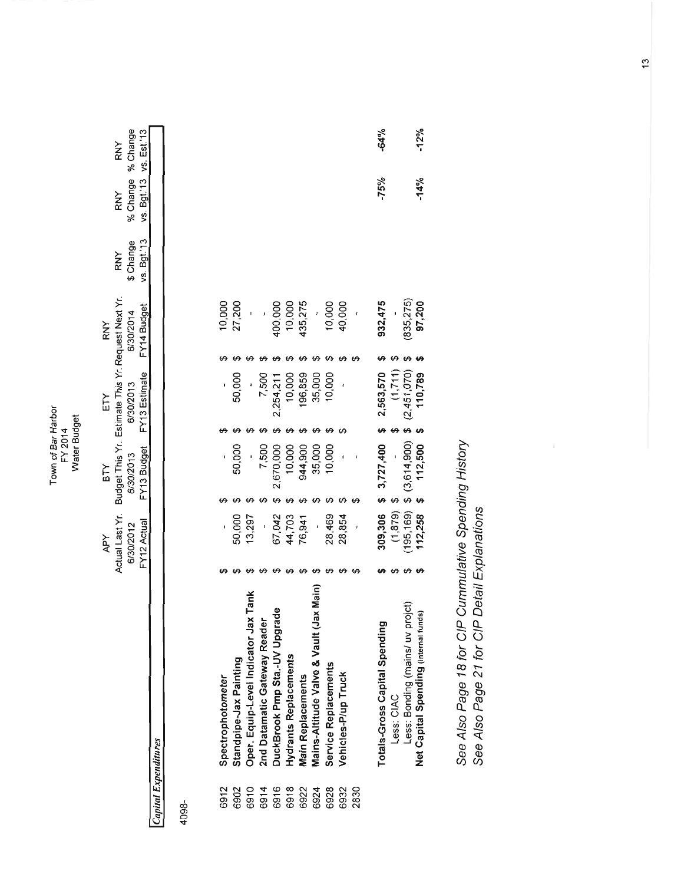Town of Bar Harbor
FY 2014
Water Budget

| | | APY Actual Last Yr. 6/30/2012 FY12 Actual | BTY Budget This Yr. 6/30/2013 FY13 Budget | ETY Estimate This Yr. 6/30/2013 FY13 Estimate | RNY Request Next Yr. 6/30/2014 FY14 Budget | RNY $ Change vs. Bgt.'13 | RNY % Change vs. Bgt.'13 | RNY % Change vs. Est.'13 |
|---|---|---|---|---|---|---|---|---|
| | ***Capital Expenditures*** | | | | | | | |
| 4098- | | | | | | | | |
| 6912 | **Spectrophotometer** | $ - | $ - | $ - | $ 10,000 | | | |
| 6902 | **Standpipe-Jax Painting** | $ 50,000 | $ 50,000 | $ 50,000 | $ 27,200 | | | |
| 6910 | **Oper. Equip-Level Indicator Jax Tank** | $ 13,297 | $ - | $ - | $ - | | | |
| 6914 | **2nd Datamatic Gateway Reader** | $ - | $ 7,500 | $ 7,500 | $ - | | | |
| 6916 | **DuckBrook Pmp Sta.-UV Upgrade** | $ 67,042 | $ 2,670,000 | $ 2,254,211 | $ 400,000 | | | |
| 6918 | **Hydrants Replacements** | $ 44,703 | $ 10,000 | $ 10,000 | $ 10,000 | | | |
| 6922 | **Main Replacements** | $ 76,941 | $ 944,900 | $ 196,859 | $ 435,275 | | | |
| 6924 | **Mains-Altitude Valve & Vault (Jax Main)** | $ - | $ 35,000 | $ 35,000 | $ - | | | |
| 6928 | **Service Replacements** | $ 28,469 | $ 10,000 | $ 10,000 | $ 10,000 | | | |
| 6932 | **Vehicles-P/up Truck** | $ 28,854 | $ - | $ - | $ 40,000 | | | |
| 2830 | | $ - | $ - | | $ - | | | |
| | **Totals-Gross Capital Spending** | **$ 309,306** | **$ 3,727,400** | **$ 2,563,570** | **$ 932,475** | | **-75%** | **-64%** |
| | Less: CIAC | $ (1,879) | $ - | $ (1,711) | $ - | | | |
| | Less: Bonding (mains/ uv projct) | $ (195,169) | $ (3,614,900) | $ (2,451,070) | $ (835,275) | | | |
| | **Net Capital Spending** (internal funds) | **$ 112,258** | **$ 112,500** | **$ 110,789** | **$ 97,200** | | **-14%** | **-12%** |

*See Also Page 18 for CIP Cummulative Spending History*
*See Also Page 21 for CIP Detail Explanations*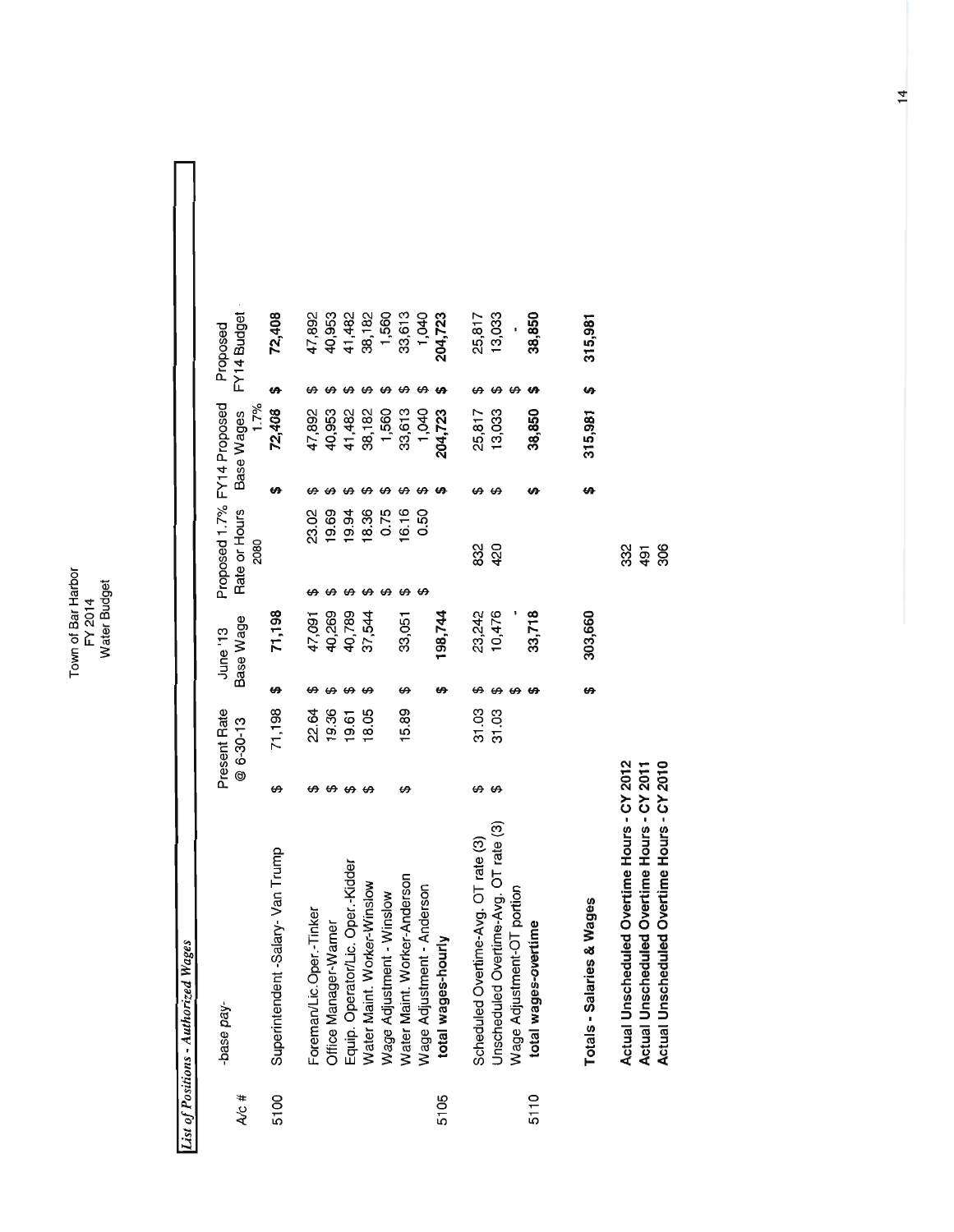Town of Bar Harbor
FY 2014
Water Budget

*List of Positions - Authorized Wages*

| A/c # | -base pay- | Present Rate @ 6-30-13 | June '13 Base Wage | Proposed 1.7% Rate or Hours | FY14 Proposed Base Wages | Proposed FY14 Budget |
|---|---|---|---|---|---|---|
| | | | | 2080 | 1.7% | |
| 5100 | Superintendent -Salary- Van Trump | $ 71,198 | $ 71,198 | | $ 72,408 | $ 72,408 |
| | Foreman/Lic.Oper.-Tinker | $ 22.64 | $ 47,091 | $ 23.02 | $ 47,892 | $ 47,892 |
| | Office Manager-Warner | $ 19.36 | $ 40,269 | $ 19.69 | $ 40,953 | $ 40,953 |
| | Equip. Operator/Lic. Oper.-Kidder | $ 19.61 | $ 40,789 | $ 19.94 | $ 41,482 | $ 41,482 |
| | Water Maint. Worker-Winslow | $ 18.05 | $ 37,544 | $ 18.36 | $ 38,182 | $ 38,182 |
| | Wage Adjustment - Winslow | | | $ 0.75 | $ 1,560 | $ 1,560 |
| | Water Maint. Worker-Anderson | $ 15.89 | $ 33,051 | $ 16.16 | $ 33,613 | $ 33,613 |
| | Wage Adjustment - Anderson | | | $ 0.50 | $ 1,040 | $ 1,040 |
| 5105 | **total wages-hourly** | | $ 198,744 | | $ 204,723 | $ 204,723 |
| | Scheduled Overtime-Avg. OT rate (3) | $ 31.03 | $ 23,242 | 832 | $ 25,817 | $ 25,817 |
| | Unscheduled Overtime-Avg. OT rate (3) | $ 31.03 | $ 10,476 | 420 | $ 13,033 | $ 13,033 |
| | Wage Adjustment-OT portion | | $ - | | | $ - |
| 5110 | **total wages-overtime** | | $ 33,718 | | $ 38,850 | $ 38,850 |
| | **Totals - Salaries & Wages** | | $ 303,660 | | $ 315,981 | $ 315,981 |
| | **Actual Unscheduled Overtime Hours - CY 2012** | | | 332 | | |
| | **Actual Unscheduled Overtime Hours - CY 2011** | | | 491 | | |
| | **Actual Unscheduled Overtime Hours - CY 2010** | | | 306 | | |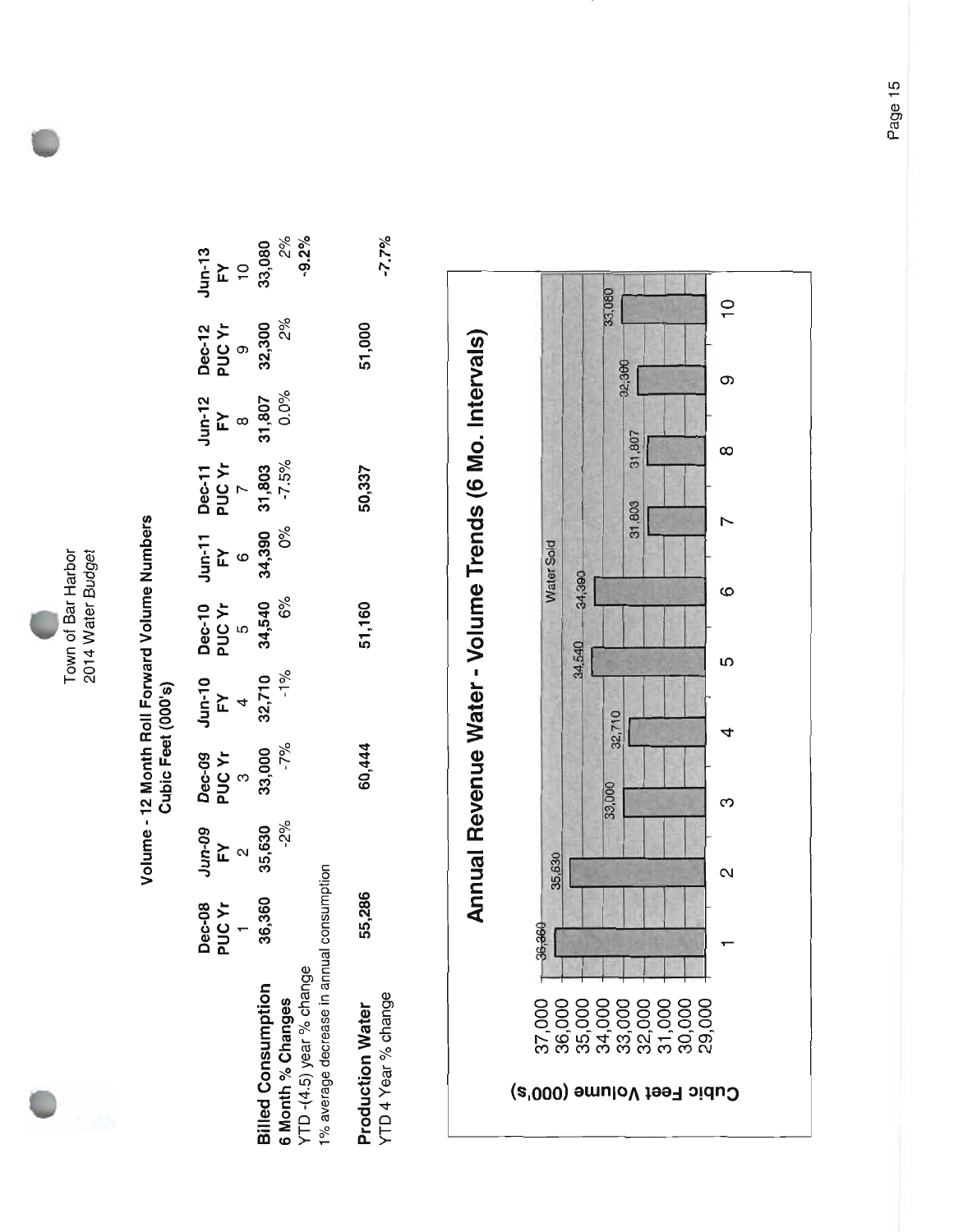Town of Bar Harbor
2014 Water Budget

## Volume - 12 Month Roll Forward Volume Numbers
### Cubic Feet (000's)

| | Dec-08 PUC Yr 1 | Jun-09 FY 2 | Dec-09 PUC Yr 3 | Jun-10 FY 4 | Dec-10 PUC Yr 5 | Jun-11 FY 6 | Dec-11 PUC Yr 7 | Jun-12 FY 8 | Dec-12 PUC Yr 9 | Jun-13 FY 10 |
|---|---|---|---|---|---|---|---|---|---|---|
| **Billed Consumption** | 36,360 | 35,630 | 33,000 | 32,710 | 34,540 | 34,390 | 31,803 | 31,807 | 32,300 | 33,080 |
| **6 Month % Changes** | | -2% | -7% | -1% | 6% | 0% | -7.5% | 0.0% | 2% | 2% |
| YTD -(4.5) year % change | | | | | | | | | | **-9.2%** |
| 1% average decrease in annual consumption | | | | | | | | | | |
| **Production Water** | 55,286 | | 60,444 | | 51,160 | | 50,337 | | 51,000 | |
| YTD 4 Year % change | | | | | | | | | | **-7.7%** |

## Annual Revenue Water - Volume Trends (6 Mo. Intervals)

Water Sold

| Period | Cubic Feet Volume (000's) |
|---|---|
| 1 | 36,360 |
| 2 | 35,630 |
| 3 | 33,000 |
| 4 | 32,710 |
| 5 | 34,540 |
| 6 | 34,390 |
| 7 | 31,803 |
| 8 | 31,807 |
| 9 | 32,300 |
| 10 | 33,080 |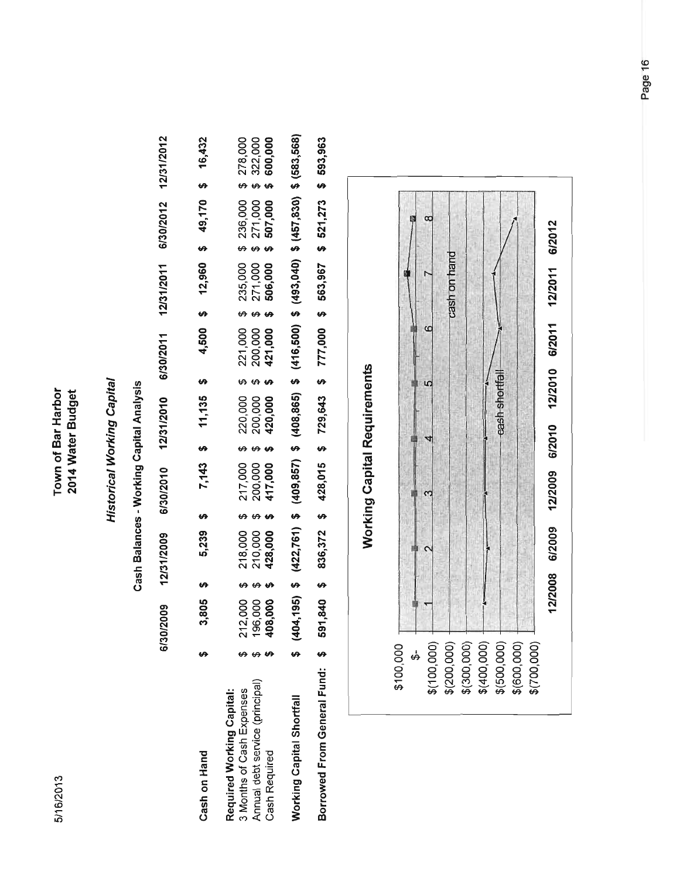# Town of Bar Harbor
## 2014 Water Budget

### *Historical Working Capital*

Cash Balances - Working Capital Analysis

| | 6/30/2009 | 12/31/2009 | 6/30/2010 | 12/31/2010 | 6/30/2011 | 12/31/2011 | 6/30/2012 | 12/31/2012 |
|---|---|---|---|---|---|---|---|---|
| **Cash on Hand** | $ 3,805 | $ 5,239 | $ 7,143 | $ 11,135 | $ 4,500 | $ 12,960 | $ 49,170 | $ 16,432 |
| **Required Working Capital:** | | | | | | | | |
| 3 Months of Cash Expenses | $ 212,000 | $ 218,000 | $ 217,000 | $ 220,000 | $ 221,000 | $ 235,000 | $ 236,000 | $ 278,000 |
| Annual debt service (principal) | $ 196,000 | $ 210,000 | $ 200,000 | $ 200,000 | $ 200,000 | $ 271,000 | $ 271,000 | $ 322,000 |
| Cash Required | $ 408,000 | $ 428,000 | $ 417,000 | $ 420,000 | $ 421,000 | $ 506,000 | $ 507,000 | $ 600,000 |
| **Working Capital Shortfall** | $ (404,195) | $ (422,761) | $ (409,857) | $ (408,865) | $ (416,500) | $ (493,040) | $ (457,830) | $ (583,568) |
| **Borrowed From General Fund:** | $ 591,840 | $ 836,372 | $ 428,015 | $ 729,643 | $ 777,000 | $ 563,967 | $ 521,273 | $ 593,963 |

**Working Capital Requirements**

$100,000
$-
$(100,000)
$(200,000)
$(300,000)
$(400,000)
$(500,000)
$(600,000)
$(700,000)

1 2 3 4 5 6 7 8

12/2008 6/2009 12/2009 6/2010 12/2010 6/2011 12/2011 6/2012

cash on hand

cash shortfall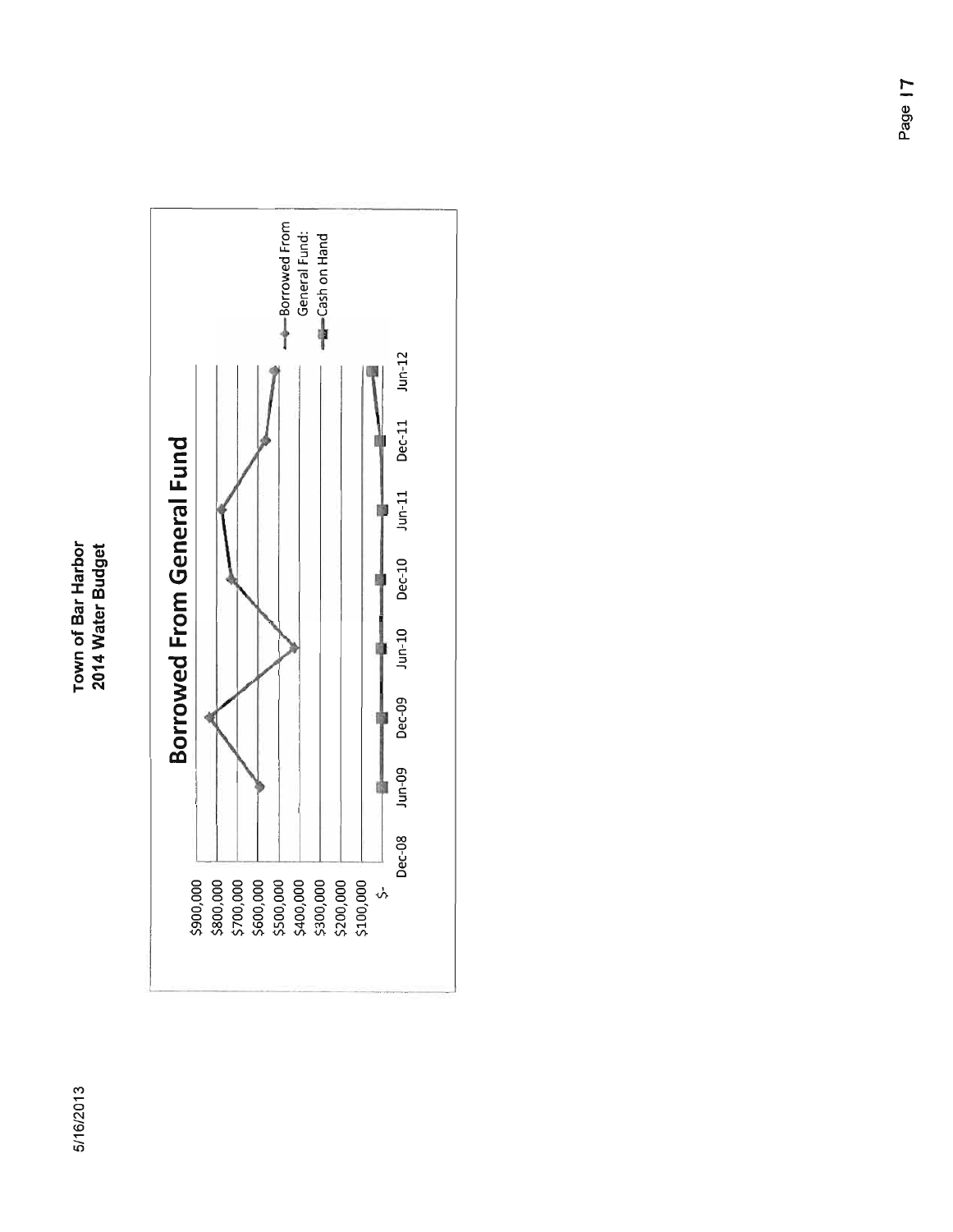Town of Bar Harbor
2014 Water Budget

5/16/2013

## Borrowed From General Fund

$900,000
$800,000
$700,000
$600,000
$500,000
$400,000
$300,000
$200,000
$100,000
$-

Dec-08 Jun-09 Dec-09 Jun-10 Dec-10 Jun-11 Dec-11 Jun-12

Borrowed From General Fund:
Cash on Hand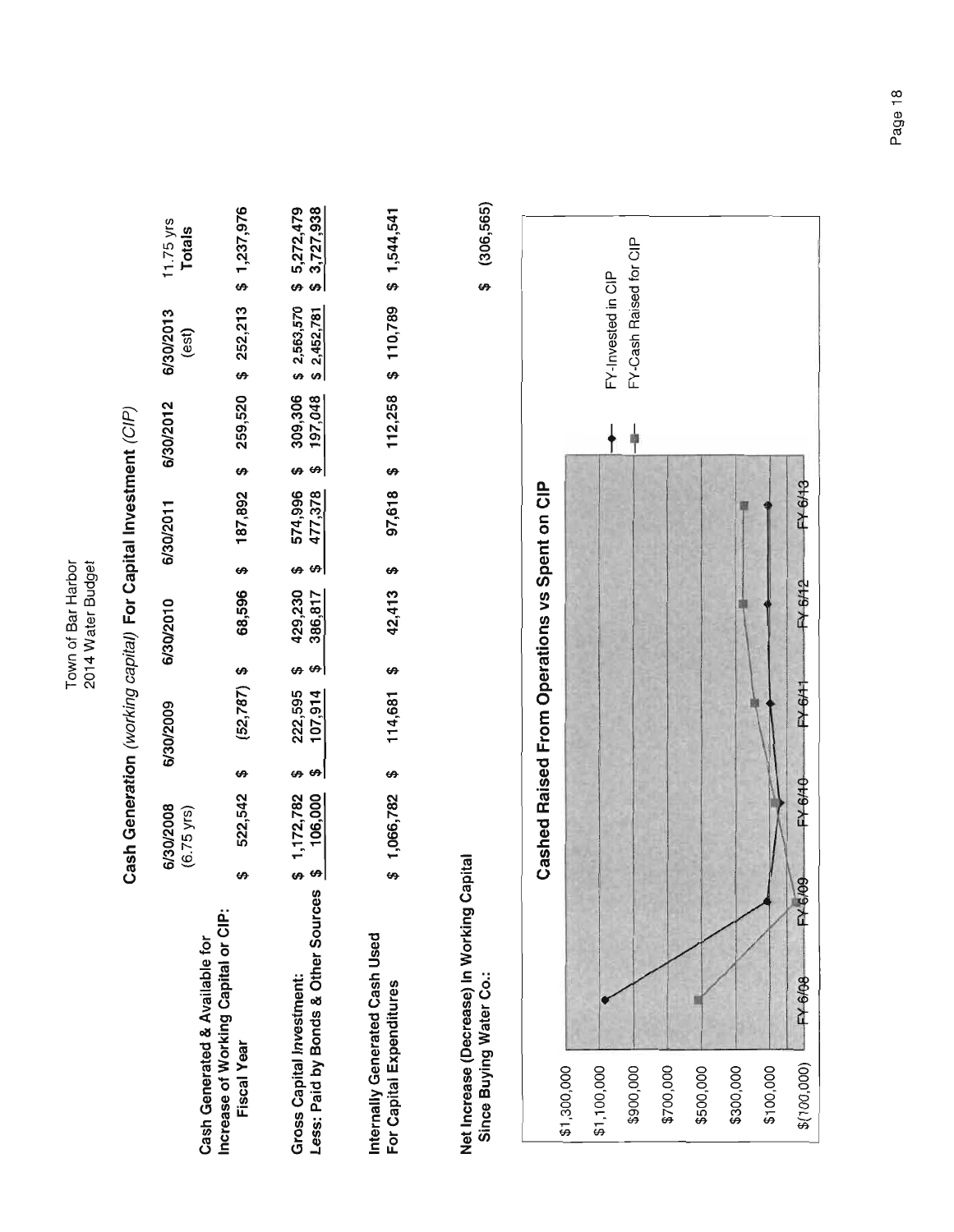Town of Bar Harbor
2014 Water Budget

## Cash Generation *(working capital)* For Capital Investment *(CIP)*

| | 6/30/2008 (6.75 yrs) | 6/30/2009 | 6/30/2010 | 6/30/2011 | 6/30/2012 | 6/30/2013 (est) | 11.75 yrs **Totals** |
|---|---|---|---|---|---|---|---|
| **Cash Generated & Available for Increase of Working Capital or CIP: Fiscal Year** | $ 522,542 | $ (52,787) | $ 68,596 | $ 187,892 | $ 259,520 | $ 252,213 | $ 1,237,976 |
| **Gross Capital Investment:** | $ 1,172,782 | $ 222,595 | $ 429,230 | $ 574,996 | $ 309,306 | $ 2,563,570 | $ 5,272,479 |
| **Less: Paid by Bonds & Other Sources** | $ 106,000 | $ 107,914 | $ 386,817 | $ 477,378 | $ 197,048 | $ 2,452,781 | $ 3,727,938 |
| **Internally Generated Cash Used For Capital Expenditures** | $ 1,066,782 | $ 114,681 | $ 42,413 | $ 97,618 | $ 112,258 | $ 110,789 | $ 1,544,541 |
| **Net Increase (Decrease) In Working Capital Since Buying Water Co.:** | | | | | | | $ (306,565) |

**Cashed Raised From Operations vs Spent on CIP**

| | FY-6/08 | FY-6/09 | FY-6/10 | FY-6/11 | FY-6/12 | FY-6/13 |
|---|---|---|---|---|---|---|
| FY-Invested in CIP | | | | | | |
| FY-Cash Raised for CIP | | | | | | |

$1,300,000 / $1,100,000 / $900,000 / $700,000 / $500,000 / $300,000 / $100,000 / $(100,000)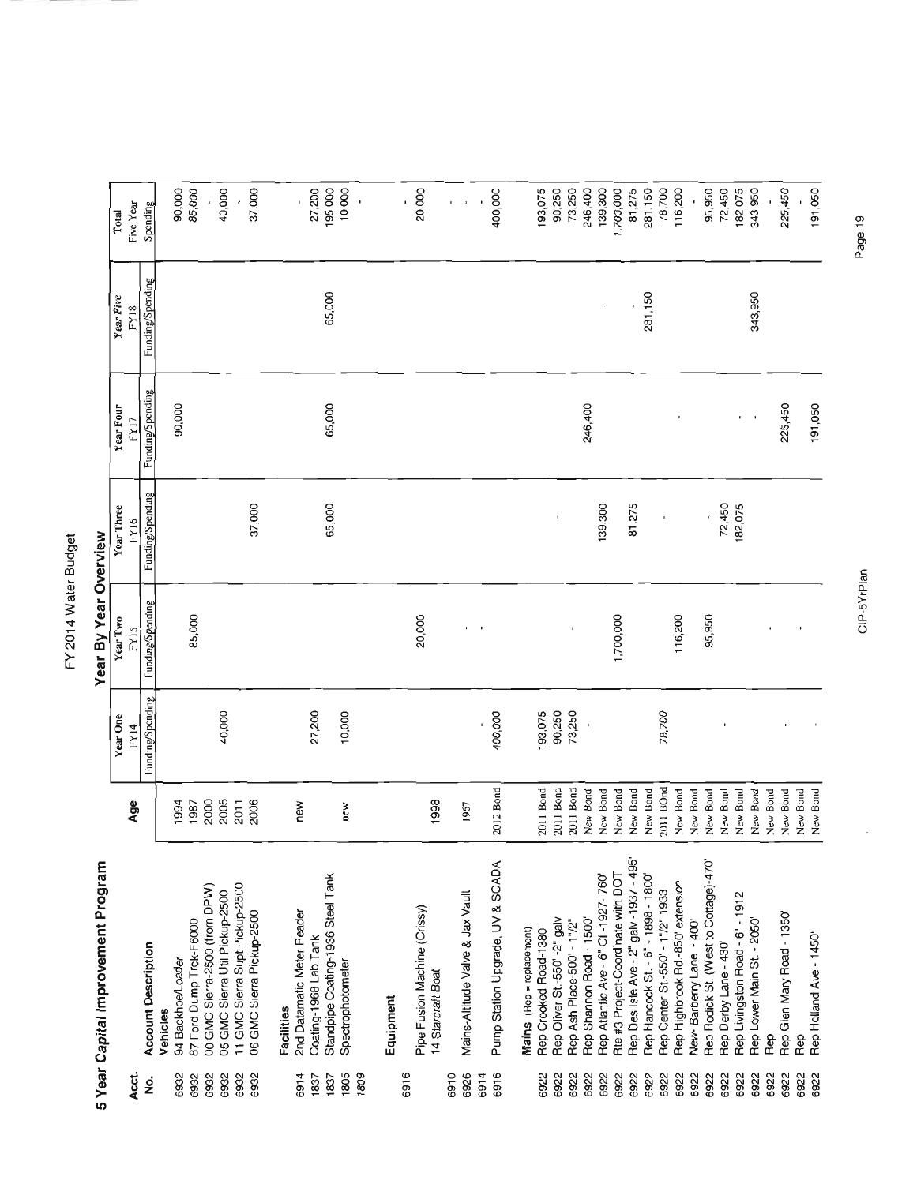# FY 2014 Water Budget

## 5 Year Capital Improvement Program

## Year By Year Overview

| Acct. No. | Account Description | Age | Year One FY14 Funding/Spending | Year Two FY15 Funding/Spending | Year Three FY16 Funding/Spending | Year Four FY17 Funding/Spending | Year Five FY18 Funding/Spending | Total Five Year Spending |
|---|---|---|---|---|---|---|---|---|
| | **Vehicles** | | | | | | | |
| 6932 | 94 Backhoe/Loader | 1994 | | | | 90,000 | | 90,000 |
| 6932 | 87 Ford Dump Trck-F6000 | 1987 | | 85,000 | | | | 85,000 |
| 6932 | 00 GMC Sierra-2500 (from DPW) | 2000 | | | | | | - |
| 6932 | 05 GMC Sierra Util Pickup-2500 | 2005 | 40,000 | | | | | 40,000 |
| 6932 | 11 GMC Sierra Supt Pickup-2500 | 2011 | | | | | | - |
| 6932 | 06 GMC Sierra Pickup-2500 | 2006 | | | 37,000 | | | 37,000 |
| | **Facilities** | | | | | | | |
| 6914 | 2nd Datamatic Meter Reader | new | | | | | | - |
| 1837 | Coating-1968 Lab Tank | | 27,200 | | | | | 27,200 |
| 1837 | Standpipe Coating-1936 Steel Tank | | | | 65,000 | 65,000 | 65,000 | 195,000 |
| 1805 | Spectrophotometer | new | 10,000 | | | | | 10,000 |
| *1809* | | | | | | | | - |
| | **Equipment** | | | | | | | |
| 6916 | | | | | | | | - |
| | Pipe Fusion Machine (Crissy) | 1998 | | 20,000 | | | | 20,000 |
| | *14 Starcraft Boat* | | | | | | | |
| 6910 | | | | | | | | - |
| 6926 | Mains-Altitude Valve & Jax Vault | 1967 | | - | | | | - |
| 6914 | | | - | - | | | | - |
| 6916 | Pump Station Upgrade, UV & SCADA | 2012 Bond | *400,000* | | | | | 400,000 |
| | **Mains** (Rep = replacement) | | | | | | | |
| 6922 | Rep Crooked Road-1380' | 2011 Bond | 193,075 | | | | | 193,075 |
| 6922 | Rep Oliver St.-550'-2" galv | 2011 Bond | 90,250 | | | | | 90,250 |
| 6922 | Rep Ash Place-500' - 1"/2" | 2011 Bond | 73,250 | - | - | | | 73,250 |
| 6922 | Rep Shannon Road - 1500' | *New Bond* | - | | | 246,400 | | 246,400 |
| 6922 | Rep Atlantic Ave - 6" CI -1927- 760' | New Bond | | | 139,300 | | - | 139,300 |
| 6922 | Rte #3 Project-Coordinate with DOT | New Bond | | 1,700,000 | | | | *1,700,000* |
| 6922 | Rep Des Isle Ave - 2" galv -1937 - 495' | New Bond | | | 81,275 | | - | 81,275 |
| 6922 | Rep Hancock St. - 6" - 1898 - 1800' | New Bond | | | | | 281,150 | 281,150 |
| 6922 | Rep Center St.-550' - 1"/2" 1933 | 2011 BOnd | 78,700 | | - | - | | 78,700 |
| 6922 | Rep Highbrook Rd.-850' extension | New Bond | | 116,200 | | | | 116,200 |
| 6922 | New- Barberry Lane - 400' | New Bond | | | | | | - |
| 6922 | Rep Rodick St. (West to Cottage)-470' | New Bond | | 95,950 | - | | | 95,950 |
| 6922 | Rep Derby Lane - 430' | New Bond | - | | 72,450 | | | 72,450 |
| 6922 | Rep Livingston Road - 6" - 1912 | New Bond | | | 182,075 | - | | 182,075 |
| 6922 | Rep Lower Main St. - 2050' | *New Bond* | | | | - | 343,950 | 343,950 |
| 6922 | Rep | New Bond | | | | | | - |
| 6922 | Rep Glen Mary Road - 1350' | New Bond | - | - | | 225,450 | | 225,450 |
| 6922 | Rep | New Bond | | | | | | - |
| 6922 | Rep Holland Ave - 1450' | New Bond | - | - | | 191,050 | | 191,050 |

CIP-5YrPlan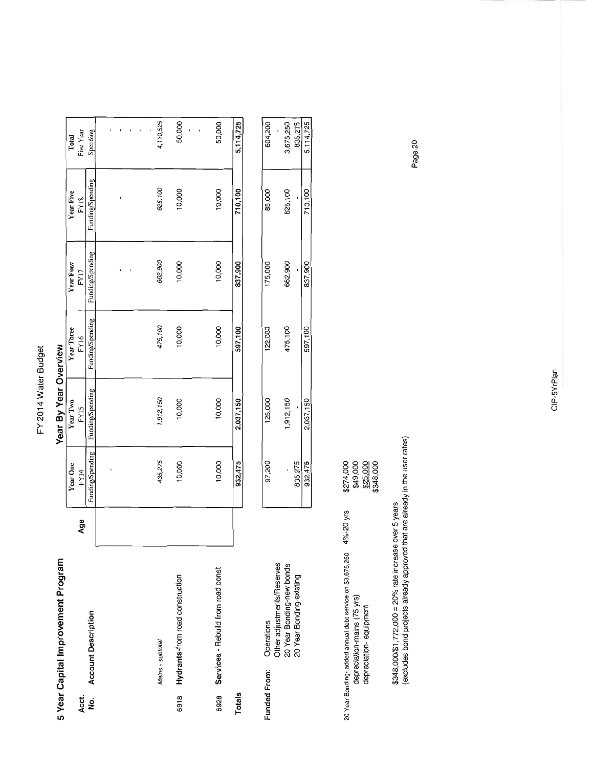# FY 2014 Water Budget

## 5 Year Capital Improvement Program

### Year By Year Overview

| Acct. No. | Account Description | Age | Year One FY14 Funding/Spending | Year Two FY15 Funding/Spending | Year Three FY16 Funding/Spending | Year Four FY17 Funding/Spending | Year Five FY18 Funding/Spending | Total Five Year Spending |
|---|---|---|---|---|---|---|---|---|
| | | | - | | | - | - | - |
| | | | | | | - | | - |
| | | | | | | | | - |
| | | | | | | | | - |
| | *Mains - subtotal* | | *435,275* | *1,912,150* | *475,100* | *662,900* | *625,100* | *4,110,525* |
| 6918 | **Hydrants**-from road construction | | 10,000 | 10,000 | 10,000 | 10,000 | 10,000 | 50,000 |
| | | | | | | | | - |
| | | | | | | | | - |
| 6928 | **Services** - Rebuild from road const | | 10,000 | 10,000 | 10,000 | 10,000 | 10,000 | 50,000 |
| | | | | | | | | - |
| **Totals** | | | **932,475** | **2,037,150** | **597,100** | **837,900** | **710,100** | **5,114,725** |

| Funded From: | | Year One FY14 | Year Two FY15 | Year Three FY16 | Year Four FY17 | Year Five FY18 | Total Five Year Spending |
|---|---|---|---|---|---|---|---|
| | Operations | 97,200 | 125,000 | 122,000 | 175,000 | 85,000 | 604,200 |
| | Other adjustments/Reserves | | | | | | - |
| | 20 Year Bonding-new bonds | - | 1,912,150 | 475,100 | 662,900 | 625,100 | 3,675,250 |
| | 20 Year Bonding-existing | 835,275 | - | | | - | 835,275 |
| | | 932,475 | 2,037,150 | 597,100 | 837,900 | 710,100 | 5,114,725 |

| | | |
|---|---|---|
| 20 Year Bonding- added annual debt service on $3,675,250 | 4%-20 yrs | $274,000 |
| depreciation-mains (75 yrs) | | $49,000 |
| depreciation- equipment | | $25,000 |
| | | $348,000 |

$348,000/$1,772,000 = 20% rate increase over 5 years
(excludes bond projects already approved that are already in the user rates)

CIP-5YrPlan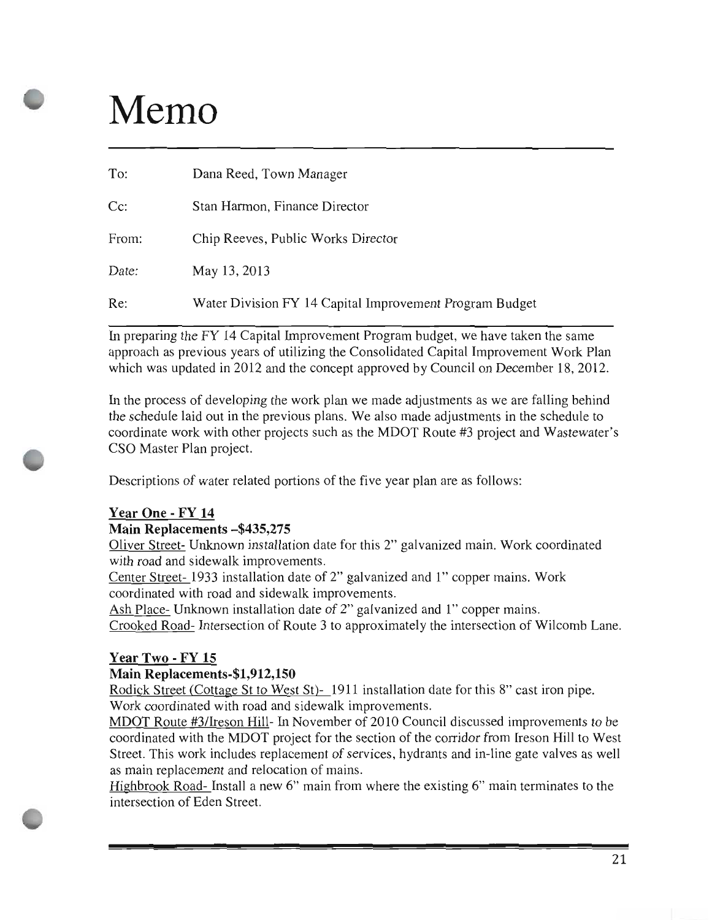# Memo

| | |
|---|---|
| To: | Dana Reed, Town Manager |
| Cc: | Stan Harmon, Finance Director |
| From: | Chip Reeves, Public Works Director |
| Date: | May 13, 2013 |
| Re: | Water Division FY 14 Capital Improvement Program Budget |

In preparing the FY 14 Capital Improvement Program budget, we have taken the same approach as previous years of utilizing the Consolidated Capital Improvement Work Plan which was updated in 2012 and the concept approved by Council on December 18, 2012.

In the process of developing the work plan we made adjustments as we are falling behind the schedule laid out in the previous plans. We also made adjustments in the schedule to coordinate work with other projects such as the MDOT Route #3 project and Wastewater's CSO Master Plan project.

Descriptions of water related portions of the five year plan are as follows:

**Year One - FY 14**

**Main Replacements –$435,275**

Oliver Street- Unknown installation date for this 2" galvanized main. Work coordinated with road and sidewalk improvements.

Center Street- 1933 installation date of 2" galvanized and 1" copper mains. Work coordinated with road and sidewalk improvements.

Ash Place- Unknown installation date of 2" galvanized and 1" copper mains.

Crooked Road- Intersection of Route 3 to approximately the intersection of Wilcomb Lane.

**Year Two - FY 15**

**Main Replacements-$1,912,150**

Rodick Street (Cottage St to West St)- 1911 installation date for this 8" cast iron pipe. Work coordinated with road and sidewalk improvements.

MDOT Route #3/Ireson Hill- In November of 2010 Council discussed improvements to be coordinated with the MDOT project for the section of the corridor from Ireson Hill to West Street. This work includes replacement of services, hydrants and in-line gate valves as well as main replacement and relocation of mains.

Highbrook Road- Install a new 6" main from where the existing 6" main terminates to the intersection of Eden Street.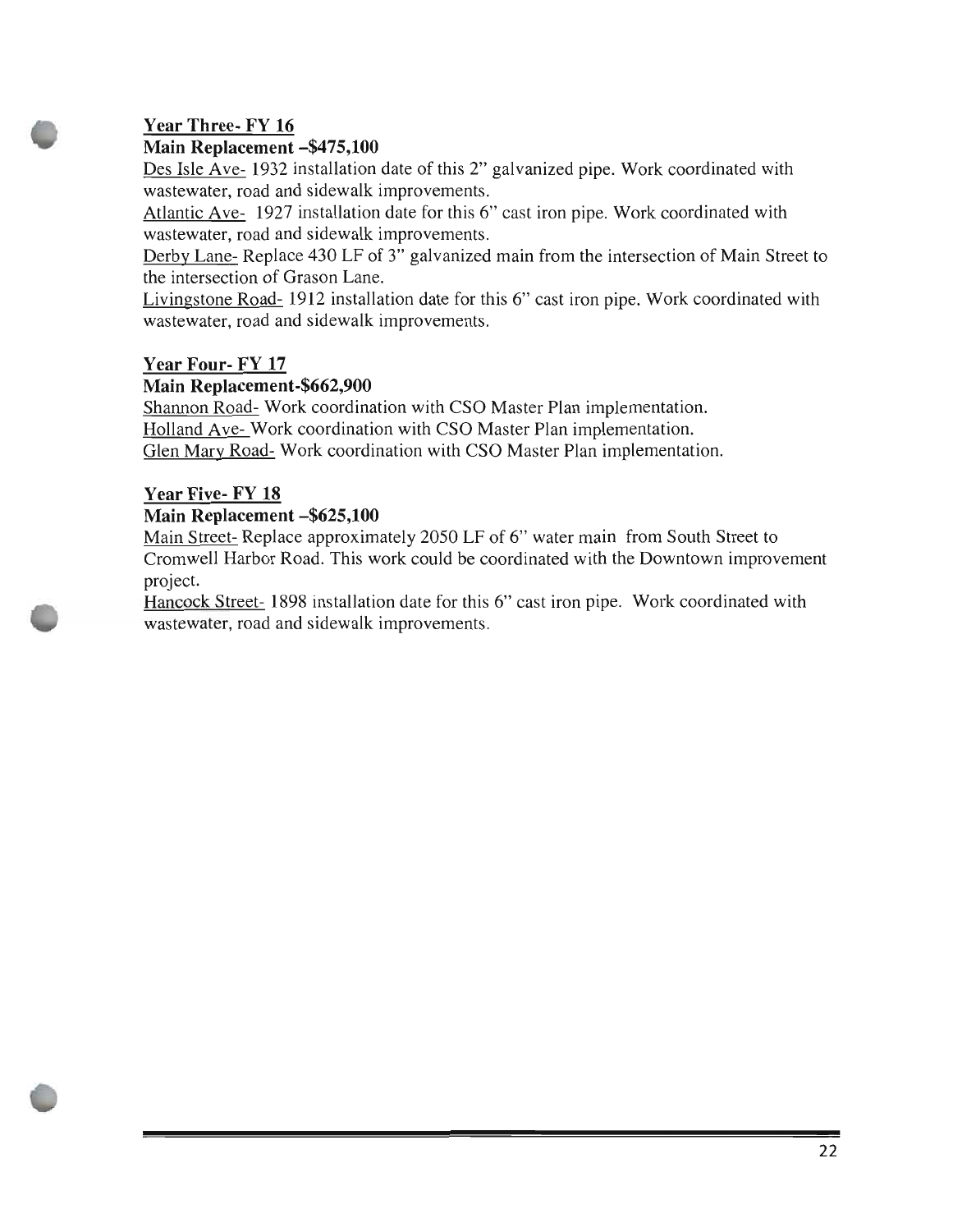### Year Three- FY 16

**Main Replacement –$475,100**

Des Isle Ave- 1932 installation date of this 2" galvanized pipe. Work coordinated with wastewater, road and sidewalk improvements.

Atlantic Ave- 1927 installation date for this 6" cast iron pipe. Work coordinated with wastewater, road and sidewalk improvements.

Derby Lane- Replace 430 LF of 3" galvanized main from the intersection of Main Street to the intersection of Grason Lane.

Livingstone Road- 1912 installation date for this 6" cast iron pipe. Work coordinated with wastewater, road and sidewalk improvements.

### Year Four- FY 17

**Main Replacement-$662,900**

Shannon Road- Work coordination with CSO Master Plan implementation.

Holland Ave- Work coordination with CSO Master Plan implementation.

Glen Mary Road- Work coordination with CSO Master Plan implementation.

### Year Five- FY 18

**Main Replacement –$625,100**

Main Street- Replace approximately 2050 LF of 6" water main from South Street to Cromwell Harbor Road. This work could be coordinated with the Downtown improvement project.

Hancock Street- 1898 installation date for this 6" cast iron pipe. Work coordinated with wastewater, road and sidewalk improvements.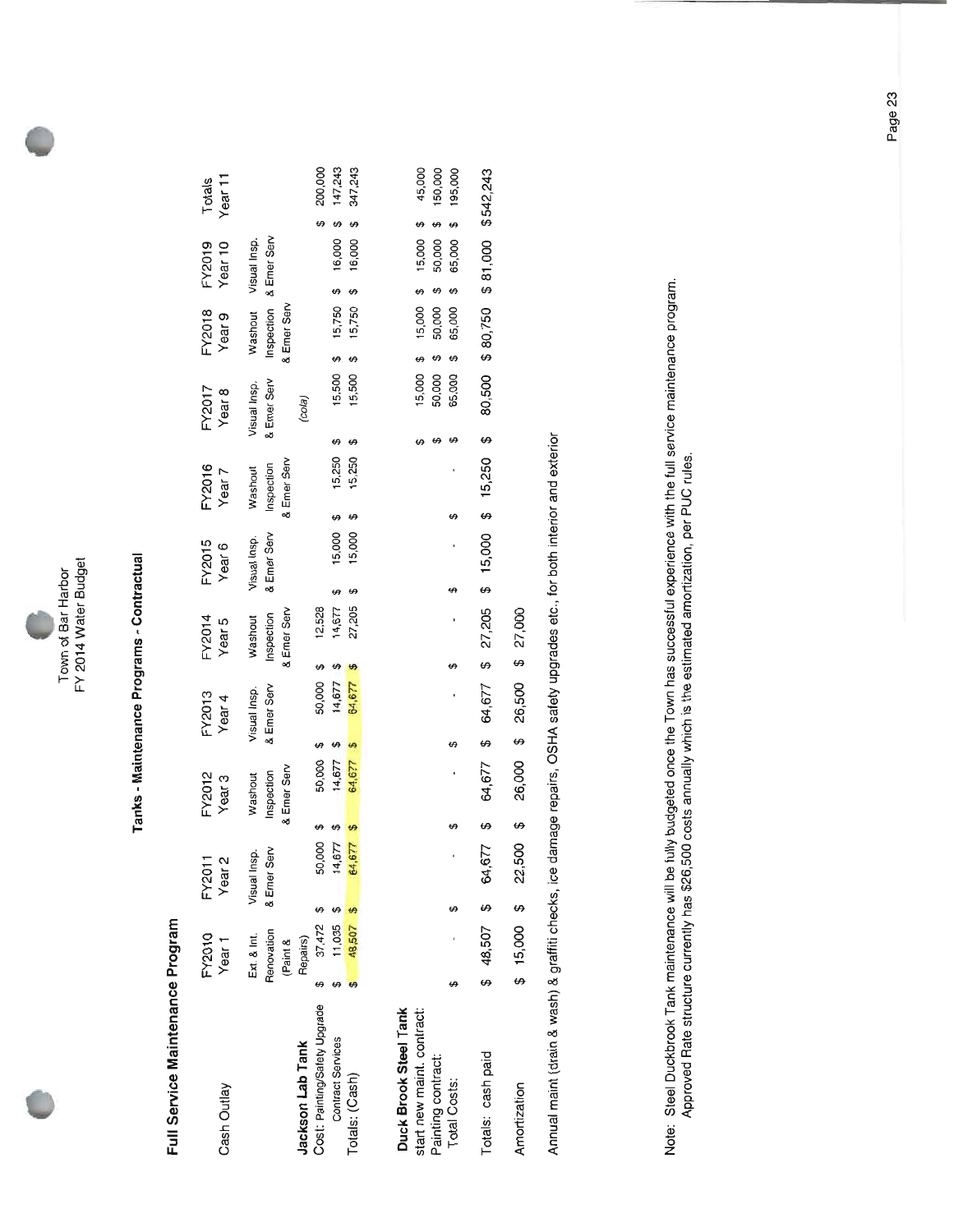Town of Bar Harbor
FY 2014 Water Budget

## Tanks - Maintenance Programs - Contractual

### Full Service Maintenance Program

| Cash Outlay | FY2010 Year 1 | FY2011 Year 2 | FY2012 Year 3 | FY2013 Year 4 | FY2014 Year 5 | FY2015 Year 6 | FY2016 Year 7 | FY2017 Year 8 | FY2018 Year 9 | FY2019 Year 10 | Totals Year 11 |
|---|---|---|---|---|---|---|---|---|---|---|---|
| | Ext. & Int. Renovation (Paint & Repairs) | Visual Insp. & Emer Serv | Washout Inspection & Emer Serv | Visual Insp. & Emer Serv | Washout Inspection & Emer Serv | Visual Insp. & Emer Serv | Washout Inspection & Emer Serv | Visual Insp. & Emer Serv | Washout Inspection & Emer Serv | Visual Insp. & Emer Serv | |
| **Jackson Lab Tank** | | | | | | | | (cola) | | | |
| Cost: Painting/Safety Upgrade | $ 37,472 | $ 50,000 | $ 50,000 | $ 50,000 | $ 12,528 | | | | | | $ 200,000 |
| Contract Services | $ 11,035 | $ 14,677 | $ 14,677 | $ 14,677 | $ 14,677 | $ 15,000 | $ 15,250 | $ 15,500 | $ 15,750 | $ 16,000 | $ 147,243 |
| Totals: (Cash) | $ 48,507 | $ 64,677 | $ 64,677 | $ 64,677 | $ 27,205 | $ 15,000 | $ 15,250 | $ 15,500 | $ 15,750 | $ 16,000 | $ 347,243 |
| **Duck Brook Steel Tank** | | | | | | | | | | | |
| start new maint. contract: | | | | | | | | $ 15,000 | $ 15,000 | $ 15,000 | $ 45,000 |
| Painting contract: | | | | | | | | $ 50,000 | $ 50,000 | $ 50,000 | $ 150,000 |
| Total Costs: | $ - | $ - | $ - | $ - | $ - | $ - | $ - | $ 65,000 | $ 65,000 | $ 65,000 | $ 195,000 |
| Totals: cash paid | $ 48,507 | $ 64,677 | $ 64,677 | $ 64,677 | $ 27,205 | $ 15,000 | $ 15,250 | $ 80,500 | $ 80,750 | $ 81,000 | $542,243 |
| Amortization | $ 15,000 | $ 22,500 | $ 26,000 | $ 26,500 | $ 27,000 | | | | | | |

Annual maint (drain & wash) & graffiti checks, ice damage repairs, OSHA safety upgrades etc., for both interior and exterior

Note: Steel Duckbrook Tank maintenance will be fully budgeted once the Town has successful experience with the full service maintenance program.
Approved Rate structure currently has $26,500 costs annually which is the estimated amortization, per PUC rules.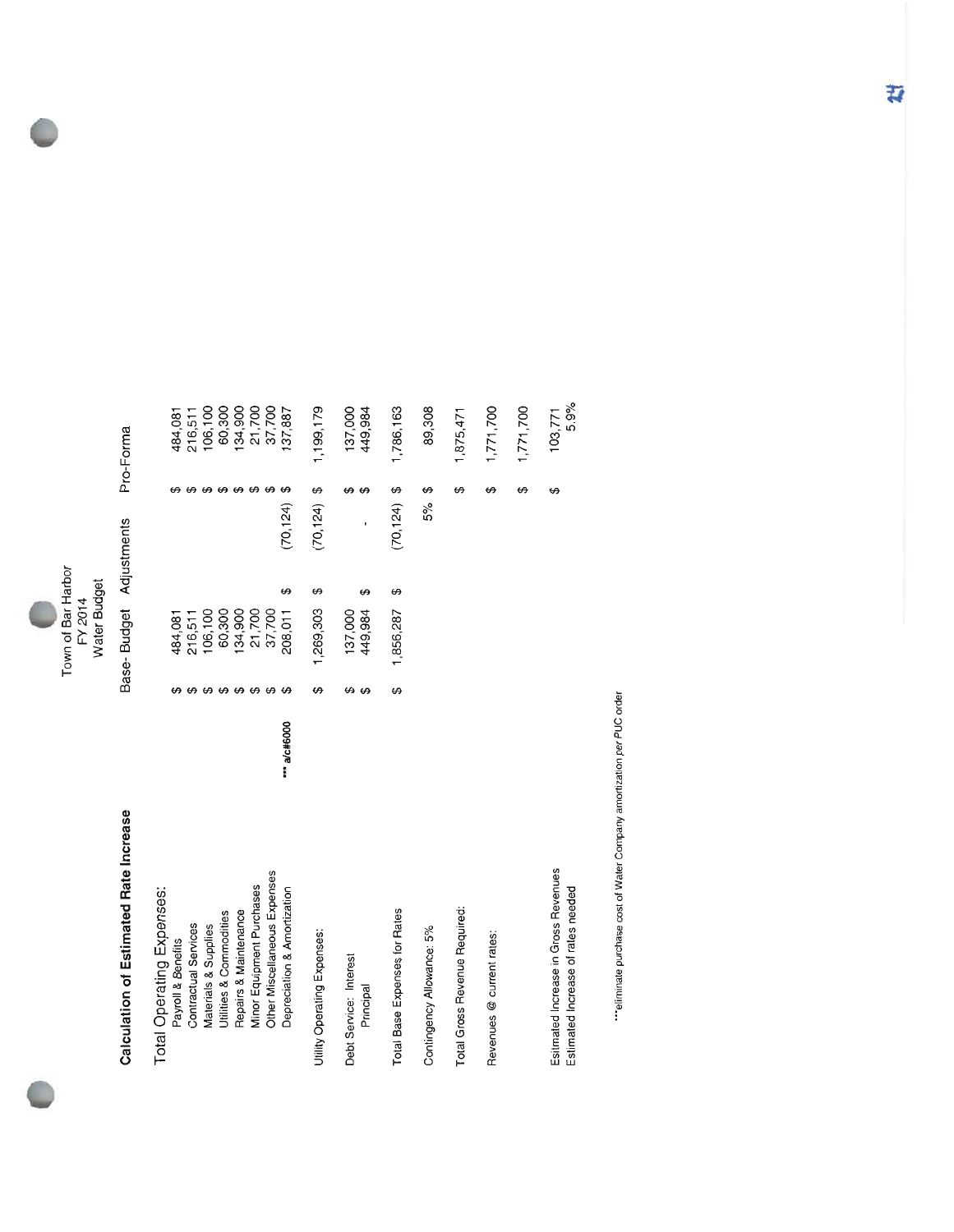Town of Bar Harbor
FY 2014
Water Budget

## Calculation of Estimated Rate Increase

| | | Base- Budget | Adjustments | Pro-Forma |
|---|---|---|---|---|
| **Total Operating Expenses:** | | | | |
| Payroll & Benefits | | $ 484,081 | | $ 484,081 |
| Contractual Services | | $ 216,511 | | $ 216,511 |
| Materials & Supplies | | $ 106,100 | | $ 106,100 |
| Utilities & Commodities | | $ 60,300 | | $ 60,300 |
| Repairs & Maintenance | | $ 134,900 | | $ 134,900 |
| Minor Equipment Purchases | | $ 21,700 | | $ 21,700 |
| Other Miscellaneous Expenses | | $ 37,700 | | $ 37,700 |
| Depreciation & Amortization | *** a/c#6000 | $ 208,011 | $ (70,124) | $ 137,887 |
| Utility Operating Expenses: | | $ 1,269,303 | $ (70,124) | $ 1,199,179 |
| Debt Service: Interest | | $ 137,000 | | $ 137,000 |
| Principal | | $ 449,984 | $ - | $ 449,984 |
| Total Base Expenses for Rates | | $ 1,856,287 | $ (70,124) | $ 1,786,163 |
| Contingency Allowance: 5% | | | 5% | $ 89,308 |
| Total Gross Revenue Required: | | | | $ 1,875,471 |
| Revenues @ current rates: | | | | $ 1,771,700 |
| | | | | $ 1,771,700 |
| Estimated Increase in Gross Revenues | | | | $ 103,771 |
| Estimated Increase of rates needed | | | | 5.9% |

***eliminate purchase cost of Water Company amortization per PUC order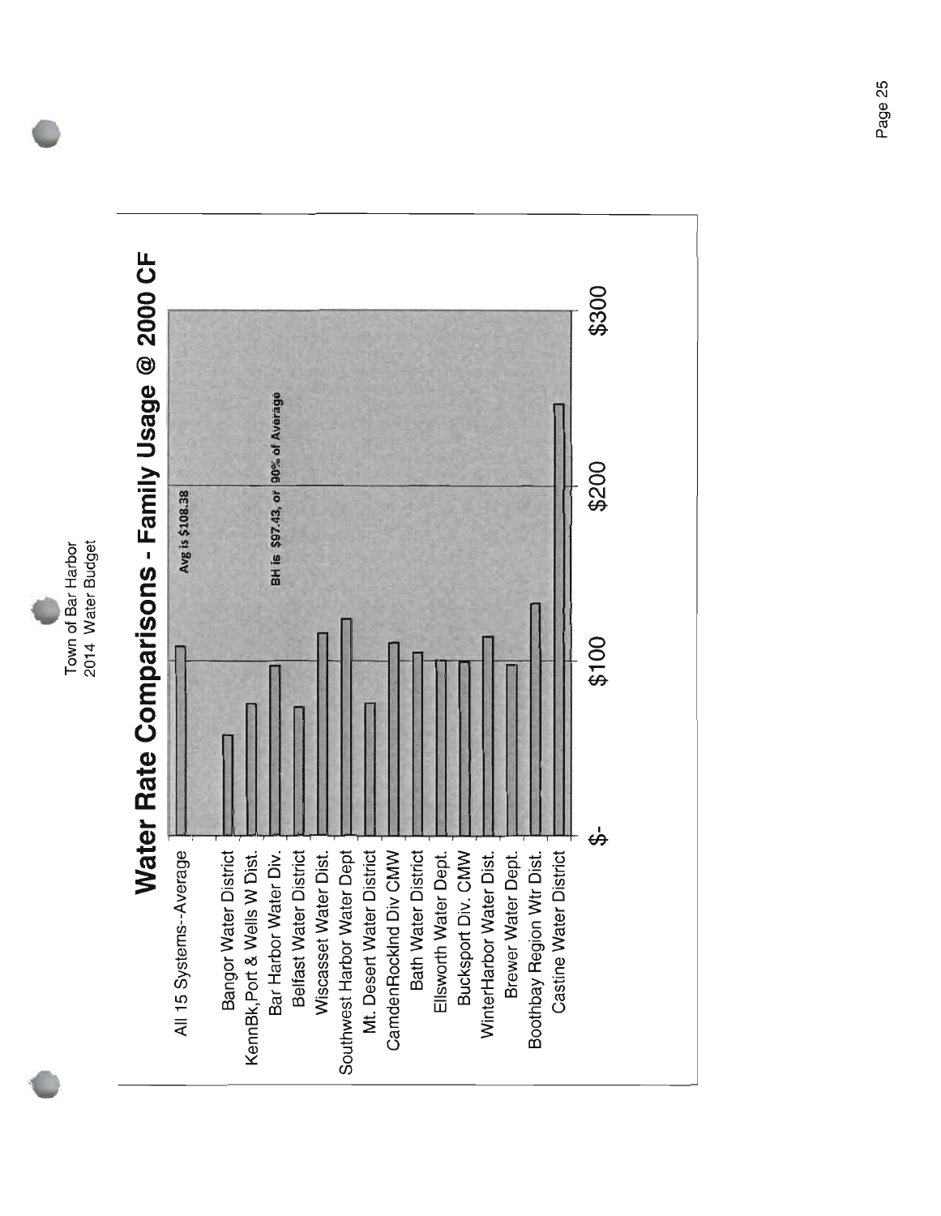Town of Bar Harbor
2014 Water Budget

## Water Rate Comparisons - Family Usage @ 2000 CF

Avg is $108.38

BH is $97.43, or 90% of Average

| System |
|---|
| All 15 Systems--Average |
| Bangor Water District |
| KennBk,Port & Wells W Dist. |
| Bar Harbor Water Div. |
| Belfast Water District |
| Wiscasset Water Dist. |
| Southwest Harbor Water Dept |
| Mt. Desert Water District |
| CamdenRockInd Div CMW |
| Bath Water District |
| Ellsworth Water Dept. |
| Bucksport Div. CMW |
| WinterHarbor Water Dist. |
| Brewer Water Dept. |
| Boothbay Region Wtr Dist. |
| Castine Water District |

$- $100 $200 $300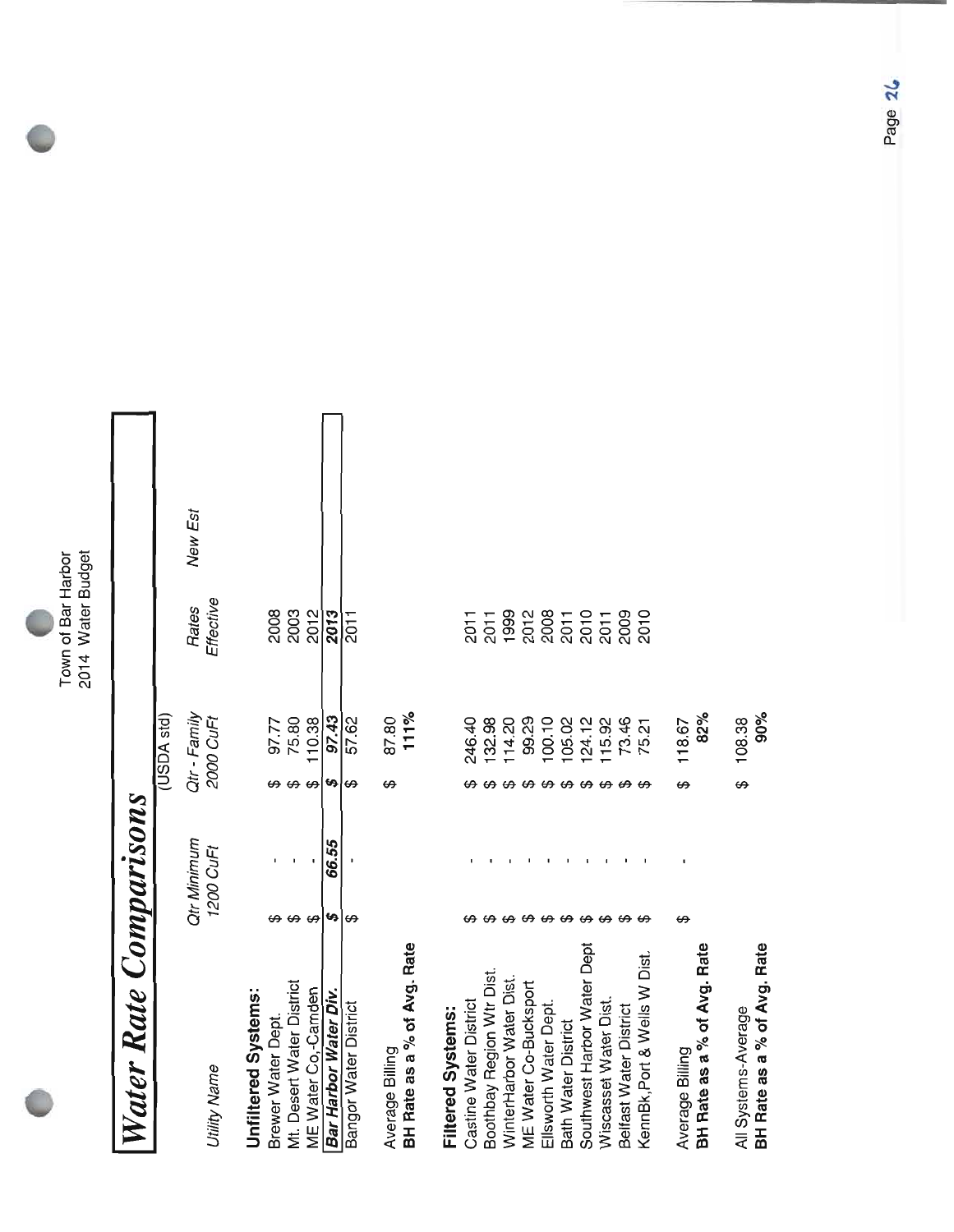Town of Bar Harbor
2014 Water Budget

# Water Rate Comparisons

| Utility Name | Qtr Minimum 1200 CuFt | Qtr - Family 2000 CuFt (USDA std) | Rates Effective | New Est |
|---|---|---|---|---|
| **Unfiltered Systems:** | | | | |
| Brewer Water Dept. | $ - | $ 97.77 | 2008 | |
| Mt. Desert Water District | $ - | $ 75.80 | 2003 | |
| ME Water Co,-Camden | $ - | $ 110.38 | 2012 | |
| ***Bar Harbor Water Div.*** | ***$ 66.55*** | ***$ 97.43*** | ***2013*** | |
| Bangor Water District | $ - | $ 57.62 | 2011 | |
| | | | | |
| Average Billing | | $ 87.80 | | |
| **BH Rate as a % of Avg. Rate** | | **111%** | | |
| | | | | |
| **Filtered Systems:** | | | | |
| Castine Water District | $ - | $ 246.40 | 2011 | |
| Boothbay Region Wtr Dist. | $ - | $ 132.98 | 2011 | |
| WinterHarbor Water Dist. | $ - | $ 114.20 | 1999 | |
| ME Water Co-Bucksport | $ - | $ 99.29 | 2012 | |
| Ellsworth Water Dept. | $ - | $ 100.10 | 2008 | |
| Bath Water District | $ - | $ 105.02 | 2011 | |
| Southwest Harbor Water Dept | $ - | $ 124.12 | 2010 | |
| Wiscasset Water Dist. | $ - | $ 115.92 | 2011 | |
| Belfast Water District | $ - | $ 73.46 | 2009 | |
| KennBk,Port & Wells W Dist. | $ - | $ 75.21 | 2010 | |
| | | | | |
| Average Billing | $ - | $ 118.67 | | |
| **BH Rate as a % of Avg. Rate** | | **82%** | | |
| | | | | |
| All Systems-Average | | $ 108.38 | | |
| **BH Rate as a % of Avg. Rate** | | **90%** | | |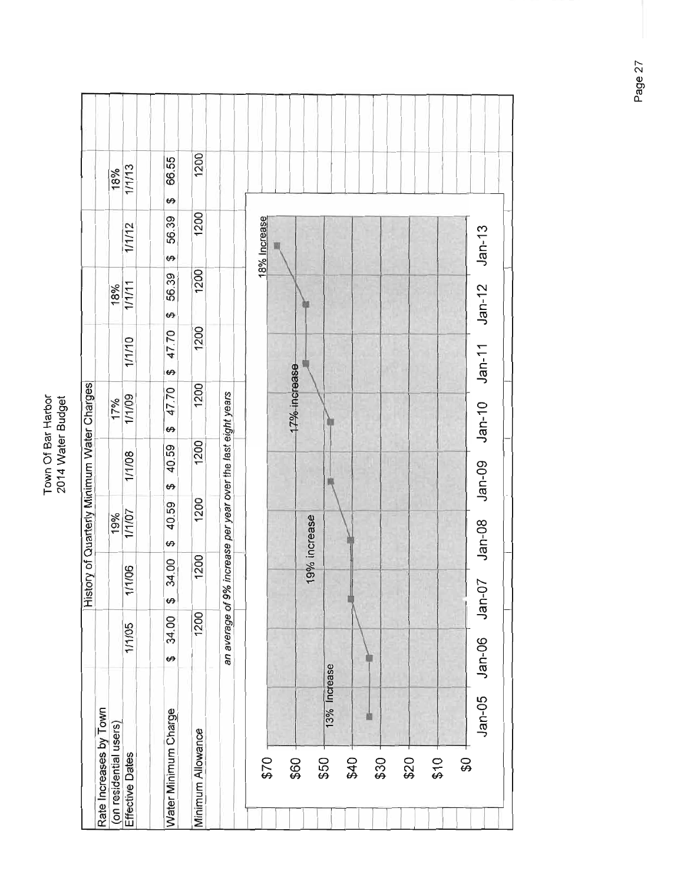## History of Quarterly Minimum Water Charges

| Rate Increases by Town (on residential users) | | | 19% | | 17% | | 18% | | 18% |
|---|---|---|---|---|---|---|---|---|---|
| Effective Dates | 1/1/05 | 1/1/06 | 1/1/07 | 1/1/08 | 1/1/09 | 1/1/10 | 1/1/11 | 1/1/12 | 1/1/13 |
| Water Minimum Charge | $ 34.00 | $ 34.00 | $ 40.59 | $ 40.59 | $ 47.70 | $ 47.70 | $ 56.39 | $ 56.39 | $ 66.55 |
| Minimum Allowance | 1200 | 1200 | 1200 | 1200 | 1200 | 1200 | 1200 | 1200 | 1200 |

*an average of 9% increase per year over the last eight years*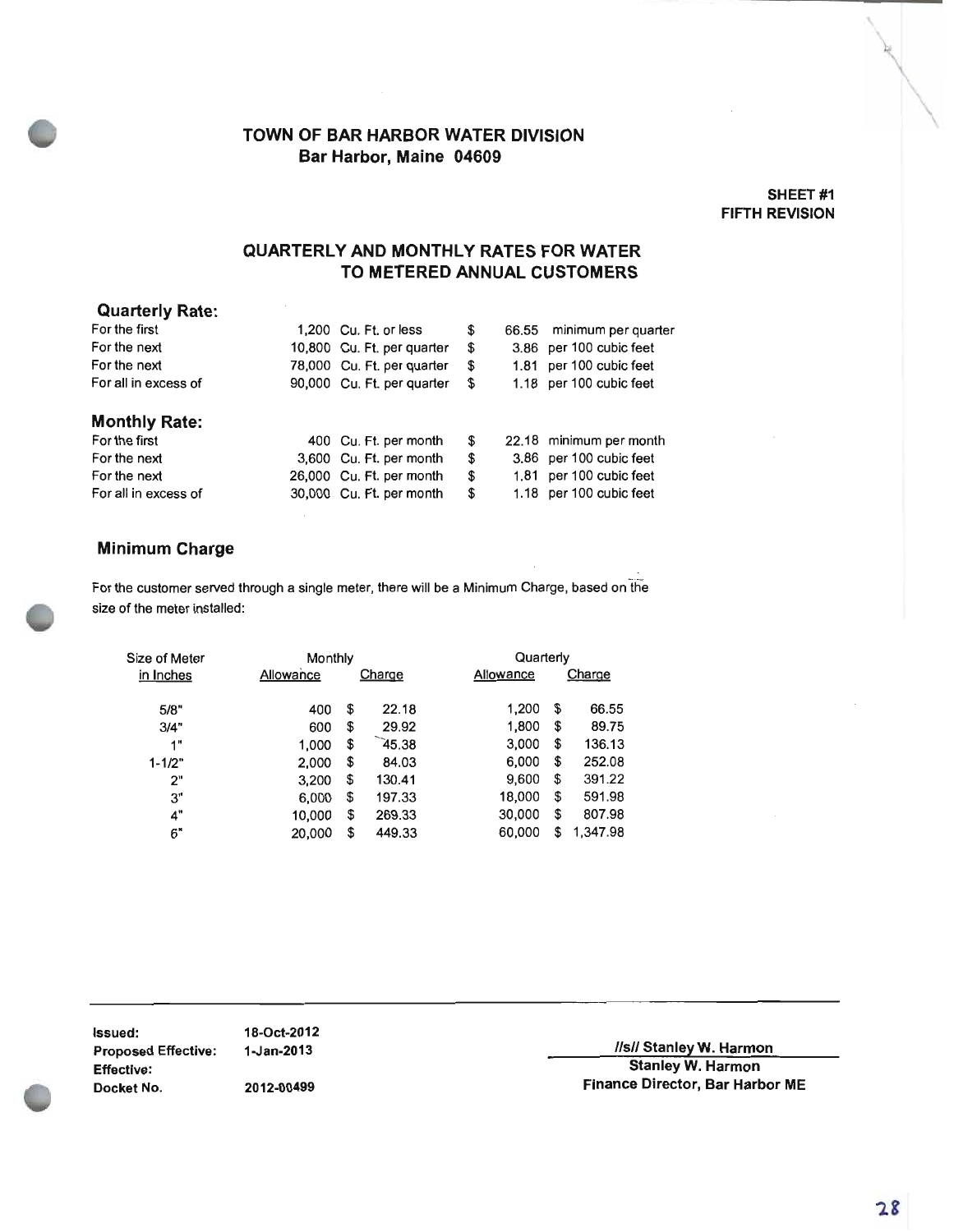# TOWN OF BAR HARBOR WATER DIVISION
## Bar Harbor, Maine 04609

**SHEET #1**
**FIFTH REVISION**

## QUARTERLY AND MONTHLY RATES FOR WATER TO METERED ANNUAL CUSTOMERS

### Quarterly Rate:

| | | | |
|---|---|---|---|
| For the first | 1,200 Cu. Ft. or less | $ 66.55 | minimum per quarter |
| For the next | 10,800 Cu. Ft. per quarter | $ 3.86 | per 100 cubic feet |
| For the next | 78,000 Cu. Ft. per quarter | $ 1.81 | per 100 cubic feet |
| For all in excess of | 90,000 Cu. Ft. per quarter | $ 1.18 | per 100 cubic feet |

### Monthly Rate:

| | | | |
|---|---|---|---|
| For the first | 400 Cu. Ft. per month | $ 22.18 | minimum per month |
| For the next | 3,600 Cu. Ft. per month | $ 3.86 | per 100 cubic feet |
| For the next | 26,000 Cu. Ft. per month | $ 1.81 | per 100 cubic feet |
| For all in excess of | 30,000 Cu. Ft. per month | $ 1.18 | per 100 cubic feet |

### Minimum Charge

For the customer served through a single meter, there will be a Minimum Charge, based on the size of the meter installed:

| Size of Meter in Inches | Monthly Allowance | Monthly Charge | Quarterly Allowance | Quarterly Charge |
|---|---|---|---|---|
| 5/8" | 400 | $ 22.18 | 1,200 | $ 66.55 |
| 3/4" | 600 | $ 29.92 | 1,800 | $ 89.75 |
| 1" | 1,000 | $ 45.38 | 3,000 | $ 136.13 |
| 1-1/2" | 2,000 | $ 84.03 | 6,000 | $ 252.08 |
| 2" | 3,200 | $ 130.41 | 9,600 | $ 391.22 |
| 3" | 6,000 | $ 197.33 | 18,000 | $ 591.98 |
| 4" | 10,000 | $ 269.33 | 30,000 | $ 807.98 |
| 6" | 20,000 | $ 449.33 | 60,000 | $ 1,347.98 |

**Issued:** 18-Oct-2012
**Proposed Effective:** 1-Jan-2013
**Effective:**
**Docket No.** 2012-00499

//s// Stanley W. Harmon
**Stanley W. Harmon**
**Finance Director, Bar Harbor ME**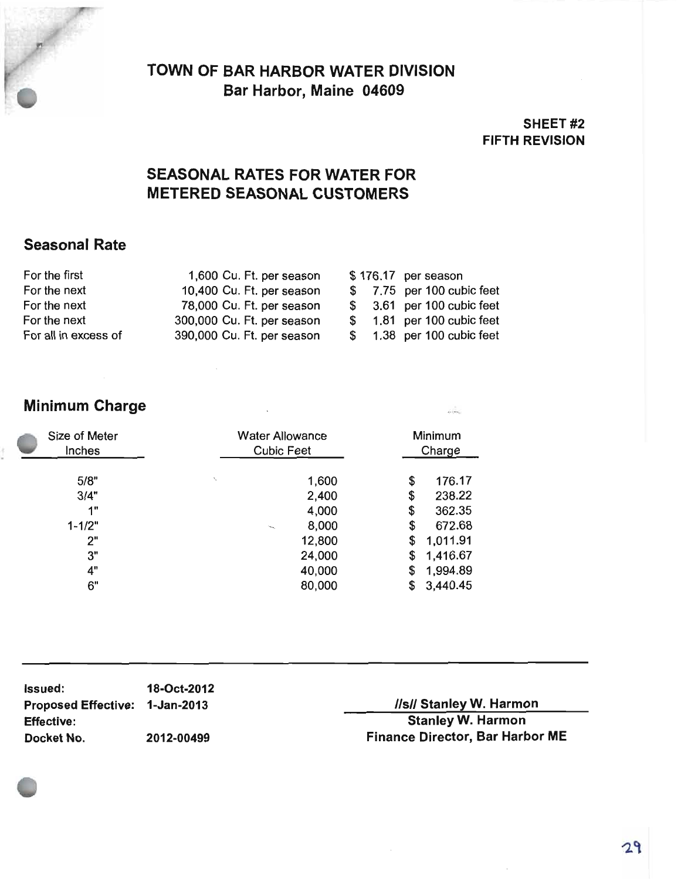# TOWN OF BAR HARBOR WATER DIVISION
## Bar Harbor, Maine 04609

**SHEET #2**
**FIFTH REVISION**

## SEASONAL RATES FOR WATER FOR METERED SEASONAL CUSTOMERS

### Seasonal Rate

| | | |
|---|---|---|
| For the first | 1,600 Cu. Ft. per season | $ 176.17 per season |
| For the next | 10,400 Cu. Ft. per season | $ 7.75 per 100 cubic feet |
| For the next | 78,000 Cu. Ft. per season | $ 3.61 per 100 cubic feet |
| For the next | 300,000 Cu. Ft. per season | $ 1.81 per 100 cubic feet |
| For all in excess of | 390,000 Cu. Ft. per season | $ 1.38 per 100 cubic feet |

### Minimum Charge

| Size of Meter Inches | Water Allowance Cubic Feet | Minimum Charge |
|---|---|---|
| 5/8" | 1,600 | $ 176.17 |
| 3/4" | 2,400 | $ 238.22 |
| 1" | 4,000 | $ 362.35 |
| 1-1/2" | 8,000 | $ 672.68 |
| 2" | 12,800 | $ 1,011.91 |
| 3" | 24,000 | $ 1,416.67 |
| 4" | 40,000 | $ 1,994.89 |
| 6" | 80,000 | $ 3,440.45 |

**Issued:** 18-Oct-2012
**Proposed Effective:** 1-Jan-2013
**Effective:**
**Docket No.** 2012-00499

**//s// Stanley W. Harmon**
**Stanley W. Harmon**
**Finance Director, Bar Harbor ME**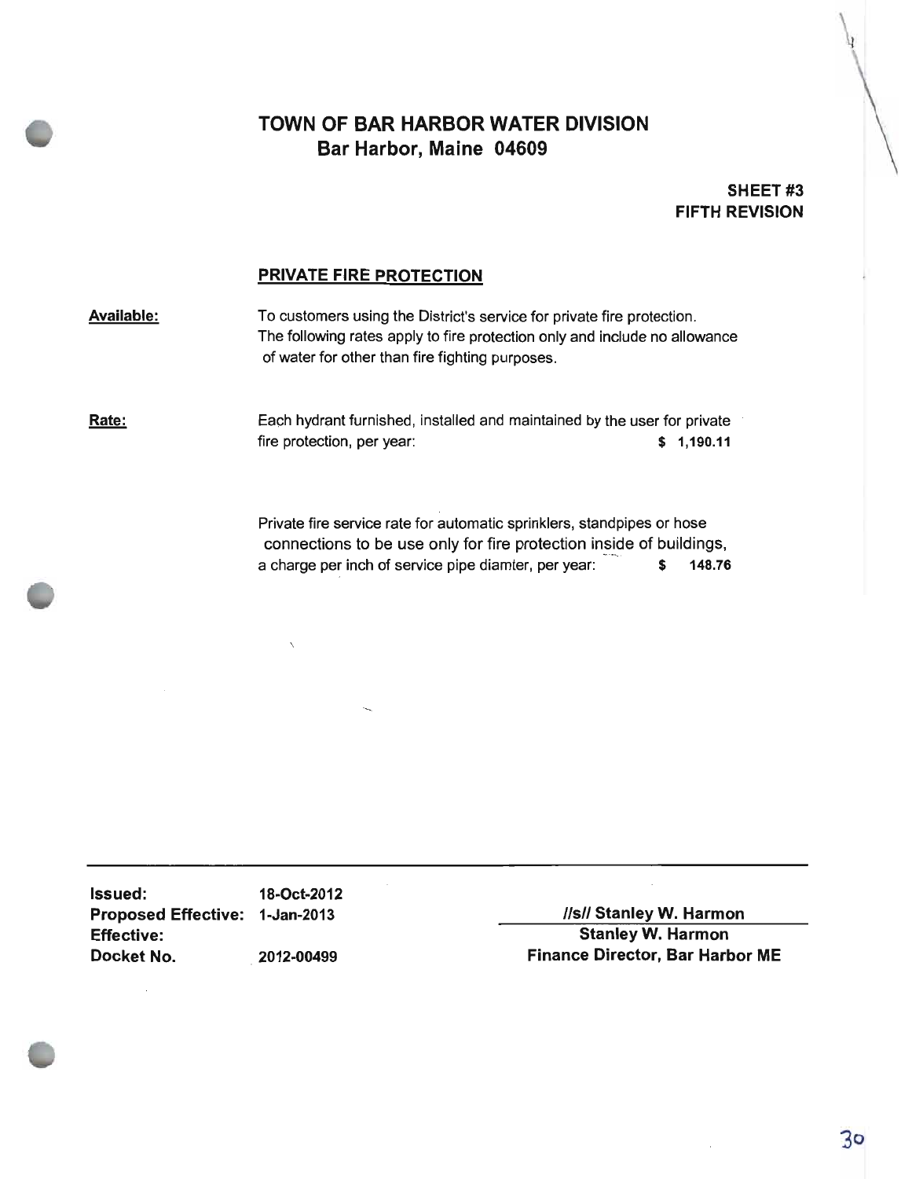# TOWN OF BAR HARBOR WATER DIVISION

## Bar Harbor, Maine 04609

**SHEET #3**
**FIFTH REVISION**

### PRIVATE FIRE PROTECTION

**Available:** To customers using the District's service for private fire protection. The following rates apply to fire protection only and include no allowance of water for other than fire fighting purposes.

**Rate:** Each hydrant furnished, installed and maintained by the user for private fire protection, per year: **$ 1,190.11**

Private fire service rate for automatic sprinklers, standpipes or hose connections to be use only for fire protection inside of buildings, a charge per inch of service pipe diamter, per year: **$ 148.76**

| | | |
|---|---|---|
| **Issued:** | **18-Oct-2012** | **//s// Stanley W. Harmon** |
| **Proposed Effective:** | **1-Jan-2013** | **Stanley W. Harmon** |
| **Effective:** | | **Finance Director, Bar Harbor ME** |
| **Docket No.** | **2012-00499** | |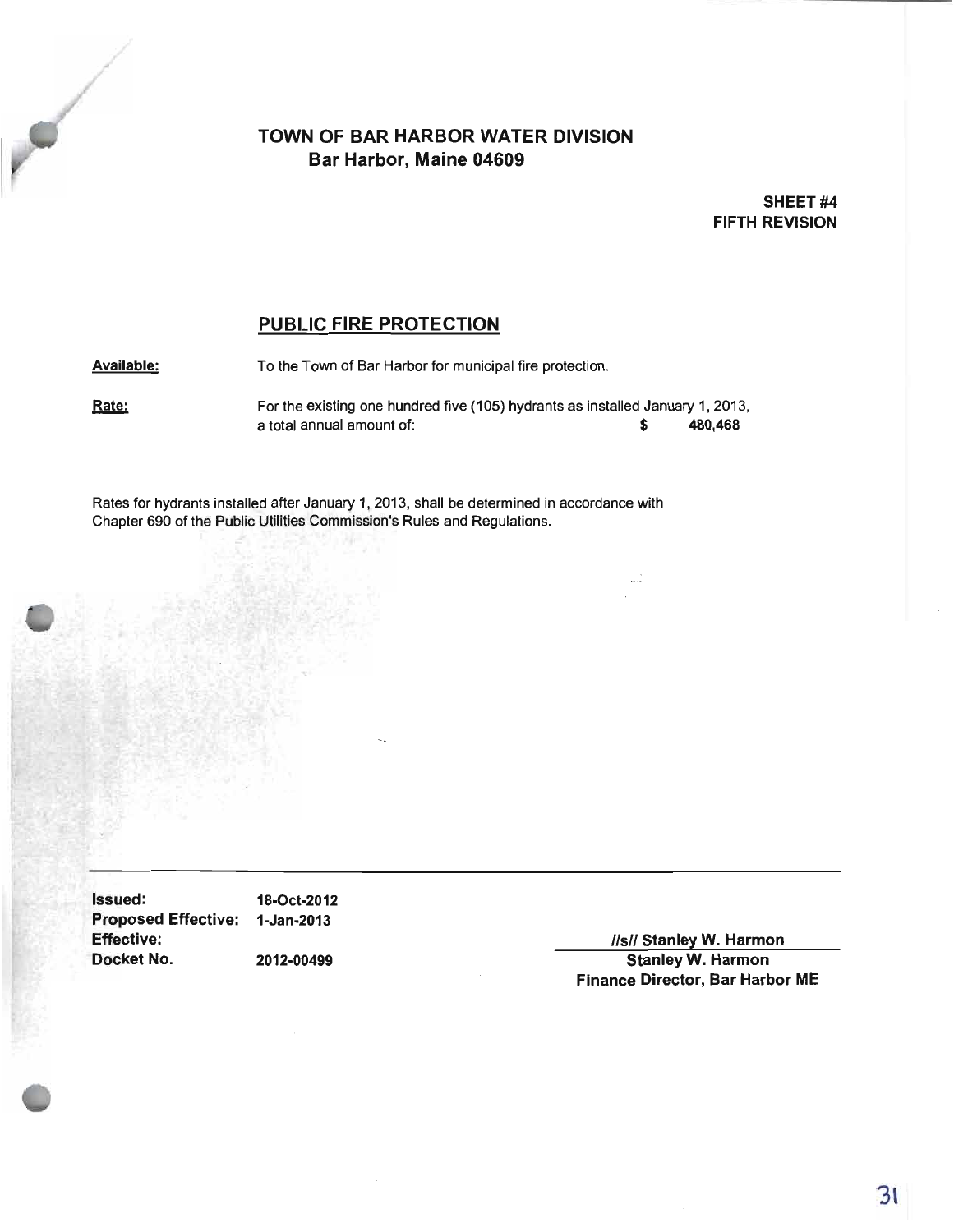# TOWN OF BAR HARBOR WATER DIVISION
## Bar Harbor, Maine 04609

**SHEET #4**
**FIFTH REVISION**

## PUBLIC FIRE PROTECTION

**Available:** To the Town of Bar Harbor for municipal fire protection.

**Rate:** For the existing one hundred five (105) hydrants as installed January 1, 2013, a total annual amount of: **$ 480,468**

Rates for hydrants installed after January 1, 2013, shall be determined in accordance with Chapter 690 of the Public Utilities Commission's Rules and Regulations.

---

| | |
|---|---|
| **Issued:** | **18-Oct-2012** |
| **Proposed Effective:** | **1-Jan-2013** |
| **Effective:** | |
| **Docket No.** | **2012-00499** |

**//s// Stanley W. Harmon**
**Stanley W. Harmon**
**Finance Director, Bar Harbor ME**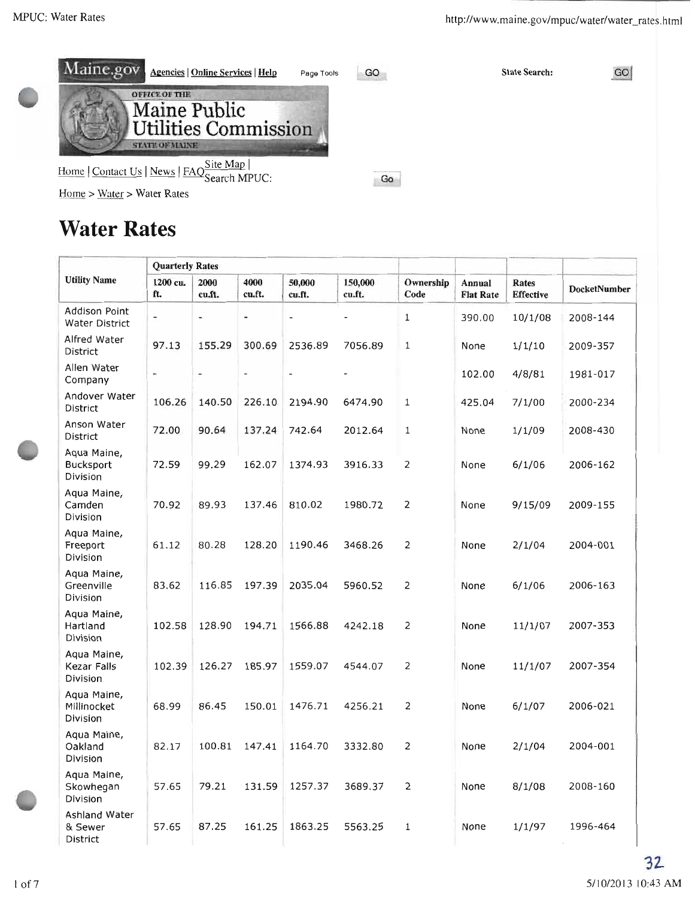Maine.gov Agencies | Online Services | Help Page Tools GO State Search: GO

OFFICE OF THE
Maine Public Utilities Commission
STATE OF MAINE

Home | Contact Us | News | FAQ Site Map | Search MPUC: Go

Home > Water > Water Rates

# Water Rates

| Utility Name | Quarterly Rates | | | | | Ownership Code | Annual Flat Rate | Rates Effective | DocketNumber |
|---|---|---|---|---|---|---|---|---|---|
| | 1200 cu. ft. | 2000 cu.ft. | 4000 cu.ft. | 50,000 cu.ft. | 150,000 cu.ft. | | | | |
| Addison Point Water District | - | - | - | - | - | 1 | 390.00 | 10/1/08 | 2008-144 |
| Alfred Water District | 97.13 | 155.29 | 300.69 | 2536.89 | 7056.89 | 1 | None | 1/1/10 | 2009-357 |
| Allen Water Company | - | - | - | - | - | | 102.00 | 4/8/81 | 1981-017 |
| Andover Water District | 106.26 | 140.50 | 226.10 | 2194.90 | 6474.90 | 1 | 425.04 | 7/1/00 | 2000-234 |
| Anson Water District | 72.00 | 90.64 | 137.24 | 742.64 | 2012.64 | 1 | None | 1/1/09 | 2008-430 |
| Aqua Maine, Bucksport Division | 72.59 | 99.29 | 162.07 | 1374.93 | 3916.33 | 2 | None | 6/1/06 | 2006-162 |
| Aqua Maine, Camden Division | 70.92 | 89.93 | 137.46 | 810.02 | 1980.72 | 2 | None | 9/15/09 | 2009-155 |
| Aqua Maine, Freeport Division | 61.12 | 80.28 | 128.20 | 1190.46 | 3468.26 | 2 | None | 2/1/04 | 2004-001 |
| Aqua Maine, Greenville Division | 83.62 | 116.85 | 197.39 | 2035.04 | 5960.52 | 2 | None | 6/1/06 | 2006-163 |
| Aqua Maine, Hartland Division | 102.58 | 128.90 | 194.71 | 1566.88 | 4242.18 | 2 | None | 11/1/07 | 2007-353 |
| Aqua Maine, Kezar Falls Division | 102.39 | 126.27 | 185.97 | 1559.07 | 4544.07 | 2 | None | 11/1/07 | 2007-354 |
| Aqua Maine, Millinocket Division | 68.99 | 86.45 | 150.01 | 1476.71 | 4256.21 | 2 | None | 6/1/07 | 2006-021 |
| Aqua Maine, Oakland Division | 82.17 | 100.81 | 147.41 | 1164.70 | 3332.80 | 2 | None | 2/1/04 | 2004-001 |
| Aqua Maine, Skowhegan Division | 57.65 | 79.21 | 131.59 | 1257.37 | 3689.37 | 2 | None | 8/1/08 | 2008-160 |
| Ashland Water & Sewer District | 57.65 | 87.25 | 161.25 | 1863.25 | 5563.25 | 1 | None | 1/1/97 | 1996-464 |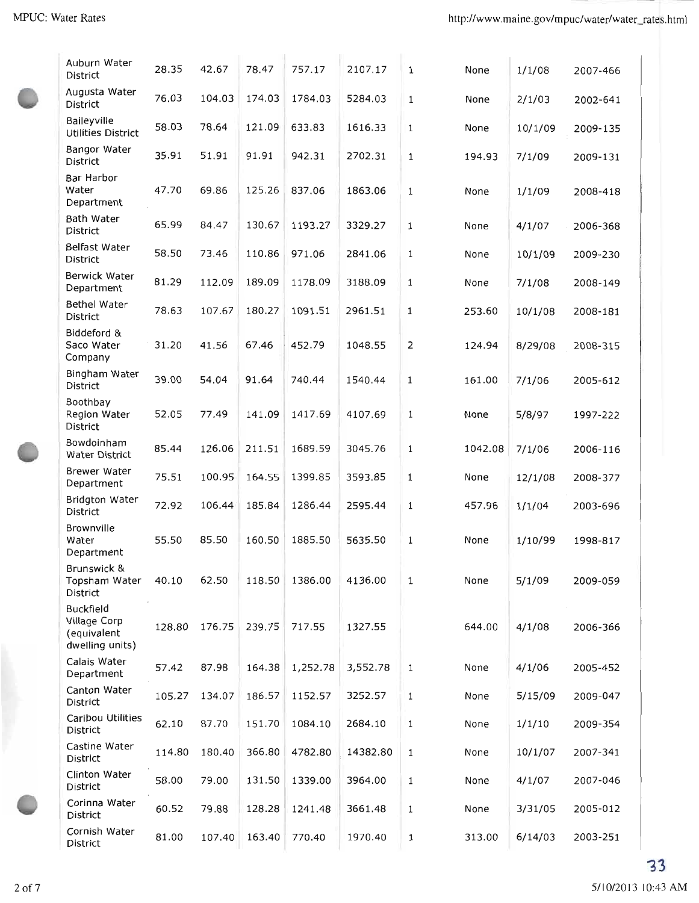| | | | | | | | | | |
|---|---|---|---|---|---|---|---|---|---|
| Auburn Water District | 28.35 | 42.67 | 78.47 | 757.17 | 2107.17 | 1 | None | 1/1/08 | 2007-466 |
| Augusta Water District | 76.03 | 104.03 | 174.03 | 1784.03 | 5284.03 | 1 | None | 2/1/03 | 2002-641 |
| Baileyville Utilities District | 58.03 | 78.64 | 121.09 | 633.83 | 1616.33 | 1 | None | 10/1/09 | 2009-135 |
| Bangor Water District | 35.91 | 51.91 | 91.91 | 942.31 | 2702.31 | 1 | 194.93 | 7/1/09 | 2009-131 |
| Bar Harbor Water Department | 47.70 | 69.86 | 125.26 | 837.06 | 1863.06 | 1 | None | 1/1/09 | 2008-418 |
| Bath Water District | 65.99 | 84.47 | 130.67 | 1193.27 | 3329.27 | 1 | None | 4/1/07 | 2006-368 |
| Belfast Water District | 58.50 | 73.46 | 110.86 | 971.06 | 2841.06 | 1 | None | 10/1/09 | 2009-230 |
| Berwick Water Department | 81.29 | 112.09 | 189.09 | 1178.09 | 3188.09 | 1 | None | 7/1/08 | 2008-149 |
| Bethel Water District | 78.63 | 107.67 | 180.27 | 1091.51 | 2961.51 | 1 | 253.60 | 10/1/08 | 2008-181 |
| Biddeford & Saco Water Company | 31.20 | 41.56 | 67.46 | 452.79 | 1048.55 | 2 | 124.94 | 8/29/08 | 2008-315 |
| Bingham Water District | 39.00 | 54.04 | 91.64 | 740.44 | 1540.44 | 1 | 161.00 | 7/1/06 | 2005-612 |
| Boothbay Region Water District | 52.05 | 77.49 | 141.09 | 1417.69 | 4107.69 | 1 | None | 5/8/97 | 1997-222 |
| Bowdoinham Water District | 85.44 | 126.06 | 211.51 | 1689.59 | 3045.76 | 1 | 1042.08 | 7/1/06 | 2006-116 |
| Brewer Water Department | 75.51 | 100.95 | 164.55 | 1399.85 | 3593.85 | 1 | None | 12/1/08 | 2008-377 |
| Bridgton Water District | 72.92 | 106.44 | 185.84 | 1286.44 | 2595.44 | 1 | 457.96 | 1/1/04 | 2003-696 |
| Brownville Water Department | 55.50 | 85.50 | 160.50 | 1885.50 | 5635.50 | 1 | None | 1/10/99 | 1998-817 |
| Brunswick & Topsham Water District | 40.10 | 62.50 | 118.50 | 1386.00 | 4136.00 | 1 | None | 5/1/09 | 2009-059 |
| Buckfield Village Corp (equivalent dwelling units) | 128.80 | 176.75 | 239.75 | 717.55 | 1327.55 | | 644.00 | 4/1/08 | 2006-366 |
| Calais Water Department | 57.42 | 87.98 | 164.38 | 1,252.78 | 3,552.78 | 1 | None | 4/1/06 | 2005-452 |
| Canton Water District | 105.27 | 134.07 | 186.57 | 1152.57 | 3252.57 | 1 | None | 5/15/09 | 2009-047 |
| Caribou Utilities District | 62.10 | 87.70 | 151.70 | 1084.10 | 2684.10 | 1 | None | 1/1/10 | 2009-354 |
| Castine Water District | 114.80 | 180.40 | 366.80 | 4782.80 | 14382.80 | 1 | None | 10/1/07 | 2007-341 |
| Clinton Water District | 58.00 | 79.00 | 131.50 | 1339.00 | 3964.00 | 1 | None | 4/1/07 | 2007-046 |
| Corinna Water District | 60.52 | 79.88 | 128.28 | 1241.48 | 3661.48 | 1 | None | 3/31/05 | 2005-012 |
| Cornish Water District | 81.00 | 107.40 | 163.40 | 770.40 | 1970.40 | 1 | 313.00 | 6/14/03 | 2003-251 |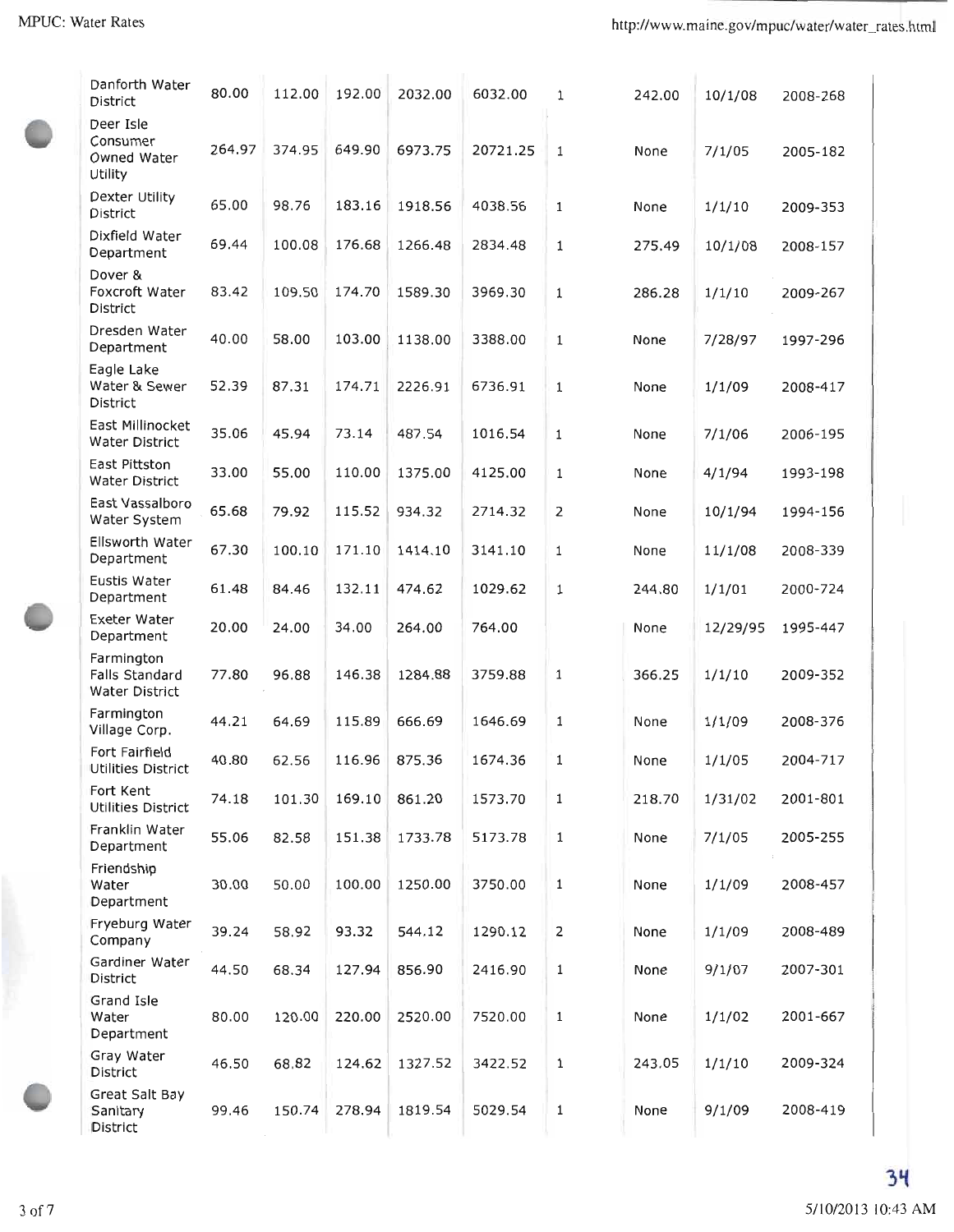| | | | | | | | | | |
|---|---|---|---|---|---|---|---|---|---|
| Danforth Water District | 80.00 | 112.00 | 192.00 | 2032.00 | 6032.00 | 1 | 242.00 | 10/1/08 | 2008-268 |
| Deer Isle Consumer Owned Water Utility | 264.97 | 374.95 | 649.90 | 6973.75 | 20721.25 | 1 | None | 7/1/05 | 2005-182 |
| Dexter Utility District | 65.00 | 98.76 | 183.16 | 1918.56 | 4038.56 | 1 | None | 1/1/10 | 2009-353 |
| Dixfield Water Department | 69.44 | 100.08 | 176.68 | 1266.48 | 2834.48 | 1 | 275.49 | 10/1/08 | 2008-157 |
| Dover & Foxcroft Water District | 83.42 | 109.50 | 174.70 | 1589.30 | 3969.30 | 1 | 286.28 | 1/1/10 | 2009-267 |
| Dresden Water Department | 40.00 | 58.00 | 103.00 | 1138.00 | 3388.00 | 1 | None | 7/28/97 | 1997-296 |
| Eagle Lake Water & Sewer District | 52.39 | 87.31 | 174.71 | 2226.91 | 6736.91 | 1 | None | 1/1/09 | 2008-417 |
| East Millinocket Water District | 35.06 | 45.94 | 73.14 | 487.54 | 1016.54 | 1 | None | 7/1/06 | 2006-195 |
| East Pittston Water District | 33.00 | 55.00 | 110.00 | 1375.00 | 4125.00 | 1 | None | 4/1/94 | 1993-198 |
| East Vassalboro Water System | 65.68 | 79.92 | 115.52 | 934.32 | 2714.32 | 2 | None | 10/1/94 | 1994-156 |
| Ellsworth Water Department | 67.30 | 100.10 | 171.10 | 1414.10 | 3141.10 | 1 | None | 11/1/08 | 2008-339 |
| Eustis Water Department | 61.48 | 84.46 | 132.11 | 474.62 | 1029.62 | 1 | 244.80 | 1/1/01 | 2000-724 |
| Exeter Water Department | 20.00 | 24.00 | 34.00 | 264.00 | 764.00 | | None | 12/29/95 | 1995-447 |
| Farmington Falls Standard Water District | 77.80 | 96.88 | 146.38 | 1284.88 | 3759.88 | 1 | 366.25 | 1/1/10 | 2009-352 |
| Farmington Village Corp. | 44.21 | 64.69 | 115.89 | 666.69 | 1646.69 | 1 | None | 1/1/09 | 2008-376 |
| Fort Fairfield Utilities District | 40.80 | 62.56 | 116.96 | 875.36 | 1674.36 | 1 | None | 1/1/05 | 2004-717 |
| Fort Kent Utilities District | 74.18 | 101.30 | 169.10 | 861.20 | 1573.70 | 1 | 218.70 | 1/31/02 | 2001-801 |
| Franklin Water Department | 55.06 | 82.58 | 151.38 | 1733.78 | 5173.78 | 1 | None | 7/1/05 | 2005-255 |
| Friendship Water Department | 30.00 | 50.00 | 100.00 | 1250.00 | 3750.00 | 1 | None | 1/1/09 | 2008-457 |
| Fryeburg Water Company | 39.24 | 58.92 | 93.32 | 544.12 | 1290.12 | 2 | None | 1/1/09 | 2008-489 |
| Gardiner Water District | 44.50 | 68.34 | 127.94 | 856.90 | 2416.90 | 1 | None | 9/1/07 | 2007-301 |
| Grand Isle Water Department | 80.00 | 120.00 | 220.00 | 2520.00 | 7520.00 | 1 | None | 1/1/02 | 2001-667 |
| Gray Water District | 46.50 | 68.82 | 124.62 | 1327.52 | 3422.52 | 1 | 243.05 | 1/1/10 | 2009-324 |
| Great Salt Bay Sanitary District | 99.46 | 150.74 | 278.94 | 1819.54 | 5029.54 | 1 | None | 9/1/09 | 2008-419 |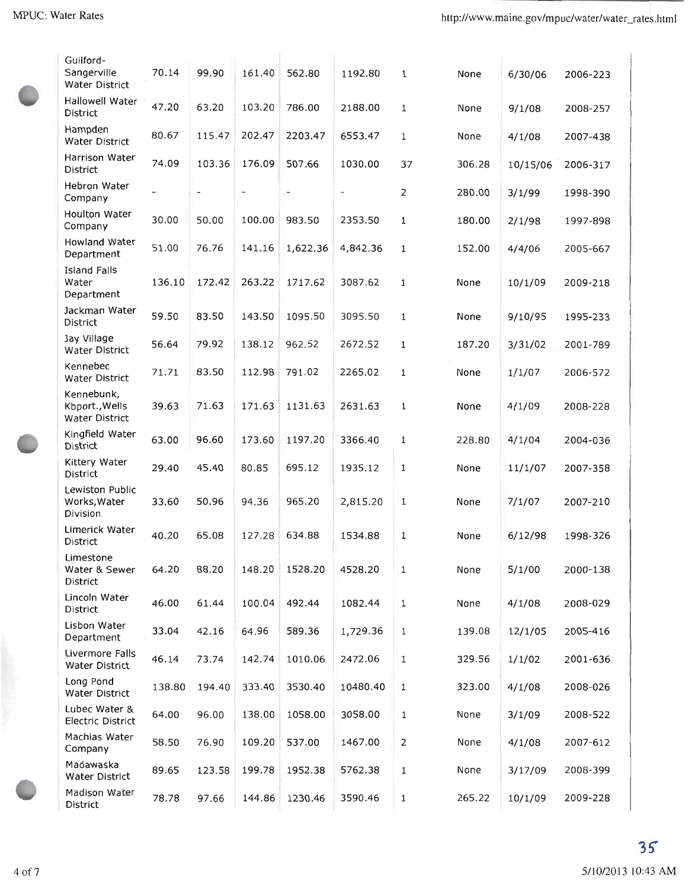| | | | | | | | | | |
|---|---|---|---|---|---|---|---|---|---|
| Guilford-Sangerville Water District | 70.14 | 99.90 | 161.40 | 562.80 | 1192.80 | 1 | None | 6/30/06 | 2006-223 |
| Hallowell Water District | 47.20 | 63.20 | 103.20 | 786.00 | 2188.00 | 1 | None | 9/1/08 | 2008-257 |
| Hampden Water District | 80.67 | 115.47 | 202.47 | 2203.47 | 6553.47 | 1 | None | 4/1/08 | 2007-438 |
| Harrison Water District | 74.09 | 103.36 | 176.09 | 507.66 | 1030.00 | 37 | 306.28 | 10/15/06 | 2006-317 |
| Hebron Water Company | - | - | - | - | - | 2 | 280.00 | 3/1/99 | 1998-390 |
| Houlton Water Company | 30.00 | 50.00 | 100.00 | 983.50 | 2353.50 | 1 | 180.00 | 2/1/98 | 1997-898 |
| Howland Water Department | 51.00 | 76.76 | 141.16 | 1,622.36 | 4,842.36 | 1 | 152.00 | 4/4/06 | 2005-667 |
| Island Falls Water Department | 136.10 | 172.42 | 263.22 | 1717.62 | 3087.62 | 1 | None | 10/1/09 | 2009-218 |
| Jackman Water District | 59.50 | 83.50 | 143.50 | 1095.50 | 3095.50 | 1 | None | 9/10/95 | 1995-233 |
| Jay Village Water District | 56.64 | 79.92 | 138.12 | 962.52 | 2672.52 | 1 | 187.20 | 3/31/02 | 2001-789 |
| Kennebec Water District | 71.71 | 83.50 | 112.98 | 791.02 | 2265.02 | 1 | None | 1/1/07 | 2006-572 |
| Kennebunk, Kbport.,Wells Water District | 39.63 | 71.63 | 171.63 | 1131.63 | 2631.63 | 1 | None | 4/1/09 | 2008-228 |
| Kingfield Water District | 63.00 | 96.60 | 173.60 | 1197.20 | 3366.40 | 1 | 228.80 | 4/1/04 | 2004-036 |
| Kittery Water District | 29.40 | 45.40 | 80.85 | 695.12 | 1935.12 | 1 | None | 11/1/07 | 2007-358 |
| Lewiston Public Works,Water Division | 33.60 | 50.96 | 94.36 | 965.20 | 2,815.20 | 1 | None | 7/1/07 | 2007-210 |
| Limerick Water District | 40.20 | 65.08 | 127.28 | 634.88 | 1534.88 | 1 | None | 6/12/98 | 1998-326 |
| Limestone Water & Sewer District | 64.20 | 88.20 | 148.20 | 1528.20 | 4528.20 | 1 | None | 5/1/00 | 2000-138 |
| Lincoln Water District | 46.00 | 61.44 | 100.04 | 492.44 | 1082.44 | 1 | None | 4/1/08 | 2008-029 |
| Lisbon Water Department | 33.04 | 42.16 | 64.96 | 589.36 | 1,729.36 | 1 | 139.08 | 12/1/05 | 2005-416 |
| Livermore Falls Water District | 46.14 | 73.74 | 142.74 | 1010.06 | 2472.06 | 1 | 329.56 | 1/1/02 | 2001-636 |
| Long Pond Water District | 138.80 | 194.40 | 333.40 | 3530.40 | 10480.40 | 1 | 323.00 | 4/1/08 | 2008-026 |
| Lubec Water & Electric District | 64.00 | 96.00 | 138.00 | 1058.00 | 3058.00 | 1 | None | 3/1/09 | 2008-522 |
| Machias Water Company | 58.50 | 76.90 | 109.20 | 537.00 | 1467.00 | 2 | None | 4/1/08 | 2007-612 |
| Madawaska Water District | 89.65 | 123.58 | 199.78 | 1952.38 | 5762.38 | 1 | None | 3/17/09 | 2008-399 |
| Madison Water District | 78.78 | 97.66 | 144.86 | 1230.46 | 3590.46 | 1 | 265.22 | 10/1/09 | 2009-228 |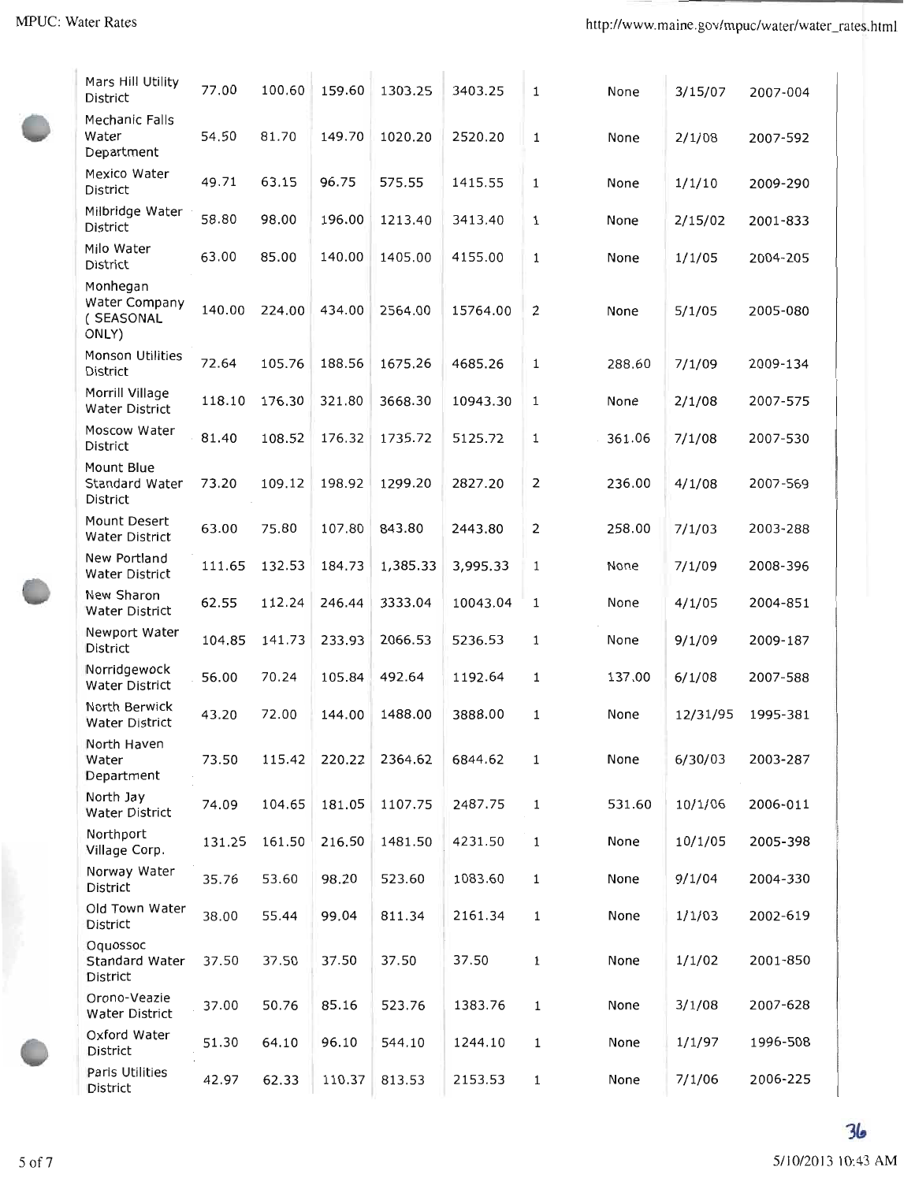| | | | | | | | | | |
|---|---|---|---|---|---|---|---|---|---|
| Mars Hill Utility District | 77.00 | 100.60 | 159.60 | 1303.25 | 3403.25 | 1 | None | 3/15/07 | 2007-004 |
| Mechanic Falls Water Department | 54.50 | 81.70 | 149.70 | 1020.20 | 2520.20 | 1 | None | 2/1/08 | 2007-592 |
| Mexico Water District | 49.71 | 63.15 | 96.75 | 575.55 | 1415.55 | 1 | None | 1/1/10 | 2009-290 |
| Milbridge Water District | 58.80 | 98.00 | 196.00 | 1213.40 | 3413.40 | 1 | None | 2/15/02 | 2001-833 |
| Milo Water District | 63.00 | 85.00 | 140.00 | 1405.00 | 4155.00 | 1 | None | 1/1/05 | 2004-205 |
| Monhegan Water Company ( SEASONAL ONLY) | 140.00 | 224.00 | 434.00 | 2564.00 | 15764.00 | 2 | None | 5/1/05 | 2005-080 |
| Monson Utilities District | 72.64 | 105.76 | 188.56 | 1675.26 | 4685.26 | 1 | 288.60 | 7/1/09 | 2009-134 |
| Morrill Village Water District | 118.10 | 176.30 | 321.80 | 3668.30 | 10943.30 | 1 | None | 2/1/08 | 2007-575 |
| Moscow Water District | 81.40 | 108.52 | 176.32 | 1735.72 | 5125.72 | 1 | 361.06 | 7/1/08 | 2007-530 |
| Mount Blue Standard Water District | 73.20 | 109.12 | 198.92 | 1299.20 | 2827.20 | 2 | 236.00 | 4/1/08 | 2007-569 |
| Mount Desert Water District | 63.00 | 75.80 | 107.80 | 843.80 | 2443.80 | 2 | 258.00 | 7/1/03 | 2003-288 |
| New Portland Water District | 111.65 | 132.53 | 184.73 | 1,385.33 | 3,995.33 | 1 | None | 7/1/09 | 2008-396 |
| New Sharon Water District | 62.55 | 112.24 | 246.44 | 3333.04 | 10043.04 | 1 | None | 4/1/05 | 2004-851 |
| Newport Water District | 104.85 | 141.73 | 233.93 | 2066.53 | 5236.53 | 1 | None | 9/1/09 | 2009-187 |
| Norridgewock Water District | 56.00 | 70.24 | 105.84 | 492.64 | 1192.64 | 1 | 137.00 | 6/1/08 | 2007-588 |
| North Berwick Water District | 43.20 | 72.00 | 144.00 | 1488.00 | 3888.00 | 1 | None | 12/31/95 | 1995-381 |
| North Haven Water Department | 73.50 | 115.42 | 220.22 | 2364.62 | 6844.62 | 1 | None | 6/30/03 | 2003-287 |
| North Jay Water District | 74.09 | 104.65 | 181.05 | 1107.75 | 2487.75 | 1 | 531.60 | 10/1/06 | 2006-011 |
| Northport Village Corp. | 131.25 | 161.50 | 216.50 | 1481.50 | 4231.50 | 1 | None | 10/1/05 | 2005-398 |
| Norway Water District | 35.76 | 53.60 | 98.20 | 523.60 | 1083.60 | 1 | None | 9/1/04 | 2004-330 |
| Old Town Water District | 38.00 | 55.44 | 99.04 | 811.34 | 2161.34 | 1 | None | 1/1/03 | 2002-619 |
| Oquossoc Standard Water District | 37.50 | 37.50 | 37.50 | 37.50 | 37.50 | 1 | None | 1/1/02 | 2001-850 |
| Orono-Veazie Water District | 37.00 | 50.76 | 85.16 | 523.76 | 1383.76 | 1 | None | 3/1/08 | 2007-628 |
| Oxford Water District | 51.30 | 64.10 | 96.10 | 544.10 | 1244.10 | 1 | None | 1/1/97 | 1996-508 |
| Paris Utilities District | 42.97 | 62.33 | 110.37 | 813.53 | 2153.53 | 1 | None | 7/1/06 | 2006-225 |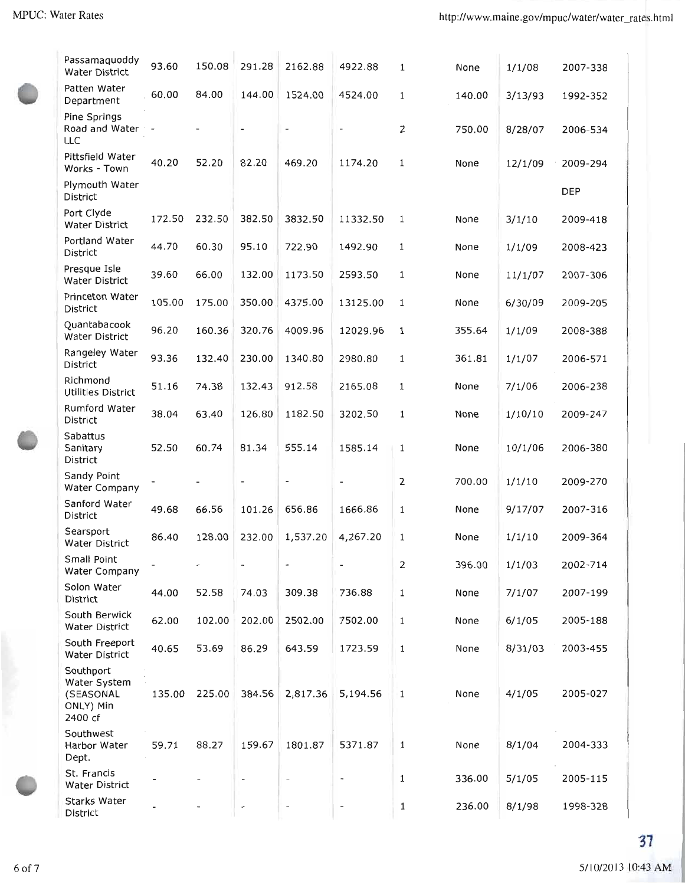| | | | | | | | | | |
|---|---|---|---|---|---|---|---|---|---|
| Passamaquoddy Water District | 93.60 | 150.08 | 291.28 | 2162.88 | 4922.88 | 1 | None | 1/1/08 | 2007-338 |
| Patten Water Department | 60.00 | 84.00 | 144.00 | 1524.00 | 4524.00 | 1 | 140.00 | 3/13/93 | 1992-352 |
| Pine Springs Road and Water LLC | - | - | - | - | - | 2 | 750.00 | 8/28/07 | 2006-534 |
| Pittsfield Water Works - Town | 40.20 | 52.20 | 82.20 | 469.20 | 1174.20 | 1 | None | 12/1/09 | 2009-294 |
| Plymouth Water District | | | | | | | | | DEP |
| Port Clyde Water District | 172.50 | 232.50 | 382.50 | 3832.50 | 11332.50 | 1 | None | 3/1/10 | 2009-418 |
| Portland Water District | 44.70 | 60.30 | 95.10 | 722.90 | 1492.90 | 1 | None | 1/1/09 | 2008-423 |
| Presque Isle Water District | 39.60 | 66.00 | 132.00 | 1173.50 | 2593.50 | 1 | None | 11/1/07 | 2007-306 |
| Princeton Water District | 105.00 | 175.00 | 350.00 | 4375.00 | 13125.00 | 1 | None | 6/30/09 | 2009-205 |
| Quantabacook Water District | 96.20 | 160.36 | 320.76 | 4009.96 | 12029.96 | 1 | 355.64 | 1/1/09 | 2008-388 |
| Rangeley Water District | 93.36 | 132.40 | 230.00 | 1340.80 | 2980.80 | 1 | 361.81 | 1/1/07 | 2006-571 |
| Richmond Utilities District | 51.16 | 74.38 | 132.43 | 912.58 | 2165.08 | 1 | None | 7/1/06 | 2006-238 |
| Rumford Water District | 38.04 | 63.40 | 126.80 | 1182.50 | 3202.50 | 1 | None | 1/10/10 | 2009-247 |
| Sabattus Sanitary District | 52.50 | 60.74 | 81.34 | 555.14 | 1585.14 | 1 | None | 10/1/06 | 2006-380 |
| Sandy Point Water Company | - | - | - | - | - | 2 | 700.00 | 1/1/10 | 2009-270 |
| Sanford Water District | 49.68 | 66.56 | 101.26 | 656.86 | 1666.86 | 1 | None | 9/17/07 | 2007-316 |
| Searsport Water District | 86.40 | 128.00 | 232.00 | 1,537.20 | 4,267.20 | 1 | None | 1/1/10 | 2009-364 |
| Small Point Water Company | - | - | - | - | - | 2 | 396.00 | 1/1/03 | 2002-714 |
| Solon Water District | 44.00 | 52.58 | 74.03 | 309.38 | 736.88 | 1 | None | 7/1/07 | 2007-199 |
| South Berwick Water District | 62.00 | 102.00 | 202.00 | 2502.00 | 7502.00 | 1 | None | 6/1/05 | 2005-188 |
| South Freeport Water District | 40.65 | 53.69 | 86.29 | 643.59 | 1723.59 | 1 | None | 8/31/03 | 2003-455 |
| Southport Water System (SEASONAL ONLY) Min 2400 cf | 135.00 | 225.00 | 384.56 | 2,817.36 | 5,194.56 | 1 | None | 4/1/05 | 2005-027 |
| Southwest Harbor Water Dept. | 59.71 | 88.27 | 159.67 | 1801.87 | 5371.87 | 1 | None | 8/1/04 | 2004-333 |
| St. Francis Water District | - | - | - | - | - | 1 | 336.00 | 5/1/05 | 2005-115 |
| Starks Water District | - | - | - | - | - | 1 | 236.00 | 8/1/98 | 1998-328 |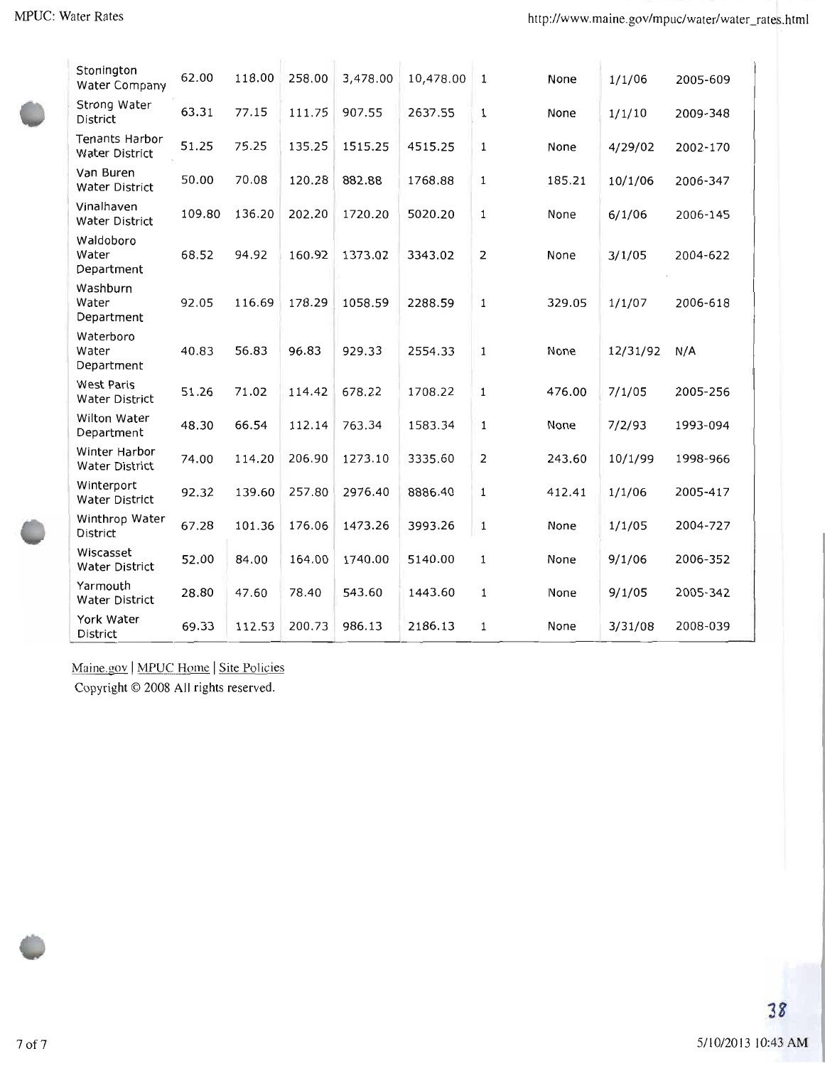| | | | | | | | | | |
|---|---|---|---|---|---|---|---|---|---|
| Stonington Water Company | 62.00 | 118.00 | 258.00 | 3,478.00 | 10,478.00 | 1 | None | 1/1/06 | 2005-609 |
| Strong Water District | 63.31 | 77.15 | 111.75 | 907.55 | 2637.55 | 1 | None | 1/1/10 | 2009-348 |
| Tenants Harbor Water District | 51.25 | 75.25 | 135.25 | 1515.25 | 4515.25 | 1 | None | 4/29/02 | 2002-170 |
| Van Buren Water District | 50.00 | 70.08 | 120.28 | 882.88 | 1768.88 | 1 | 185.21 | 10/1/06 | 2006-347 |
| Vinalhaven Water District | 109.80 | 136.20 | 202.20 | 1720.20 | 5020.20 | 1 | None | 6/1/06 | 2006-145 |
| Waldoboro Water Department | 68.52 | 94.92 | 160.92 | 1373.02 | 3343.02 | 2 | None | 3/1/05 | 2004-622 |
| Washburn Water Department | 92.05 | 116.69 | 178.29 | 1058.59 | 2288.59 | 1 | 329.05 | 1/1/07 | 2006-618 |
| Waterboro Water Department | 40.83 | 56.83 | 96.83 | 929.33 | 2554.33 | 1 | None | 12/31/92 | N/A |
| West Paris Water District | 51.26 | 71.02 | 114.42 | 678.22 | 1708.22 | 1 | 476.00 | 7/1/05 | 2005-256 |
| Wilton Water Department | 48.30 | 66.54 | 112.14 | 763.34 | 1583.34 | 1 | None | 7/2/93 | 1993-094 |
| Winter Harbor Water District | 74.00 | 114.20 | 206.90 | 1273.10 | 3335.60 | 2 | 243.60 | 10/1/99 | 1998-966 |
| Winterport Water District | 92.32 | 139.60 | 257.80 | 2976.40 | 8886.40 | 1 | 412.41 | 1/1/06 | 2005-417 |
| Winthrop Water District | 67.28 | 101.36 | 176.06 | 1473.26 | 3993.26 | 1 | None | 1/1/05 | 2004-727 |
| Wiscasset Water District | 52.00 | 84.00 | 164.00 | 1740.00 | 5140.00 | 1 | None | 9/1/06 | 2006-352 |
| Yarmouth Water District | 28.80 | 47.60 | 78.40 | 543.60 | 1443.60 | 1 | None | 9/1/05 | 2005-342 |
| York Water District | 69.33 | 112.53 | 200.73 | 986.13 | 2186.13 | 1 | None | 3/31/08 | 2008-039 |

Maine.gov | MPUC Home | Site Policies

Copyright © 2008 All rights reserved.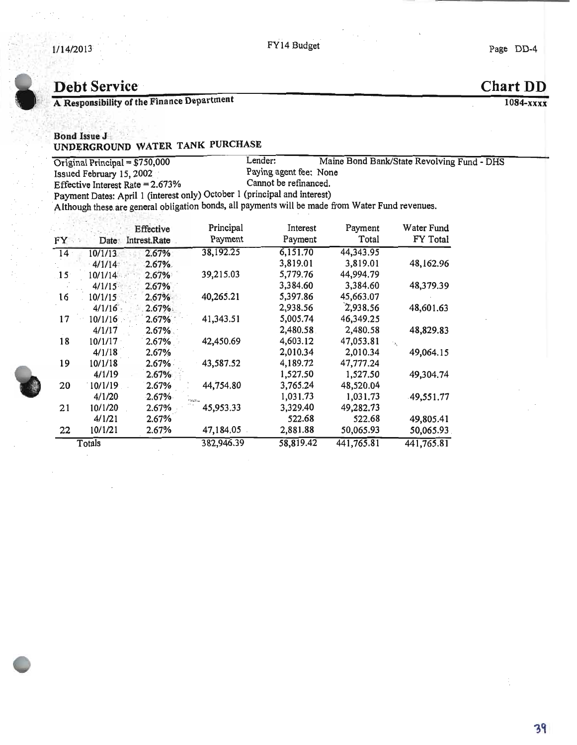# Debt Service

**Chart DD**

**A Responsibility of the Finance Department**

**1084-xxxx**

**Bond Issue J**

**UNDERGROUND WATER TANK PURCHASE**

Original Principal = $750,000
Issued February 15, 2002
Effective Interest Rate = 2.673%

Lender: Maine Bond Bank/State Revolving Fund - DHS
Paying agent fee: None
Cannot be refinanced.

Payment Dates: April 1 (interest only) October 1 (principal and interest)

Although these are general obligation bonds, all payments will be made from Water Fund revenues.

| FY | Date | Effective Intrest.Rate | Principal Payment | Interest Payment | Payment Total | Water Fund FY Total |
|---|---|---|---|---|---|---|
| 14 | 10/1/13 | 2.67% | 38,192.25 | 6,151.70 | 44,343.95 | |
| | 4/1/14 | 2.67% | | 3,819.01 | 3,819.01 | 48,162.96 |
| 15 | 10/1/14 | 2.67% | 39,215.03 | 5,779.76 | 44,994.79 | |
| | 4/1/15 | 2.67% | | 3,384.60 | 3,384.60 | 48,379.39 |
| 16 | 10/1/15 | 2.67% | 40,265.21 | 5,397.86 | 45,663.07 | |
| | 4/1/16 | 2.67% | | 2,938.56 | 2,938.56 | 48,601.63 |
| 17 | 10/1/16 | 2.67% | 41,343.51 | 5,005.74 | 46,349.25 | |
| | 4/1/17 | 2.67% | | 2,480.58 | 2,480.58 | 48,829.83 |
| 18 | 10/1/17 | 2.67% | 42,450.69 | 4,603.12 | 47,053.81 | |
| | 4/1/18 | 2.67% | | 2,010.34 | 2,010.34 | 49,064.15 |
| 19 | 10/1/18 | 2.67% | 43,587.52 | 4,189.72 | 47,777.24 | |
| | 4/1/19 | 2.67% | | 1,527.50 | 1,527.50 | 49,304.74 |
| 20 | 10/1/19 | 2.67% | 44,754.80 | 3,765.24 | 48,520.04 | |
| | 4/1/20 | 2.67% | | 1,031.73 | 1,031.73 | 49,551.77 |
| 21 | 10/1/20 | 2.67% | 45,953.33 | 3,329.40 | 49,282.73 | |
| | 4/1/21 | 2.67% | | 522.68 | 522.68 | 49,805.41 |
| 22 | 10/1/21 | 2.67% | 47,184.05 | 2,881.88 | 50,065.93 | 50,065.93 |
| Totals | | | 382,946.39 | 58,819.42 | 441,765.81 | 441,765.81 |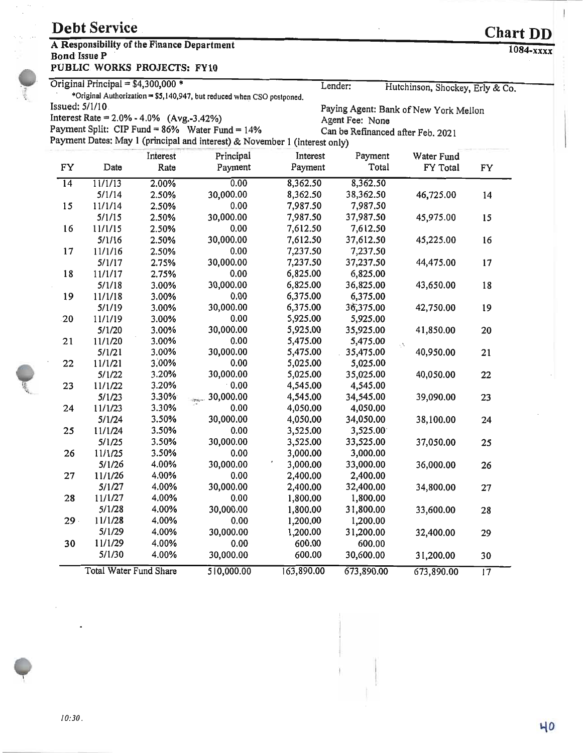# Debt Service

**Chart DD**

**A Responsibility of the Finance Department**

**1084-xxxx**

**Bond Issue P**

**PUBLIC WORKS PROJECTS: FY10**

Original Principal = $4,300,000 *

*Original Authorization = $5,140,947, but reduced when CSO postponed.

Lender: Hutchinson, Shockey, Erly & Co.

Issued: 5/1/10

Paying Agent: Bank of New York Mellon

Interest Rate = 2.0% - 4.0% (Avg.-3.42%)

Agent Fee: None

Payment Split: CIP Fund = 86% Water Fund = 14%

Can be Refinanced after Feb. 2021

Payment Dates: May 1 (principal and interest) & November 1 (interest only)

| FY | Date | Interest Rate | Principal Payment | Interest Payment | Payment Total | Water Fund FY Total | FY |
|---|---|---|---|---|---|---|---|
| 14 | 11/1/13 | 2.00% | 0.00 | 8,362.50 | 8,362.50 | | |
| | 5/1/14 | 2.50% | 30,000.00 | 8,362.50 | 38,362.50 | 46,725.00 | 14 |
| 15 | 11/1/14 | 2.50% | 0.00 | 7,987.50 | 7,987.50 | | |
| | 5/1/15 | 2.50% | 30,000.00 | 7,987.50 | 37,987.50 | 45,975.00 | 15 |
| 16 | 11/1/15 | 2.50% | 0.00 | 7,612.50 | 7,612.50 | | |
| | 5/1/16 | 2.50% | 30,000.00 | 7,612.50 | 37,612.50 | 45,225.00 | 16 |
| 17 | 11/1/16 | 2.50% | 0.00 | 7,237.50 | 7,237.50 | | |
| | 5/1/17 | 2.75% | 30,000.00 | 7,237.50 | 37,237.50 | 44,475.00 | 17 |
| 18 | 11/1/17 | 2.75% | 0.00 | 6,825.00 | 6,825.00 | | |
| | 5/1/18 | 3.00% | 30,000.00 | 6,825.00 | 36,825.00 | 43,650.00 | 18 |
| 19 | 11/1/18 | 3.00% | 0.00 | 6,375.00 | 6,375.00 | | |
| | 5/1/19 | 3.00% | 30,000.00 | 6,375.00 | 36,375.00 | 42,750.00 | 19 |
| 20 | 11/1/19 | 3.00% | 0.00 | 5,925.00 | 5,925.00 | | |
| | 5/1/20 | 3.00% | 30,000.00 | 5,925.00 | 35,925.00 | 41,850.00 | 20 |
| 21 | 11/1/20 | 3.00% | 0.00 | 5,475.00 | 5,475.00 | | |
| | 5/1/21 | 3.00% | 30,000.00 | 5,475.00 | 35,475.00 | 40,950.00 | 21 |
| 22 | 11/1/21 | 3.00% | 0.00 | 5,025.00 | 5,025.00 | | |
| | 5/1/22 | 3.20% | 30,000.00 | 5,025.00 | 35,025.00 | 40,050.00 | 22 |
| 23 | 11/1/22 | 3.20% | 0.00 | 4,545.00 | 4,545.00 | | |
| | 5/1/23 | 3.30% | 30,000.00 | 4,545.00 | 34,545.00 | 39,090.00 | 23 |
| 24 | 11/1/23 | 3.30% | 0.00 | 4,050.00 | 4,050.00 | | |
| | 5/1/24 | 3.50% | 30,000.00 | 4,050.00 | 34,050.00 | 38,100.00 | 24 |
| 25 | 11/1/24 | 3.50% | 0.00 | 3,525.00 | 3,525.00 | | |
| | 5/1/25 | 3.50% | 30,000.00 | 3,525.00 | 33,525.00 | 37,050.00 | 25 |
| 26 | 11/1/25 | 3.50% | 0.00 | 3,000.00 | 3,000.00 | | |
| | 5/1/26 | 4.00% | 30,000.00 | 3,000.00 | 33,000.00 | 36,000.00 | 26 |
| 27 | 11/1/26 | 4.00% | 0.00 | 2,400.00 | 2,400.00 | | |
| | 5/1/27 | 4.00% | 30,000.00 | 2,400.00 | 32,400.00 | 34,800.00 | 27 |
| 28 | 11/1/27 | 4.00% | 0.00 | 1,800.00 | 1,800.00 | | |
| | 5/1/28 | 4.00% | 30,000.00 | 1,800.00 | 31,800.00 | 33,600.00 | 28 |
| 29 | 11/1/28 | 4.00% | 0.00 | 1,200.00 | 1,200.00 | | |
| | 5/1/29 | 4.00% | 30,000.00 | 1,200.00 | 31,200.00 | 32,400.00 | 29 |
| 30 | 11/1/29 | 4.00% | 0.00 | 600.00 | 600.00 | | |
| | 5/1/30 | 4.00% | 30,000.00 | 600.00 | 30,600.00 | 31,200.00 | 30 |
| | Total Water Fund Share | | 510,000.00 | 163,890.00 | 673,890.00 | 673,890.00 | 17 |

10:30.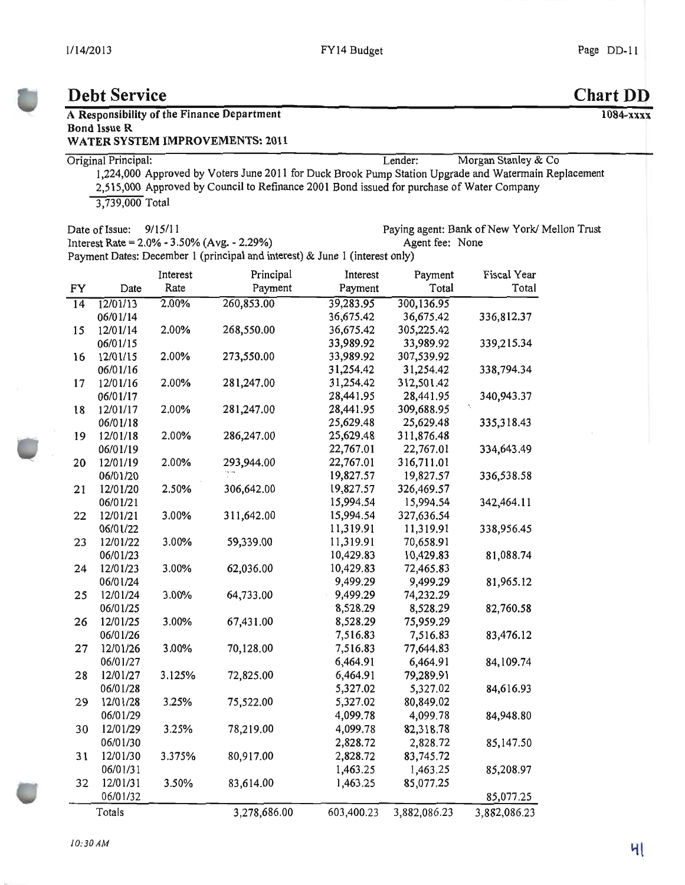# Debt Service

**Chart DD**

**1084-xxxx**

**A Responsibility of the Finance Department**
**Bond Issue R**
**WATER SYSTEM IMPROVEMENTS: 2011**

Original Principal: Lender: Morgan Stanley & Co

1,224,000 Approved by Voters June 2011 for Duck Brook Pump Station Upgrade and Watermain Replacement
2,515,000 Approved by Council to Refinance 2001 Bond issued for purchase of Water Company
3,739,000 Total

Date of Issue: 9/15/11 Paying agent: Bank of New York/ Mellon Trust
Interest Rate = 2.0% - 3.50% (Avg. - 2.29%) Agent fee: None
Payment Dates: December 1 (principal and interest) & June 1 (interest only)

| FY | Date | Interest Rate | Principal Payment | Interest Payment | Payment Total | Fiscal Year Total |
|---|---|---|---|---|---|---|
| 14 | 12/01/13 | 2.00% | 260,853.00 | 39,283.95 | 300,136.95 | |
| | 06/01/14 | | | 36,675.42 | 36,675.42 | 336,812.37 |
| 15 | 12/01/14 | 2.00% | 268,550.00 | 36,675.42 | 305,225.42 | |
| | 06/01/15 | | | 33,989.92 | 33,989.92 | 339,215.34 |
| 16 | 12/01/15 | 2.00% | 273,550.00 | 33,989.92 | 307,539.92 | |
| | 06/01/16 | | | 31,254.42 | 31,254.42 | 338,794.34 |
| 17 | 12/01/16 | 2.00% | 281,247.00 | 31,254.42 | 312,501.42 | |
| | 06/01/17 | | | 28,441.95 | 28,441.95 | 340,943.37 |
| 18 | 12/01/17 | 2.00% | 281,247.00 | 28,441.95 | 309,688.95 | |
| | 06/01/18 | | | 25,629.48 | 25,629.48 | 335,318.43 |
| 19 | 12/01/18 | 2.00% | 286,247.00 | 25,629.48 | 311,876.48 | |
| | 06/01/19 | | | 22,767.01 | 22,767.01 | 334,643.49 |
| 20 | 12/01/19 | 2.00% | 293,944.00 | 22,767.01 | 316,711.01 | |
| | 06/01/20 | | | 19,827.57 | 19,827.57 | 336,538.58 |
| 21 | 12/01/20 | 2.50% | 306,642.00 | 19,827.57 | 326,469.57 | |
| | 06/01/21 | | | 15,994.54 | 15,994.54 | 342,464.11 |
| 22 | 12/01/21 | 3.00% | 311,642.00 | 15,994.54 | 327,636.54 | |
| | 06/01/22 | | | 11,319.91 | 11,319.91 | 338,956.45 |
| 23 | 12/01/22 | 3.00% | 59,339.00 | 11,319.91 | 70,658.91 | |
| | 06/01/23 | | | 10,429.83 | 10,429.83 | 81,088.74 |
| 24 | 12/01/23 | 3.00% | 62,036.00 | 10,429.83 | 72,465.83 | |
| | 06/01/24 | | | 9,499.29 | 9,499.29 | 81,965.12 |
| 25 | 12/01/24 | 3.00% | 64,733.00 | 9,499.29 | 74,232.29 | |
| | 06/01/25 | | | 8,528.29 | 8,528.29 | 82,760.58 |
| 26 | 12/01/25 | 3.00% | 67,431.00 | 8,528.29 | 75,959.29 | |
| | 06/01/26 | | | 7,516.83 | 7,516.83 | 83,476.12 |
| 27 | 12/01/26 | 3.00% | 70,128.00 | 7,516.83 | 77,644.83 | |
| | 06/01/27 | | | 6,464.91 | 6,464.91 | 84,109.74 |
| 28 | 12/01/27 | 3.125% | 72,825.00 | 6,464.91 | 79,289.91 | |
| | 06/01/28 | | | 5,327.02 | 5,327.02 | 84,616.93 |
| 29 | 12/01/28 | 3.25% | 75,522.00 | 5,327.02 | 80,849.02 | |
| | 06/01/29 | | | 4,099.78 | 4,099.78 | 84,948.80 |
| 30 | 12/01/29 | 3.25% | 78,219.00 | 4,099.78 | 82,318.78 | |
| | 06/01/30 | | | 2,828.72 | 2,828.72 | 85,147.50 |
| 31 | 12/01/30 | 3.375% | 80,917.00 | 2,828.72 | 83,745.72 | |
| | 06/01/31 | | | 1,463.25 | 1,463.25 | 85,208.97 |
| 32 | 12/01/31 | 3.50% | 83,614.00 | 1,463.25 | 85,077.25 | |
| | 06/01/32 | | | | | 85,077.25 |
| | Totals | | 3,278,686.00 | 603,400.23 | 3,882,086.23 | 3,882,086.23 |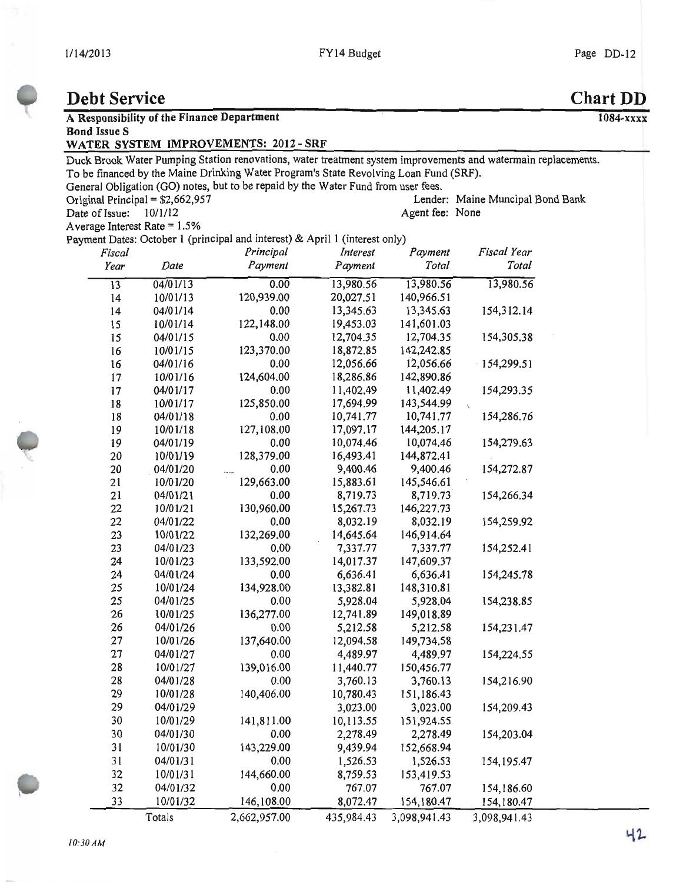# Debt Service

# Chart DD

**A Responsibility of the Finance Department** 1084-xxxx

**Bond Issue S**

**WATER SYSTEM IMPROVEMENTS: 2012 - SRF**

Duck Brook Water Pumping Station renovations, water treatment system improvements and watermain replacements.
To be financed by the Maine Drinking Water Program's State Revolving Loan Fund (SRF).
General Obligation (GO) notes, but to be repaid by the Water Fund from user fees.

Original Principal = $2,662,957 — Lender: Maine Muncipal Bond Bank

Date of Issue: 10/1/12 — Agent fee: None

Average Interest Rate = 1.5%

Payment Dates: October 1 (principal and interest) & April 1 (interest only)

| Fiscal Year | Date | Principal Payment | Interest Payment | Payment Total | Fiscal Year Total |
|---|---|---|---|---|---|
| 13 | 04/01/13 | 0.00 | 13,980.56 | 13,980.56 | 13,980.56 |
| 14 | 10/01/13 | 120,939.00 | 20,027.51 | 140,966.51 | |
| 14 | 04/01/14 | 0.00 | 13,345.63 | 13,345.63 | 154,312.14 |
| 15 | 10/01/14 | 122,148.00 | 19,453.03 | 141,601.03 | |
| 15 | 04/01/15 | 0.00 | 12,704.35 | 12,704.35 | 154,305.38 |
| 16 | 10/01/15 | 123,370.00 | 18,872.85 | 142,242.85 | |
| 16 | 04/01/16 | 0.00 | 12,056.66 | 12,056.66 | 154,299.51 |
| 17 | 10/01/16 | 124,604.00 | 18,286.86 | 142,890.86 | |
| 17 | 04/01/17 | 0.00 | 11,402.49 | 11,402.49 | 154,293.35 |
| 18 | 10/01/17 | 125,850.00 | 17,694.99 | 143,544.99 | |
| 18 | 04/01/18 | 0.00 | 10,741.77 | 10,741.77 | 154,286.76 |
| 19 | 10/01/18 | 127,108.00 | 17,097.17 | 144,205.17 | |
| 19 | 04/01/19 | 0.00 | 10,074.46 | 10,074.46 | 154,279.63 |
| 20 | 10/01/19 | 128,379.00 | 16,493.41 | 144,872.41 | |
| 20 | 04/01/20 | 0.00 | 9,400.46 | 9,400.46 | 154,272.87 |
| 21 | 10/01/20 | 129,663.00 | 15,883.61 | 145,546.61 | |
| 21 | 04/01/21 | 0.00 | 8,719.73 | 8,719.73 | 154,266.34 |
| 22 | 10/01/21 | 130,960.00 | 15,267.73 | 146,227.73 | |
| 22 | 04/01/22 | 0.00 | 8,032.19 | 8,032.19 | 154,259.92 |
| 23 | 10/01/22 | 132,269.00 | 14,645.64 | 146,914.64 | |
| 23 | 04/01/23 | 0.00 | 7,337.77 | 7,337.77 | 154,252.41 |
| 24 | 10/01/23 | 133,592.00 | 14,017.37 | 147,609.37 | |
| 24 | 04/01/24 | 0.00 | 6,636.41 | 6,636.41 | 154,245.78 |
| 25 | 10/01/24 | 134,928.00 | 13,382.81 | 148,310.81 | |
| 25 | 04/01/25 | 0.00 | 5,928.04 | 5,928.04 | 154,238.85 |
| 26 | 10/01/25 | 136,277.00 | 12,741.89 | 149,018.89 | |
| 26 | 04/01/26 | 0.00 | 5,212.58 | 5,212.58 | 154,231.47 |
| 27 | 10/01/26 | 137,640.00 | 12,094.58 | 149,734.58 | |
| 27 | 04/01/27 | 0.00 | 4,489.97 | 4,489.97 | 154,224.55 |
| 28 | 10/01/27 | 139,016.00 | 11,440.77 | 150,456.77 | |
| 28 | 04/01/28 | 0.00 | 3,760.13 | 3,760.13 | 154,216.90 |
| 29 | 10/01/28 | 140,406.00 | 10,780.43 | 151,186.43 | |
| 29 | 04/01/29 | | 3,023.00 | 3,023.00 | 154,209.43 |
| 30 | 10/01/29 | 141,811.00 | 10,113.55 | 151,924.55 | |
| 30 | 04/01/30 | 0.00 | 2,278.49 | 2,278.49 | 154,203.04 |
| 31 | 10/01/30 | 143,229.00 | 9,439.94 | 152,668.94 | |
| 31 | 04/01/31 | 0.00 | 1,526.53 | 1,526.53 | 154,195.47 |
| 32 | 10/01/31 | 144,660.00 | 8,759.53 | 153,419.53 | |
| 32 | 04/01/32 | 0.00 | 767.07 | 767.07 | 154,186.60 |
| 33 | 10/01/32 | 146,108.00 | 8,072.47 | 154,180.47 | 154,180.47 |
| | Totals | 2,662,957.00 | 435,984.43 | 3,098,941.43 | 3,098,941.43 |

*10:30 AM*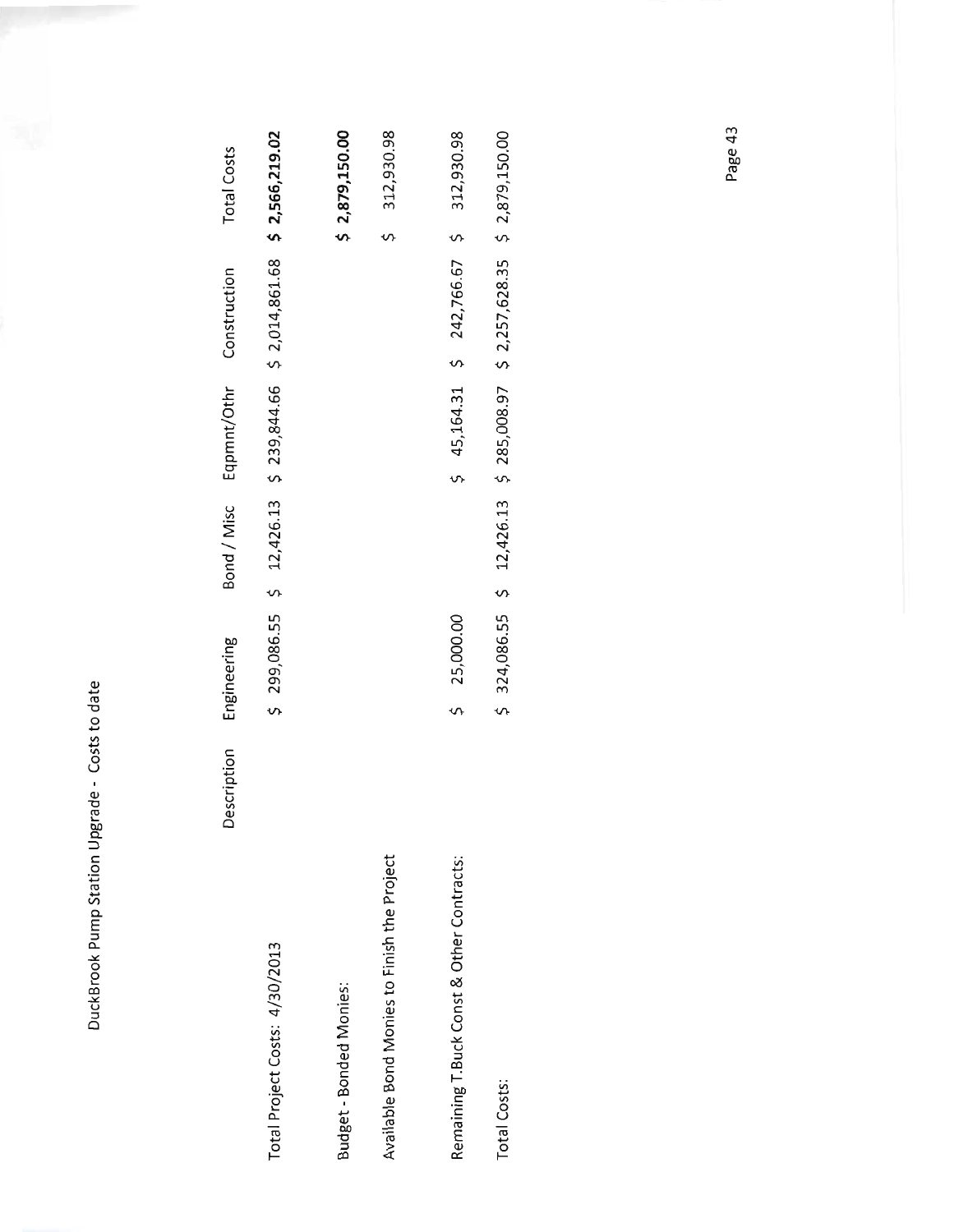DuckBrook Pump Station Upgrade - Costs to date

| Description | Engineering | Bond / Misc | Eqpmnt/Othr | Construction | Total Costs |
|---|---|---|---|---|---|
| Total Project Costs: 4/30/2013 | $ 299,086.55 | $ 12,426.13 | $ 239,844.66 | $ 2,014,861.68 | **$ 2,566,219.02** |
| Budget - Bonded Monies: | | | | | **$ 2,879,150.00** |
| Available Bond Monies to Finish the Project | | | | | $ 312,930.98 |
| Remaining T.Buck Const & Other Contracts: | $ 25,000.00 | | $ 45,164.31 | $ 242,766.67 | $ 312,930.98 |
| Total Costs: | $ 324,086.55 | $ 12,426.13 | $ 285,008.97 | $ 2,257,628.35 | $ 2,879,150.00 |